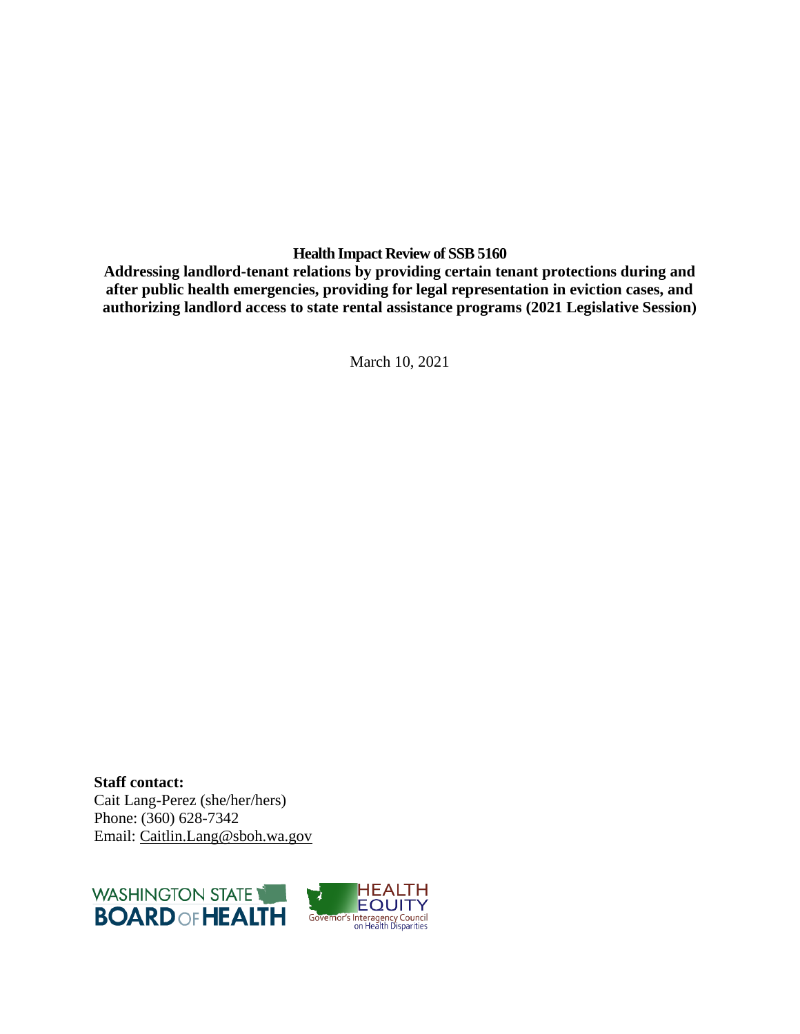**Health Impact Review of SSB 5160**

**Addressing landlord-tenant relations by providing certain tenant protections during and after public health emergencies, providing for legal representation in eviction cases, and authorizing landlord access to state rental assistance programs (2021 Legislative Session)**

March 10, 2021

**Staff contact:**
Cait Lang-Perez (she/her/hers)
Phone: (360) 628-7342
Email: Caitlin.Lang@sboh.wa.gov

WASHINGTON STATE BOARD OF HEALTH

HEALTH EQUITY Governor's Interagency Council on Health Disparities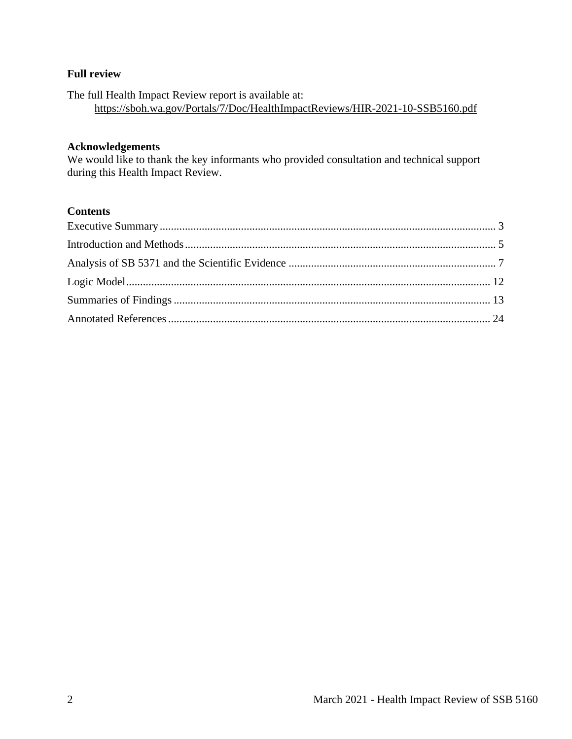**Full review**

The full Health Impact Review report is available at:
https://sboh.wa.gov/Portals/7/Doc/HealthImpactReviews/HIR-2021-10-SSB5160.pdf

**Acknowledgements**

We would like to thank the key informants who provided consultation and technical support during this Health Impact Review.

**Contents**

Executive Summary .... 3
Introduction and Methods .... 5
Analysis of SB 5371 and the Scientific Evidence .... 7
Logic Model .... 12
Summaries of Findings .... 13
Annotated References .... 24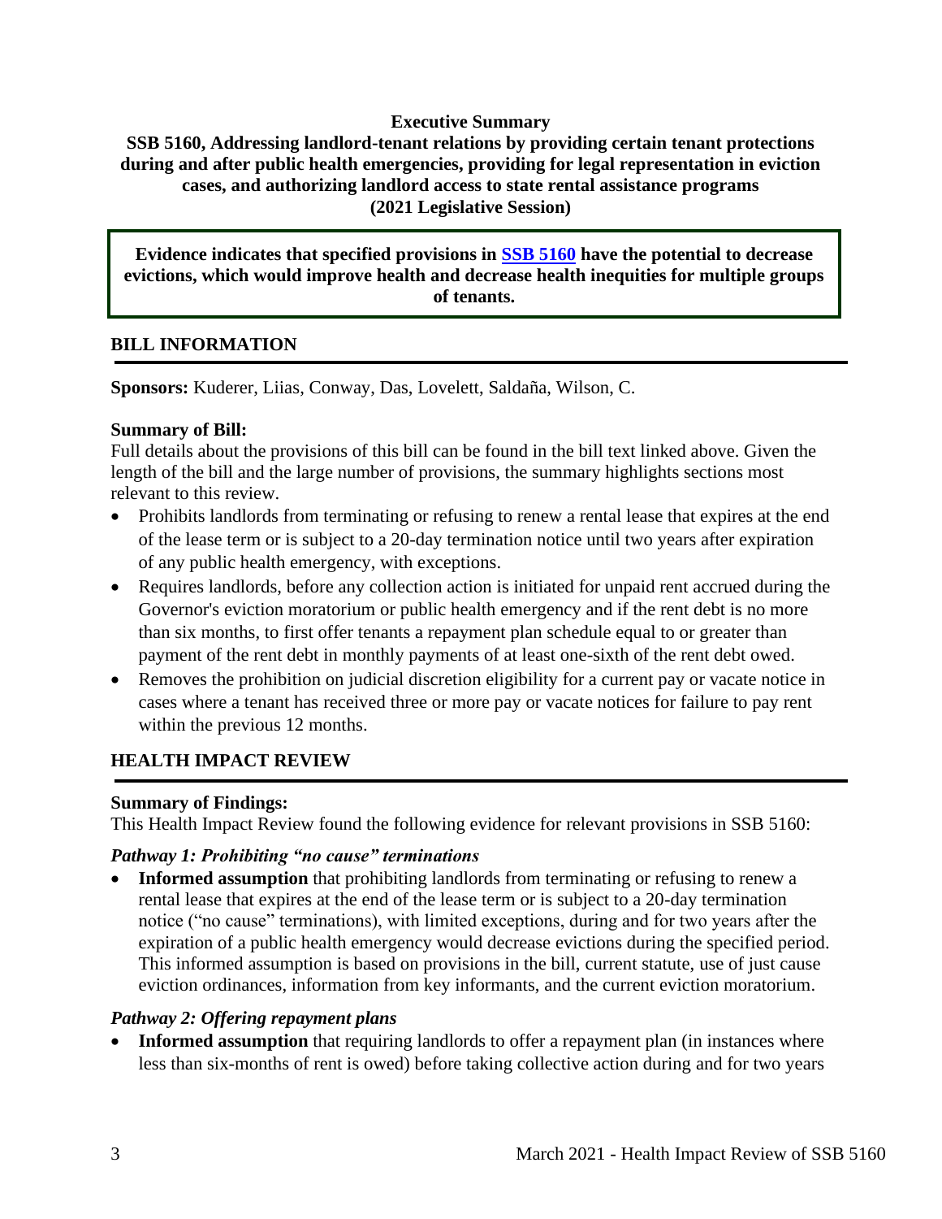**Executive Summary**

**SSB 5160, Addressing landlord-tenant relations by providing certain tenant protections during and after public health emergencies, providing for legal representation in eviction cases, and authorizing landlord access to state rental assistance programs (2021 Legislative Session)**

**Evidence indicates that specified provisions in [SSB 5160](#) have the potential to decrease evictions, which would improve health and decrease health inequities for multiple groups of tenants.**

## BILL INFORMATION

**Sponsors:** Kuderer, Liias, Conway, Das, Lovelett, Saldaña, Wilson, C.

**Summary of Bill:**
Full details about the provisions of this bill can be found in the bill text linked above. Given the length of the bill and the large number of provisions, the summary highlights sections most relevant to this review.

- Prohibits landlords from terminating or refusing to renew a rental lease that expires at the end of the lease term or is subject to a 20-day termination notice until two years after expiration of any public health emergency, with exceptions.
- Requires landlords, before any collection action is initiated for unpaid rent accrued during the Governor's eviction moratorium or public health emergency and if the rent debt is no more than six months, to first offer tenants a repayment plan schedule equal to or greater than payment of the rent debt in monthly payments of at least one-sixth of the rent debt owed.
- Removes the prohibition on judicial discretion eligibility for a current pay or vacate notice in cases where a tenant has received three or more pay or vacate notices for failure to pay rent within the previous 12 months.

## HEALTH IMPACT REVIEW

**Summary of Findings:**
This Health Impact Review found the following evidence for relevant provisions in SSB 5160:

***Pathway 1: Prohibiting "no cause" terminations***

- **Informed assumption** that prohibiting landlords from terminating or refusing to renew a rental lease that expires at the end of the lease term or is subject to a 20-day termination notice ("no cause" terminations), with limited exceptions, during and for two years after the expiration of a public health emergency would decrease evictions during the specified period. This informed assumption is based on provisions in the bill, current statute, use of just cause eviction ordinances, information from key informants, and the current eviction moratorium.

***Pathway 2: Offering repayment plans***

- **Informed assumption** that requiring landlords to offer a repayment plan (in instances where less than six-months of rent is owed) before taking collective action during and for two years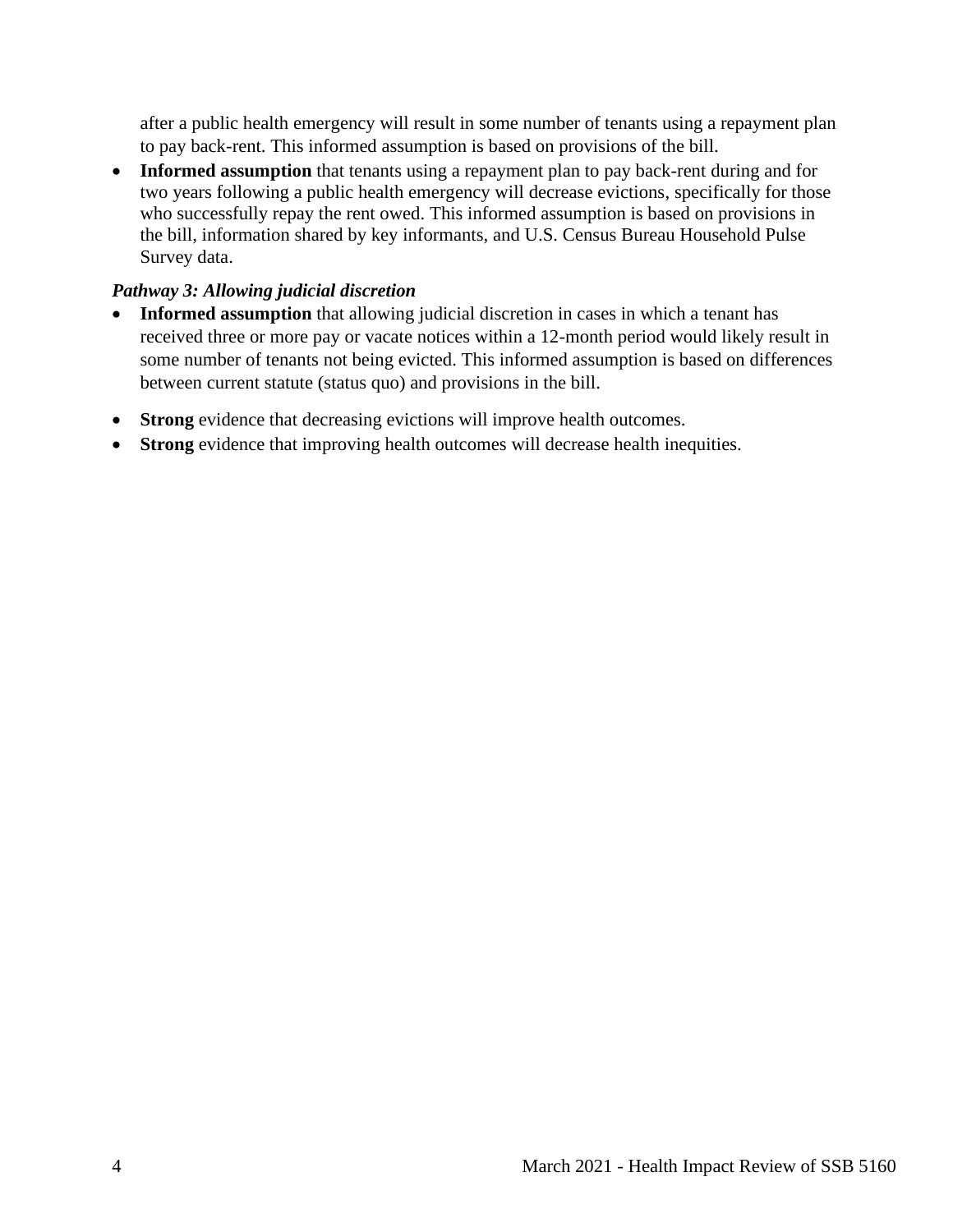after a public health emergency will result in some number of tenants using a repayment plan to pay back-rent. This informed assumption is based on provisions of the bill.

- **Informed assumption** that tenants using a repayment plan to pay back-rent during and for two years following a public health emergency will decrease evictions, specifically for those who successfully repay the rent owed. This informed assumption is based on provisions in the bill, information shared by key informants, and U.S. Census Bureau Household Pulse Survey data.

***Pathway 3: Allowing judicial discretion***

- **Informed assumption** that allowing judicial discretion in cases in which a tenant has received three or more pay or vacate notices within a 12-month period would likely result in some number of tenants not being evicted. This informed assumption is based on differences between current statute (status quo) and provisions in the bill.
- **Strong** evidence that decreasing evictions will improve health outcomes.
- **Strong** evidence that improving health outcomes will decrease health inequities.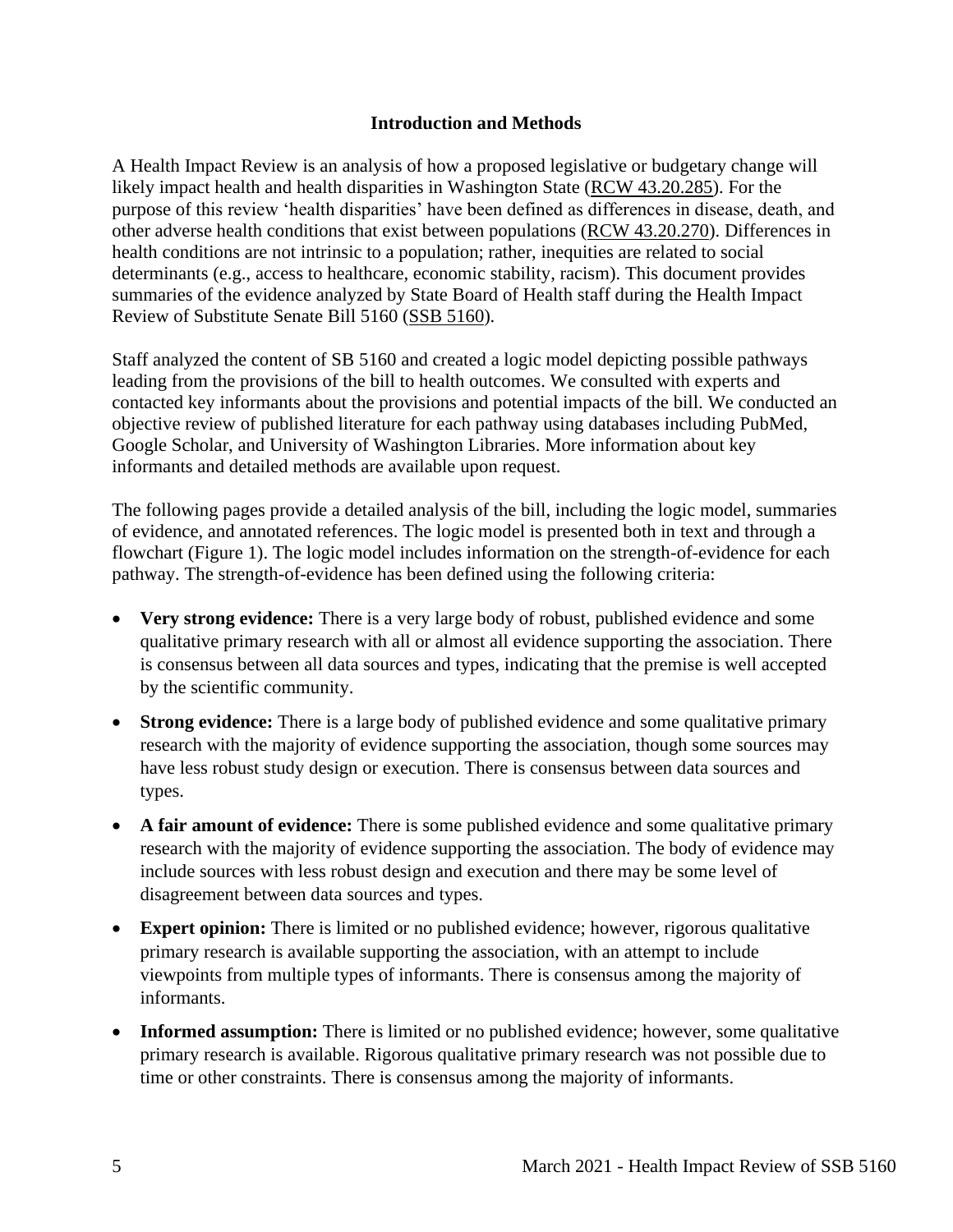## Introduction and Methods

A Health Impact Review is an analysis of how a proposed legislative or budgetary change will likely impact health and health disparities in Washington State (RCW 43.20.285). For the purpose of this review 'health disparities' have been defined as differences in disease, death, and other adverse health conditions that exist between populations (RCW 43.20.270). Differences in health conditions are not intrinsic to a population; rather, inequities are related to social determinants (e.g., access to healthcare, economic stability, racism). This document provides summaries of the evidence analyzed by State Board of Health staff during the Health Impact Review of Substitute Senate Bill 5160 (SSB 5160).

Staff analyzed the content of SB 5160 and created a logic model depicting possible pathways leading from the provisions of the bill to health outcomes. We consulted with experts and contacted key informants about the provisions and potential impacts of the bill. We conducted an objective review of published literature for each pathway using databases including PubMed, Google Scholar, and University of Washington Libraries. More information about key informants and detailed methods are available upon request.

The following pages provide a detailed analysis of the bill, including the logic model, summaries of evidence, and annotated references. The logic model is presented both in text and through a flowchart (Figure 1). The logic model includes information on the strength-of-evidence for each pathway. The strength-of-evidence has been defined using the following criteria:

- **Very strong evidence:** There is a very large body of robust, published evidence and some qualitative primary research with all or almost all evidence supporting the association. There is consensus between all data sources and types, indicating that the premise is well accepted by the scientific community.
- **Strong evidence:** There is a large body of published evidence and some qualitative primary research with the majority of evidence supporting the association, though some sources may have less robust study design or execution. There is consensus between data sources and types.
- **A fair amount of evidence:** There is some published evidence and some qualitative primary research with the majority of evidence supporting the association. The body of evidence may include sources with less robust design and execution and there may be some level of disagreement between data sources and types.
- **Expert opinion:** There is limited or no published evidence; however, rigorous qualitative primary research is available supporting the association, with an attempt to include viewpoints from multiple types of informants. There is consensus among the majority of informants.
- **Informed assumption:** There is limited or no published evidence; however, some qualitative primary research is available. Rigorous qualitative primary research was not possible due to time or other constraints. There is consensus among the majority of informants.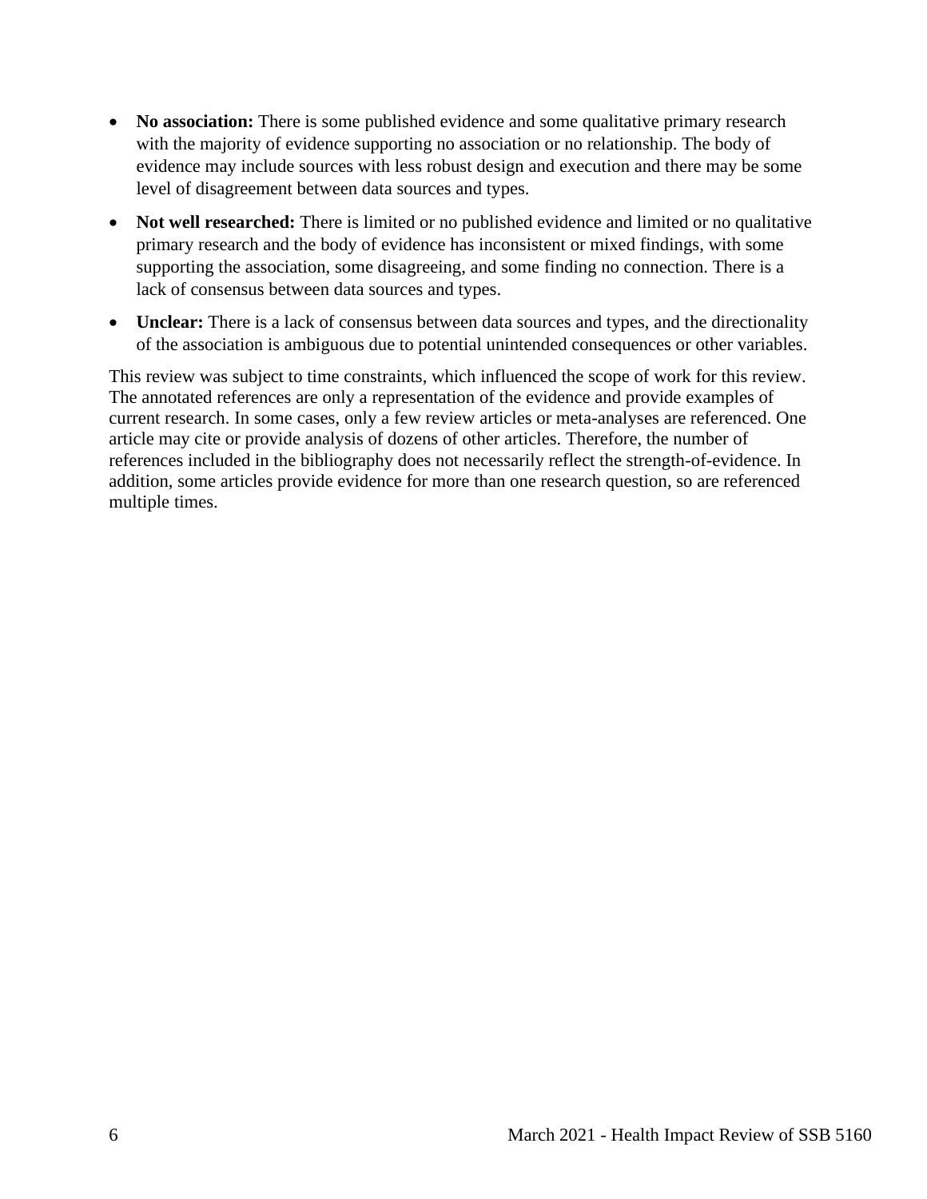- **No association:** There is some published evidence and some qualitative primary research with the majority of evidence supporting no association or no relationship. The body of evidence may include sources with less robust design and execution and there may be some level of disagreement between data sources and types.
- **Not well researched:** There is limited or no published evidence and limited or no qualitative primary research and the body of evidence has inconsistent or mixed findings, with some supporting the association, some disagreeing, and some finding no connection. There is a lack of consensus between data sources and types.
- **Unclear:** There is a lack of consensus between data sources and types, and the directionality of the association is ambiguous due to potential unintended consequences or other variables.

This review was subject to time constraints, which influenced the scope of work for this review. The annotated references are only a representation of the evidence and provide examples of current research. In some cases, only a few review articles or meta-analyses are referenced. One article may cite or provide analysis of dozens of other articles. Therefore, the number of references included in the bibliography does not necessarily reflect the strength-of-evidence. In addition, some articles provide evidence for more than one research question, so are referenced multiple times.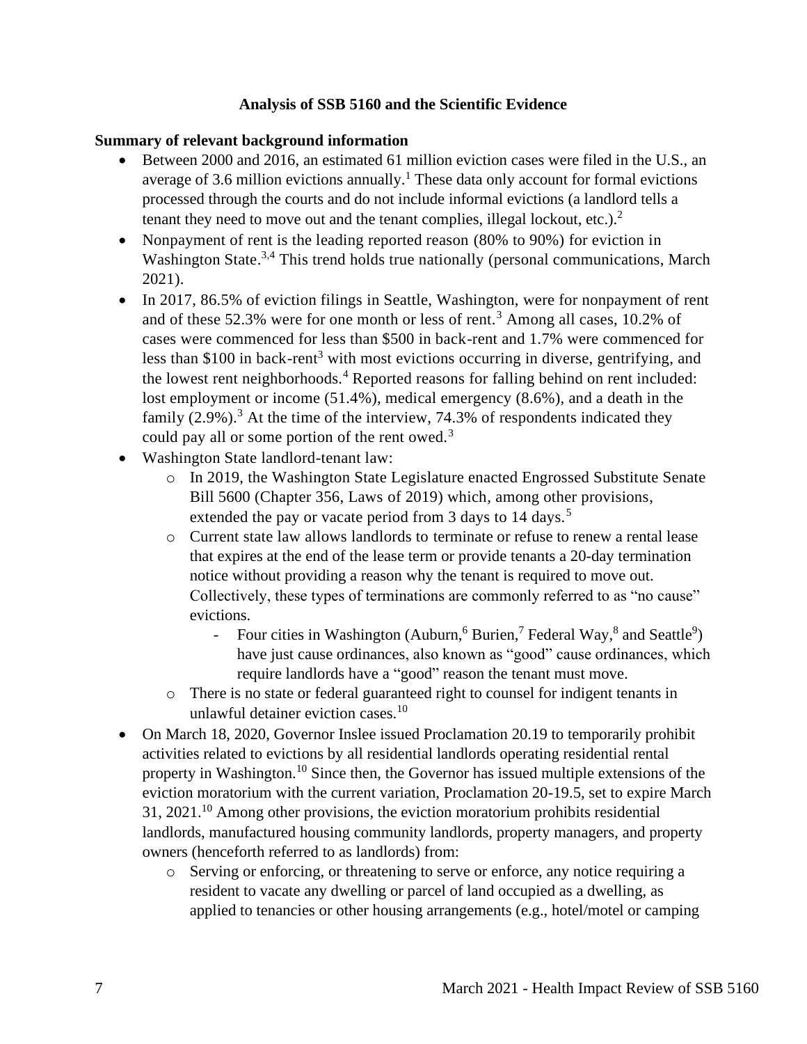**Analysis of SSB 5160 and the Scientific Evidence**

**Summary of relevant background information**

- Between 2000 and 2016, an estimated 61 million eviction cases were filed in the U.S., an average of 3.6 million evictions annually.[1] These data only account for formal evictions processed through the courts and do not include informal evictions (a landlord tells a tenant they need to move out and the tenant complies, illegal lockout, etc.).[2]
- Nonpayment of rent is the leading reported reason (80% to 90%) for eviction in Washington State.[3,4] This trend holds true nationally (personal communications, March 2021).
- In 2017, 86.5% of eviction filings in Seattle, Washington, were for nonpayment of rent and of these 52.3% were for one month or less of rent.[3] Among all cases, 10.2% of cases were commenced for less than $500 in back-rent and 1.7% were commenced for less than $100 in back-rent[3] with most evictions occurring in diverse, gentrifying, and the lowest rent neighborhoods.[4] Reported reasons for falling behind on rent included: lost employment or income (51.4%), medical emergency (8.6%), and a death in the family (2.9%).[3] At the time of the interview, 74.3% of respondents indicated they could pay all or some portion of the rent owed.[3]
- Washington State landlord-tenant law:
    - In 2019, the Washington State Legislature enacted Engrossed Substitute Senate Bill 5600 (Chapter 356, Laws of 2019) which, among other provisions, extended the pay or vacate period from 3 days to 14 days.[5]
    - Current state law allows landlords to terminate or refuse to renew a rental lease that expires at the end of the lease term or provide tenants a 20-day termination notice without providing a reason why the tenant is required to move out. Collectively, these types of terminations are commonly referred to as "no cause" evictions.
        - Four cities in Washington (Auburn,[6] Burien,[7] Federal Way,[8] and Seattle[9]) have just cause ordinances, also known as "good" cause ordinances, which require landlords have a "good" reason the tenant must move.
    - There is no state or federal guaranteed right to counsel for indigent tenants in unlawful detainer eviction cases.[10]
- On March 18, 2020, Governor Inslee issued Proclamation 20.19 to temporarily prohibit activities related to evictions by all residential landlords operating residential rental property in Washington.[10] Since then, the Governor has issued multiple extensions of the eviction moratorium with the current variation, Proclamation 20-19.5, set to expire March 31, 2021.[10] Among other provisions, the eviction moratorium prohibits residential landlords, manufactured housing community landlords, property managers, and property owners (henceforth referred to as landlords) from:
    - Serving or enforcing, or threatening to serve or enforce, any notice requiring a resident to vacate any dwelling or parcel of land occupied as a dwelling, as applied to tenancies or other housing arrangements (e.g., hotel/motel or camping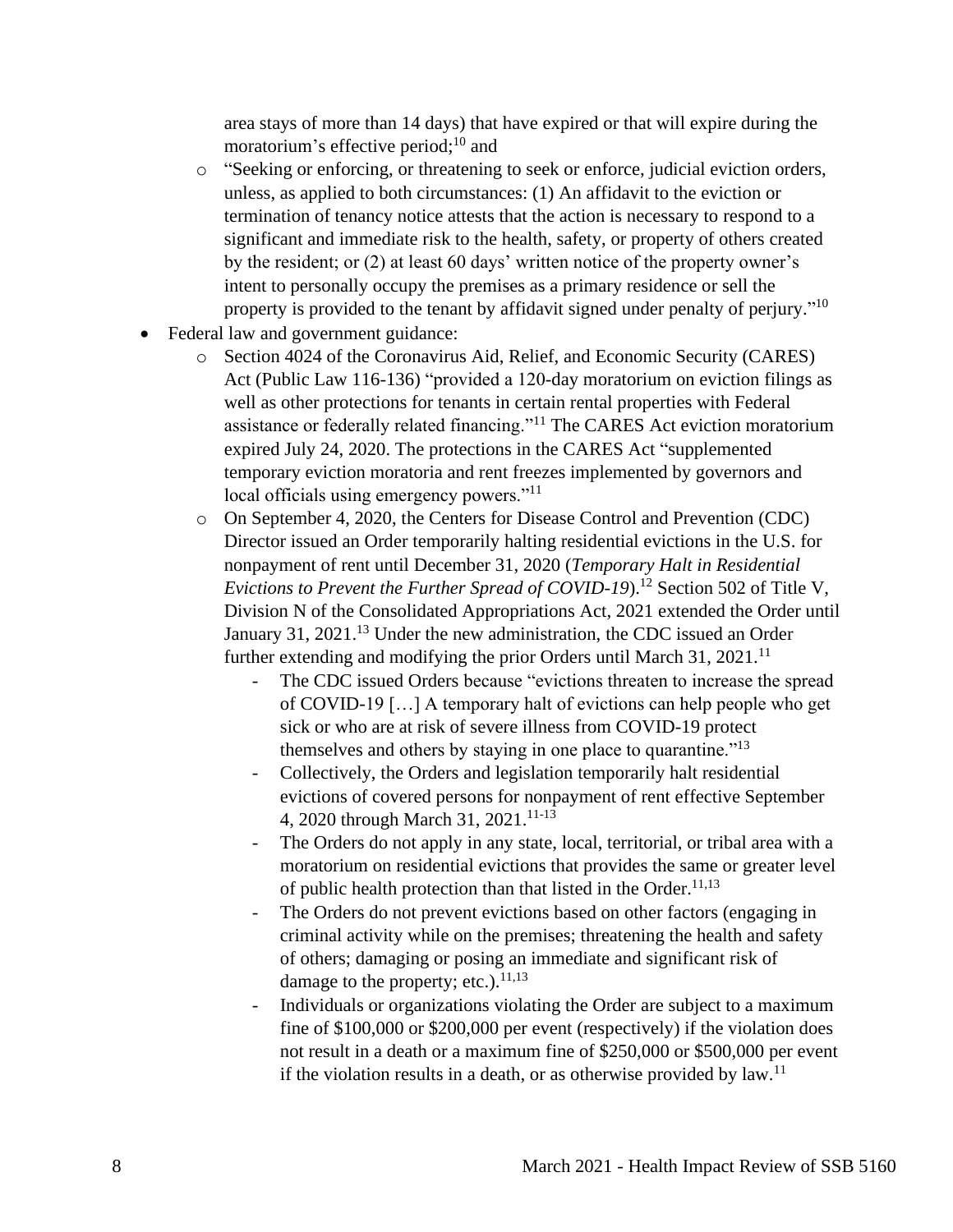area stays of more than 14 days) that have expired or that will expire during the moratorium's effective period;[10] and

    - "Seeking or enforcing, or threatening to seek or enforce, judicial eviction orders, unless, as applied to both circumstances: (1) An affidavit to the eviction or termination of tenancy notice attests that the action is necessary to respond to a significant and immediate risk to the health, safety, or property of others created by the resident; or (2) at least 60 days' written notice of the property owner's intent to personally occupy the premises as a primary residence or sell the property is provided to the tenant by affidavit signed under penalty of perjury."[10]

- Federal law and government guidance:
    - Section 4024 of the Coronavirus Aid, Relief, and Economic Security (CARES) Act (Public Law 116-136) "provided a 120-day moratorium on eviction filings as well as other protections for tenants in certain rental properties with Federal assistance or federally related financing."[11] The CARES Act eviction moratorium expired July 24, 2020. The protections in the CARES Act "supplemented temporary eviction moratoria and rent freezes implemented by governors and local officials using emergency powers."[11]
    - On September 4, 2020, the Centers for Disease Control and Prevention (CDC) Director issued an Order temporarily halting residential evictions in the U.S. for nonpayment of rent until December 31, 2020 (*Temporary Halt in Residential Evictions to Prevent the Further Spread of COVID-19*).[12] Section 502 of Title V, Division N of the Consolidated Appropriations Act, 2021 extended the Order until January 31, 2021.[13] Under the new administration, the CDC issued an Order further extending and modifying the prior Orders until March 31, 2021.[11]
        - The CDC issued Orders because "evictions threaten to increase the spread of COVID-19 […] A temporary halt of evictions can help people who get sick or who are at risk of severe illness from COVID-19 protect themselves and others by staying in one place to quarantine."[13]
        - Collectively, the Orders and legislation temporarily halt residential evictions of covered persons for nonpayment of rent effective September 4, 2020 through March 31, 2021.[11-13]
        - The Orders do not apply in any state, local, territorial, or tribal area with a moratorium on residential evictions that provides the same or greater level of public health protection than that listed in the Order.[11,13]
        - The Orders do not prevent evictions based on other factors (engaging in criminal activity while on the premises; threatening the health and safety of others; damaging or posing an immediate and significant risk of damage to the property; etc.).[11,13]
        - Individuals or organizations violating the Order are subject to a maximum fine of $100,000 or $200,000 per event (respectively) if the violation does not result in a death or a maximum fine of $250,000 or $500,000 per event if the violation results in a death, or as otherwise provided by law.[11]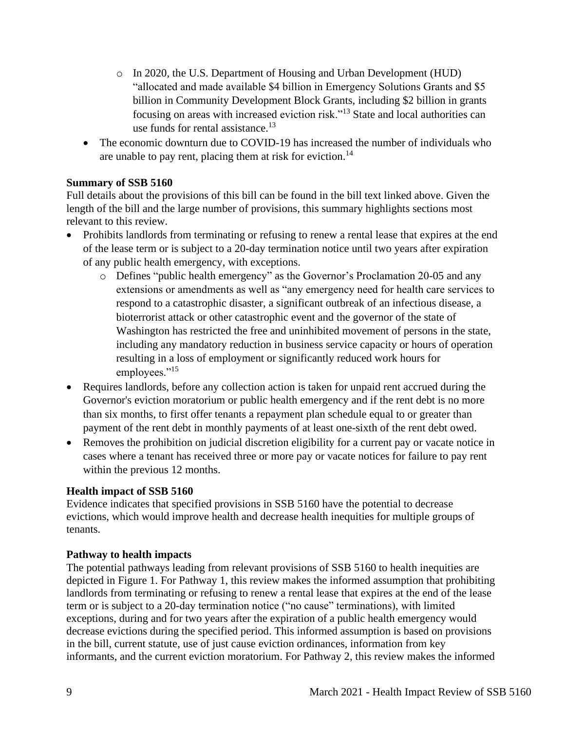- In 2020, the U.S. Department of Housing and Urban Development (HUD) "allocated and made available $4 billion in Emergency Solutions Grants and $5 billion in Community Development Block Grants, including $2 billion in grants focusing on areas with increased eviction risk."[13] State and local authorities can use funds for rental assistance.[13]
- The economic downturn due to COVID-19 has increased the number of individuals who are unable to pay rent, placing them at risk for eviction.[14]

**Summary of SSB 5160**

Full details about the provisions of this bill can be found in the bill text linked above. Given the length of the bill and the large number of provisions, this summary highlights sections most relevant to this review.

- Prohibits landlords from terminating or refusing to renew a rental lease that expires at the end of the lease term or is subject to a 20-day termination notice until two years after expiration of any public health emergency, with exceptions.
    - Defines "public health emergency" as the Governor's Proclamation 20-05 and any extensions or amendments as well as "any emergency need for health care services to respond to a catastrophic disaster, a significant outbreak of an infectious disease, a bioterrorist attack or other catastrophic event and the governor of the state of Washington has restricted the free and uninhibited movement of persons in the state, including any mandatory reduction in business service capacity or hours of operation resulting in a loss of employment or significantly reduced work hours for employees."[15]
- Requires landlords, before any collection action is taken for unpaid rent accrued during the Governor's eviction moratorium or public health emergency and if the rent debt is no more than six months, to first offer tenants a repayment plan schedule equal to or greater than payment of the rent debt in monthly payments of at least one-sixth of the rent debt owed.
- Removes the prohibition on judicial discretion eligibility for a current pay or vacate notice in cases where a tenant has received three or more pay or vacate notices for failure to pay rent within the previous 12 months.

**Health impact of SSB 5160**

Evidence indicates that specified provisions in SSB 5160 have the potential to decrease evictions, which would improve health and decrease health inequities for multiple groups of tenants.

**Pathway to health impacts**

The potential pathways leading from relevant provisions of SSB 5160 to health inequities are depicted in Figure 1. For Pathway 1, this review makes the informed assumption that prohibiting landlords from terminating or refusing to renew a rental lease that expires at the end of the lease term or is subject to a 20-day termination notice ("no cause" terminations), with limited exceptions, during and for two years after the expiration of a public health emergency would decrease evictions during the specified period. This informed assumption is based on provisions in the bill, current statute, use of just cause eviction ordinances, information from key informants, and the current eviction moratorium. For Pathway 2, this review makes the informed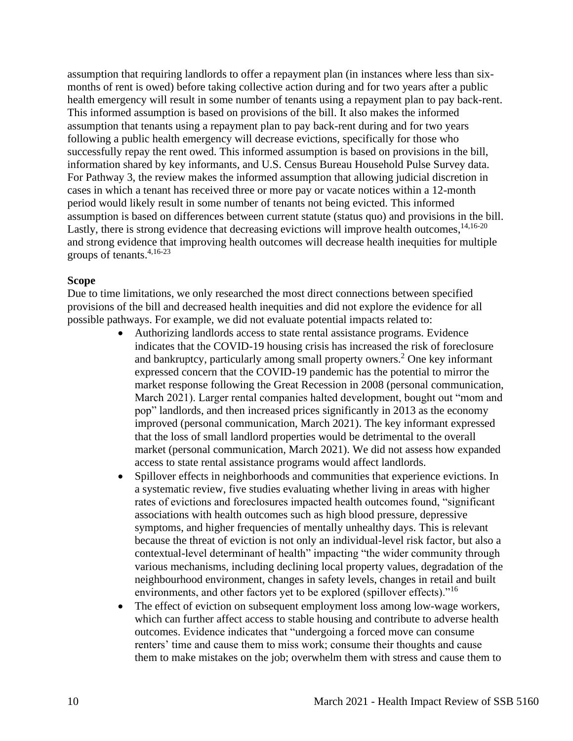assumption that requiring landlords to offer a repayment plan (in instances where less than six-months of rent is owed) before taking collective action during and for two years after a public health emergency will result in some number of tenants using a repayment plan to pay back-rent. This informed assumption is based on provisions of the bill. It also makes the informed assumption that tenants using a repayment plan to pay back-rent during and for two years following a public health emergency will decrease evictions, specifically for those who successfully repay the rent owed. This informed assumption is based on provisions in the bill, information shared by key informants, and U.S. Census Bureau Household Pulse Survey data. For Pathway 3, the review makes the informed assumption that allowing judicial discretion in cases in which a tenant has received three or more pay or vacate notices within a 12-month period would likely result in some number of tenants not being evicted. This informed assumption is based on differences between current statute (status quo) and provisions in the bill. Lastly, there is strong evidence that decreasing evictions will improve health outcomes,[14,16-20] and strong evidence that improving health outcomes will decrease health inequities for multiple groups of tenants.[4,16-23]

**Scope**

Due to time limitations, we only researched the most direct connections between specified provisions of the bill and decreased health inequities and did not explore the evidence for all possible pathways. For example, we did not evaluate potential impacts related to:

- Authorizing landlords access to state rental assistance programs. Evidence indicates that the COVID-19 housing crisis has increased the risk of foreclosure and bankruptcy, particularly among small property owners.[2] One key informant expressed concern that the COVID-19 pandemic has the potential to mirror the market response following the Great Recession in 2008 (personal communication, March 2021). Larger rental companies halted development, bought out "mom and pop" landlords, and then increased prices significantly in 2013 as the economy improved (personal communication, March 2021). The key informant expressed that the loss of small landlord properties would be detrimental to the overall market (personal communication, March 2021). We did not assess how expanded access to state rental assistance programs would affect landlords.
- Spillover effects in neighborhoods and communities that experience evictions. In a systematic review, five studies evaluating whether living in areas with higher rates of evictions and foreclosures impacted health outcomes found, "significant associations with health outcomes such as high blood pressure, depressive symptoms, and higher frequencies of mentally unhealthy days. This is relevant because the threat of eviction is not only an individual-level risk factor, but also a contextual-level determinant of health" impacting "the wider community through various mechanisms, including declining local property values, degradation of the neighbourhood environment, changes in safety levels, changes in retail and built environments, and other factors yet to be explored (spillover effects)."[16]
- The effect of eviction on subsequent employment loss among low-wage workers, which can further affect access to stable housing and contribute to adverse health outcomes. Evidence indicates that "undergoing a forced move can consume renters' time and cause them to miss work; consume their thoughts and cause them to make mistakes on the job; overwhelm them with stress and cause them to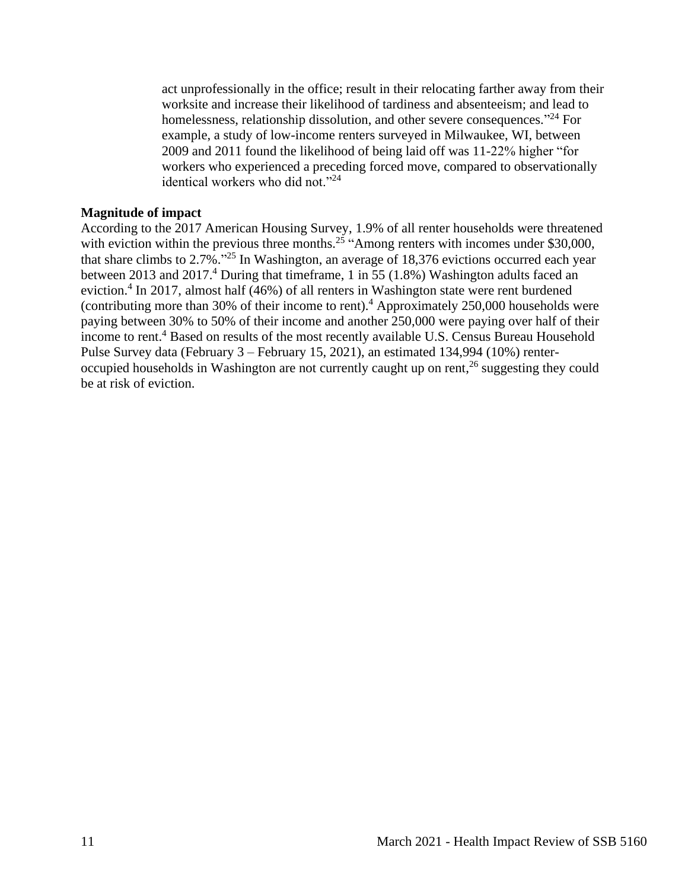act unprofessionally in the office; result in their relocating farther away from their worksite and increase their likelihood of tardiness and absenteeism; and lead to homelessness, relationship dissolution, and other severe consequences."[24] For example, a study of low-income renters surveyed in Milwaukee, WI, between 2009 and 2011 found the likelihood of being laid off was 11-22% higher "for workers who experienced a preceding forced move, compared to observationally identical workers who did not."[24]

**Magnitude of impact**

According to the 2017 American Housing Survey, 1.9% of all renter households were threatened with eviction within the previous three months.[25] "Among renters with incomes under $30,000, that share climbs to 2.7%."[25] In Washington, an average of 18,376 evictions occurred each year between 2013 and 2017.[4] During that timeframe, 1 in 55 (1.8%) Washington adults faced an eviction.[4] In 2017, almost half (46%) of all renters in Washington state were rent burdened (contributing more than 30% of their income to rent).[4] Approximately 250,000 households were paying between 30% to 50% of their income and another 250,000 were paying over half of their income to rent.[4] Based on results of the most recently available U.S. Census Bureau Household Pulse Survey data (February 3 – February 15, 2021), an estimated 134,994 (10%) renter-occupied households in Washington are not currently caught up on rent,[26] suggesting they could be at risk of eviction.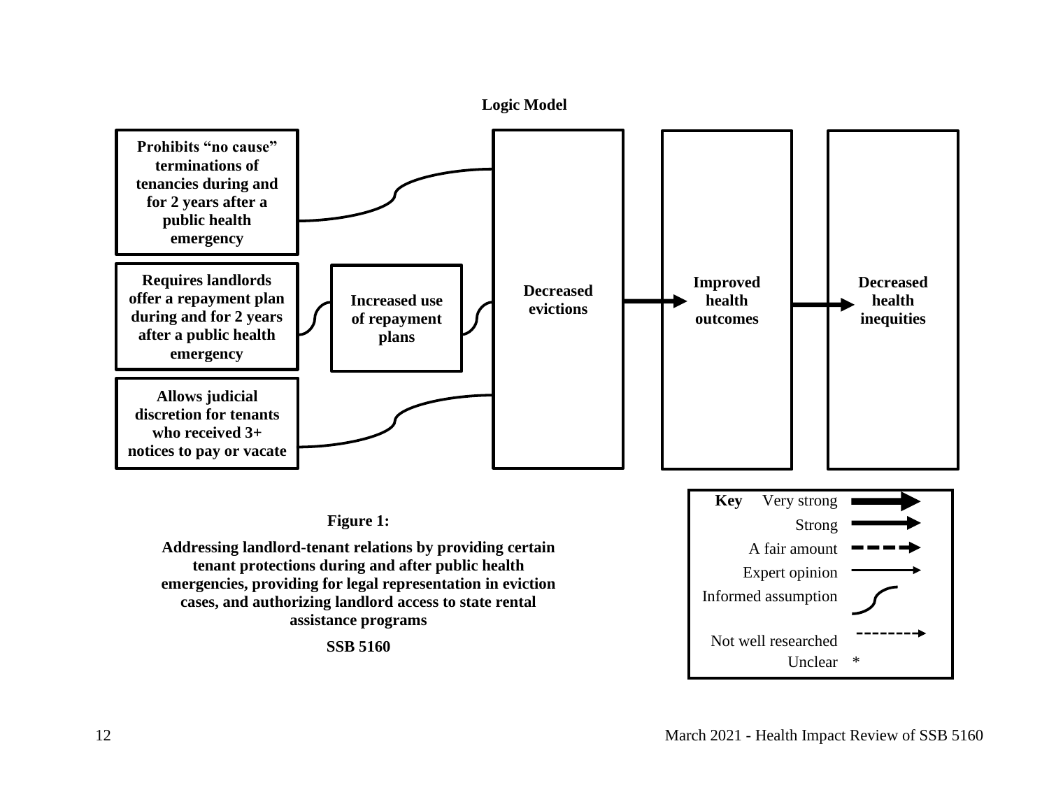**Logic Model**

**Prohibits "no cause" terminations of tenancies during and for 2 years after a public health emergency**

**Requires landlords offer a repayment plan during and for 2 years after a public health emergency**

**Increased use of repayment plans**

**Allows judicial discretion for tenants who received 3+ notices to pay or vacate**

**Decreased evictions**

**Improved health outcomes**

**Decreased health inequities**

**Key**
- Very strong
- Strong
- A fair amount
- Expert opinion
- Informed assumption
- Not well researched
- Unclear *

**Figure 1:**

**Addressing landlord-tenant relations by providing certain tenant protections during and after public health emergencies, providing for legal representation in eviction cases, and authorizing landlord access to state rental assistance programs**

**SSB 5160**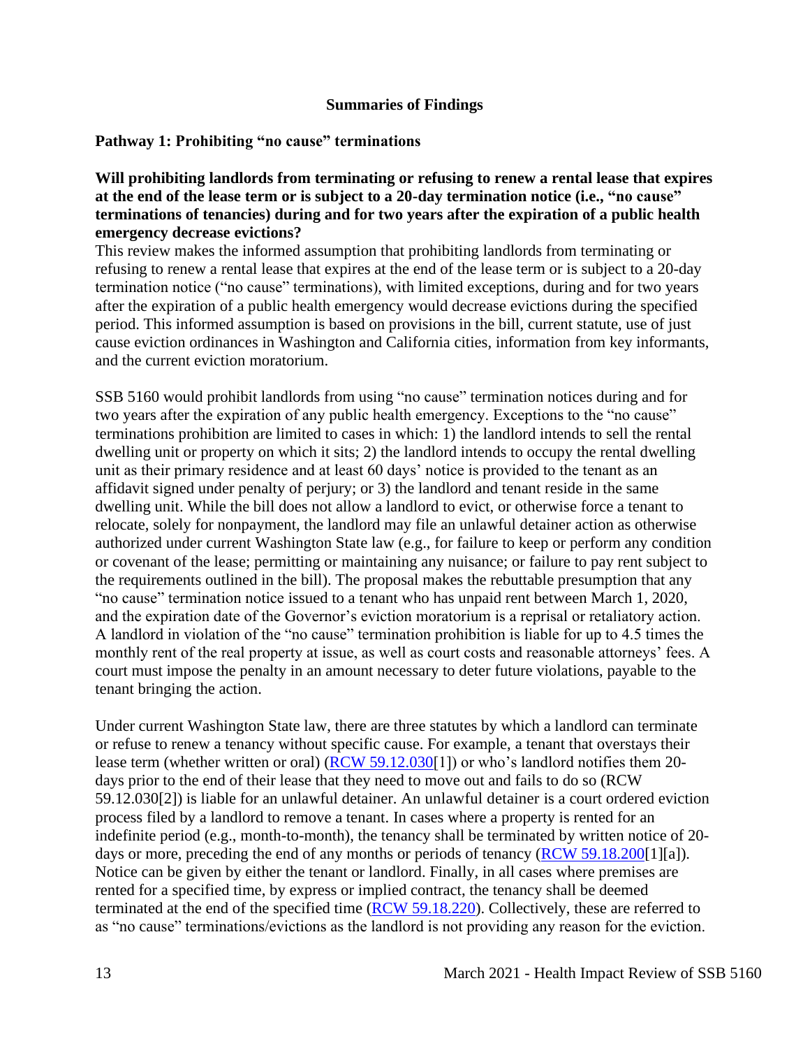## Summaries of Findings

### Pathway 1: Prohibiting "no cause" terminations

**Will prohibiting landlords from terminating or refusing to renew a rental lease that expires at the end of the lease term or is subject to a 20-day termination notice (i.e., "no cause" terminations of tenancies) during and for two years after the expiration of a public health emergency decrease evictions?**

This review makes the informed assumption that prohibiting landlords from terminating or refusing to renew a rental lease that expires at the end of the lease term or is subject to a 20-day termination notice ("no cause" terminations), with limited exceptions, during and for two years after the expiration of a public health emergency would decrease evictions during the specified period. This informed assumption is based on provisions in the bill, current statute, use of just cause eviction ordinances in Washington and California cities, information from key informants, and the current eviction moratorium.

SSB 5160 would prohibit landlords from using "no cause" termination notices during and for two years after the expiration of any public health emergency. Exceptions to the "no cause" terminations prohibition are limited to cases in which: 1) the landlord intends to sell the rental dwelling unit or property on which it sits; 2) the landlord intends to occupy the rental dwelling unit as their primary residence and at least 60 days' notice is provided to the tenant as an affidavit signed under penalty of perjury; or 3) the landlord and tenant reside in the same dwelling unit. While the bill does not allow a landlord to evict, or otherwise force a tenant to relocate, solely for nonpayment, the landlord may file an unlawful detainer action as otherwise authorized under current Washington State law (e.g., for failure to keep or perform any condition or covenant of the lease; permitting or maintaining any nuisance; or failure to pay rent subject to the requirements outlined in the bill). The proposal makes the rebuttable presumption that any "no cause" termination notice issued to a tenant who has unpaid rent between March 1, 2020, and the expiration date of the Governor's eviction moratorium is a reprisal or retaliatory action. A landlord in violation of the "no cause" termination prohibition is liable for up to 4.5 times the monthly rent of the real property at issue, as well as court costs and reasonable attorneys' fees. A court must impose the penalty in an amount necessary to deter future violations, payable to the tenant bringing the action.

Under current Washington State law, there are three statutes by which a landlord can terminate or refuse to renew a tenancy without specific cause. For example, a tenant that overstays their lease term (whether written or oral) (RCW 59.12.030[1]) or who's landlord notifies them 20-days prior to the end of their lease that they need to move out and fails to do so (RCW 59.12.030[2]) is liable for an unlawful detainer. An unlawful detainer is a court ordered eviction process filed by a landlord to remove a tenant. In cases where a property is rented for an indefinite period (e.g., month-to-month), the tenancy shall be terminated by written notice of 20-days or more, preceding the end of any months or periods of tenancy (RCW 59.18.200[1][a]). Notice can be given by either the tenant or landlord. Finally, in all cases where premises are rented for a specified time, by express or implied contract, the tenancy shall be deemed terminated at the end of the specified time (RCW 59.18.220). Collectively, these are referred to as "no cause" terminations/evictions as the landlord is not providing any reason for the eviction.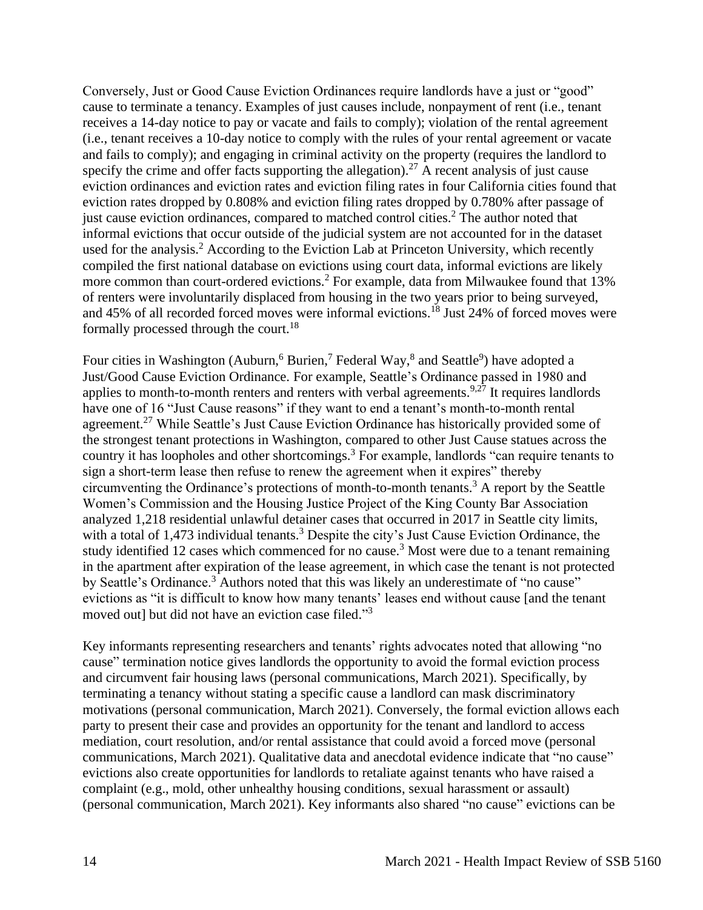Conversely, Just or Good Cause Eviction Ordinances require landlords have a just or "good" cause to terminate a tenancy. Examples of just causes include, nonpayment of rent (i.e., tenant receives a 14-day notice to pay or vacate and fails to comply); violation of the rental agreement (i.e., tenant receives a 10-day notice to comply with the rules of your rental agreement or vacate and fails to comply); and engaging in criminal activity on the property (requires the landlord to specify the crime and offer facts supporting the allegation).[27] A recent analysis of just cause eviction ordinances and eviction rates and eviction filing rates in four California cities found that eviction rates dropped by 0.808% and eviction filing rates dropped by 0.780% after passage of just cause eviction ordinances, compared to matched control cities.[2] The author noted that informal evictions that occur outside of the judicial system are not accounted for in the dataset used for the analysis.[2] According to the Eviction Lab at Princeton University, which recently compiled the first national database on evictions using court data, informal evictions are likely more common than court-ordered evictions.[2] For example, data from Milwaukee found that 13% of renters were involuntarily displaced from housing in the two years prior to being surveyed, and 45% of all recorded forced moves were informal evictions.[18] Just 24% of forced moves were formally processed through the court.[18]

Four cities in Washington (Auburn,[6] Burien,[7] Federal Way,[8] and Seattle[9]) have adopted a Just/Good Cause Eviction Ordinance. For example, Seattle's Ordinance passed in 1980 and applies to month-to-month renters and renters with verbal agreements.[9,27] It requires landlords have one of 16 "Just Cause reasons" if they want to end a tenant's month-to-month rental agreement.[27] While Seattle's Just Cause Eviction Ordinance has historically provided some of the strongest tenant protections in Washington, compared to other Just Cause statues across the country it has loopholes and other shortcomings.[3] For example, landlords "can require tenants to sign a short-term lease then refuse to renew the agreement when it expires" thereby circumventing the Ordinance's protections of month-to-month tenants.[3] A report by the Seattle Women's Commission and the Housing Justice Project of the King County Bar Association analyzed 1,218 residential unlawful detainer cases that occurred in 2017 in Seattle city limits, with a total of 1,473 individual tenants.[3] Despite the city's Just Cause Eviction Ordinance, the study identified 12 cases which commenced for no cause.[3] Most were due to a tenant remaining in the apartment after expiration of the lease agreement, in which case the tenant is not protected by Seattle's Ordinance.[3] Authors noted that this was likely an underestimate of "no cause" evictions as "it is difficult to know how many tenants' leases end without cause [and the tenant moved out] but did not have an eviction case filed."[3]

Key informants representing researchers and tenants' rights advocates noted that allowing "no cause" termination notice gives landlords the opportunity to avoid the formal eviction process and circumvent fair housing laws (personal communications, March 2021). Specifically, by terminating a tenancy without stating a specific cause a landlord can mask discriminatory motivations (personal communication, March 2021). Conversely, the formal eviction allows each party to present their case and provides an opportunity for the tenant and landlord to access mediation, court resolution, and/or rental assistance that could avoid a forced move (personal communications, March 2021). Qualitative data and anecdotal evidence indicate that "no cause" evictions also create opportunities for landlords to retaliate against tenants who have raised a complaint (e.g., mold, other unhealthy housing conditions, sexual harassment or assault) (personal communication, March 2021). Key informants also shared "no cause" evictions can be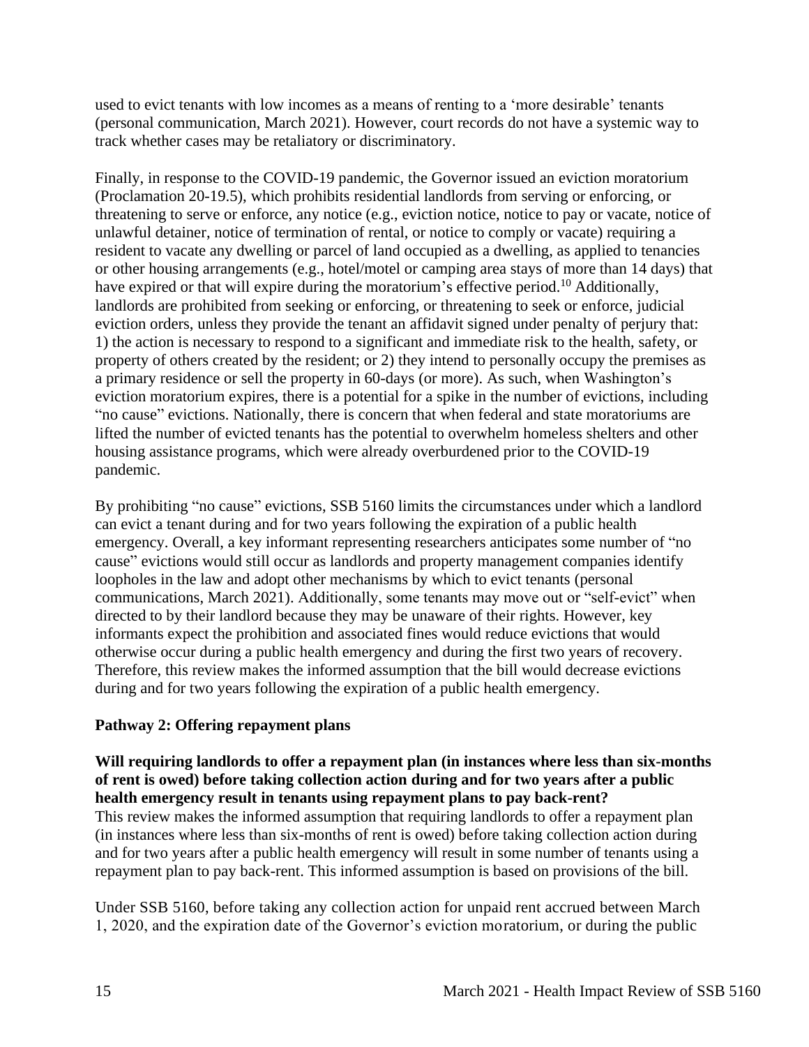used to evict tenants with low incomes as a means of renting to a 'more desirable' tenants (personal communication, March 2021). However, court records do not have a systemic way to track whether cases may be retaliatory or discriminatory.

Finally, in response to the COVID-19 pandemic, the Governor issued an eviction moratorium (Proclamation 20-19.5), which prohibits residential landlords from serving or enforcing, or threatening to serve or enforce, any notice (e.g., eviction notice, notice to pay or vacate, notice of unlawful detainer, notice of termination of rental, or notice to comply or vacate) requiring a resident to vacate any dwelling or parcel of land occupied as a dwelling, as applied to tenancies or other housing arrangements (e.g., hotel/motel or camping area stays of more than 14 days) that have expired or that will expire during the moratorium's effective period.[10] Additionally, landlords are prohibited from seeking or enforcing, or threatening to seek or enforce, judicial eviction orders, unless they provide the tenant an affidavit signed under penalty of perjury that: 1) the action is necessary to respond to a significant and immediate risk to the health, safety, or property of others created by the resident; or 2) they intend to personally occupy the premises as a primary residence or sell the property in 60-days (or more). As such, when Washington's eviction moratorium expires, there is a potential for a spike in the number of evictions, including "no cause" evictions. Nationally, there is concern that when federal and state moratoriums are lifted the number of evicted tenants has the potential to overwhelm homeless shelters and other housing assistance programs, which were already overburdened prior to the COVID-19 pandemic.

By prohibiting "no cause" evictions, SSB 5160 limits the circumstances under which a landlord can evict a tenant during and for two years following the expiration of a public health emergency. Overall, a key informant representing researchers anticipates some number of "no cause" evictions would still occur as landlords and property management companies identify loopholes in the law and adopt other mechanisms by which to evict tenants (personal communications, March 2021). Additionally, some tenants may move out or "self-evict" when directed to by their landlord because they may be unaware of their rights. However, key informants expect the prohibition and associated fines would reduce evictions that would otherwise occur during a public health emergency and during the first two years of recovery. Therefore, this review makes the informed assumption that the bill would decrease evictions during and for two years following the expiration of a public health emergency.

**Pathway 2: Offering repayment plans**

**Will requiring landlords to offer a repayment plan (in instances where less than six-months of rent is owed) before taking collection action during and for two years after a public health emergency result in tenants using repayment plans to pay back-rent?**

This review makes the informed assumption that requiring landlords to offer a repayment plan (in instances where less than six-months of rent is owed) before taking collection action during and for two years after a public health emergency will result in some number of tenants using a repayment plan to pay back-rent. This informed assumption is based on provisions of the bill.

Under SSB 5160, before taking any collection action for unpaid rent accrued between March 1, 2020, and the expiration date of the Governor's eviction moratorium, or during the public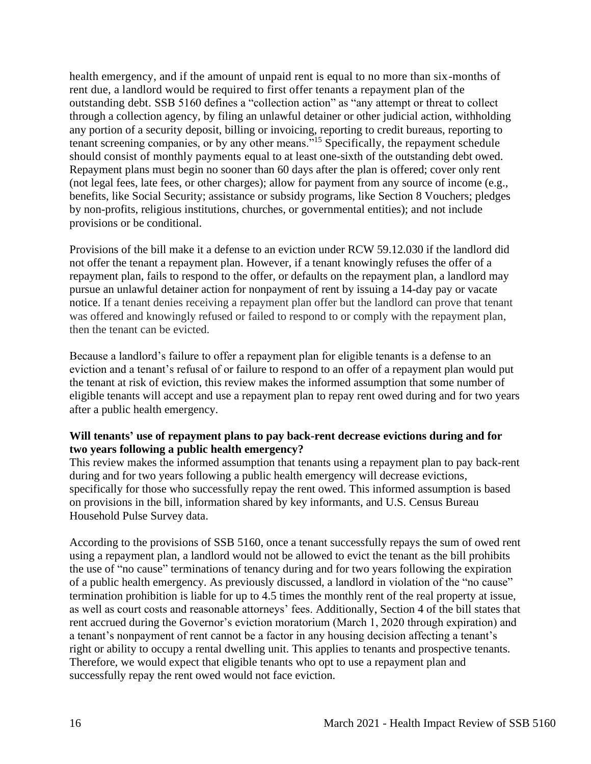health emergency, and if the amount of unpaid rent is equal to no more than six-months of rent due, a landlord would be required to first offer tenants a repayment plan of the outstanding debt. SSB 5160 defines a "collection action" as "any attempt or threat to collect through a collection agency, by filing an unlawful detainer or other judicial action, withholding any portion of a security deposit, billing or invoicing, reporting to credit bureaus, reporting to tenant screening companies, or by any other means."[15] Specifically, the repayment schedule should consist of monthly payments equal to at least one-sixth of the outstanding debt owed. Repayment plans must begin no sooner than 60 days after the plan is offered; cover only rent (not legal fees, late fees, or other charges); allow for payment from any source of income (e.g., benefits, like Social Security; assistance or subsidy programs, like Section 8 Vouchers; pledges by non-profits, religious institutions, churches, or governmental entities); and not include provisions or be conditional.

Provisions of the bill make it a defense to an eviction under RCW 59.12.030 if the landlord did not offer the tenant a repayment plan. However, if a tenant knowingly refuses the offer of a repayment plan, fails to respond to the offer, or defaults on the repayment plan, a landlord may pursue an unlawful detainer action for nonpayment of rent by issuing a 14-day pay or vacate notice. If a tenant denies receiving a repayment plan offer but the landlord can prove that tenant was offered and knowingly refused or failed to respond to or comply with the repayment plan, then the tenant can be evicted.

Because a landlord's failure to offer a repayment plan for eligible tenants is a defense to an eviction and a tenant's refusal of or failure to respond to an offer of a repayment plan would put the tenant at risk of eviction, this review makes the informed assumption that some number of eligible tenants will accept and use a repayment plan to repay rent owed during and for two years after a public health emergency.

**Will tenants' use of repayment plans to pay back-rent decrease evictions during and for two years following a public health emergency?**

This review makes the informed assumption that tenants using a repayment plan to pay back-rent during and for two years following a public health emergency will decrease evictions, specifically for those who successfully repay the rent owed. This informed assumption is based on provisions in the bill, information shared by key informants, and U.S. Census Bureau Household Pulse Survey data.

According to the provisions of SSB 5160, once a tenant successfully repays the sum of owed rent using a repayment plan, a landlord would not be allowed to evict the tenant as the bill prohibits the use of "no cause" terminations of tenancy during and for two years following the expiration of a public health emergency. As previously discussed, a landlord in violation of the "no cause" termination prohibition is liable for up to 4.5 times the monthly rent of the real property at issue, as well as court costs and reasonable attorneys' fees. Additionally, Section 4 of the bill states that rent accrued during the Governor's eviction moratorium (March 1, 2020 through expiration) and a tenant's nonpayment of rent cannot be a factor in any housing decision affecting a tenant's right or ability to occupy a rental dwelling unit. This applies to tenants and prospective tenants. Therefore, we would expect that eligible tenants who opt to use a repayment plan and successfully repay the rent owed would not face eviction.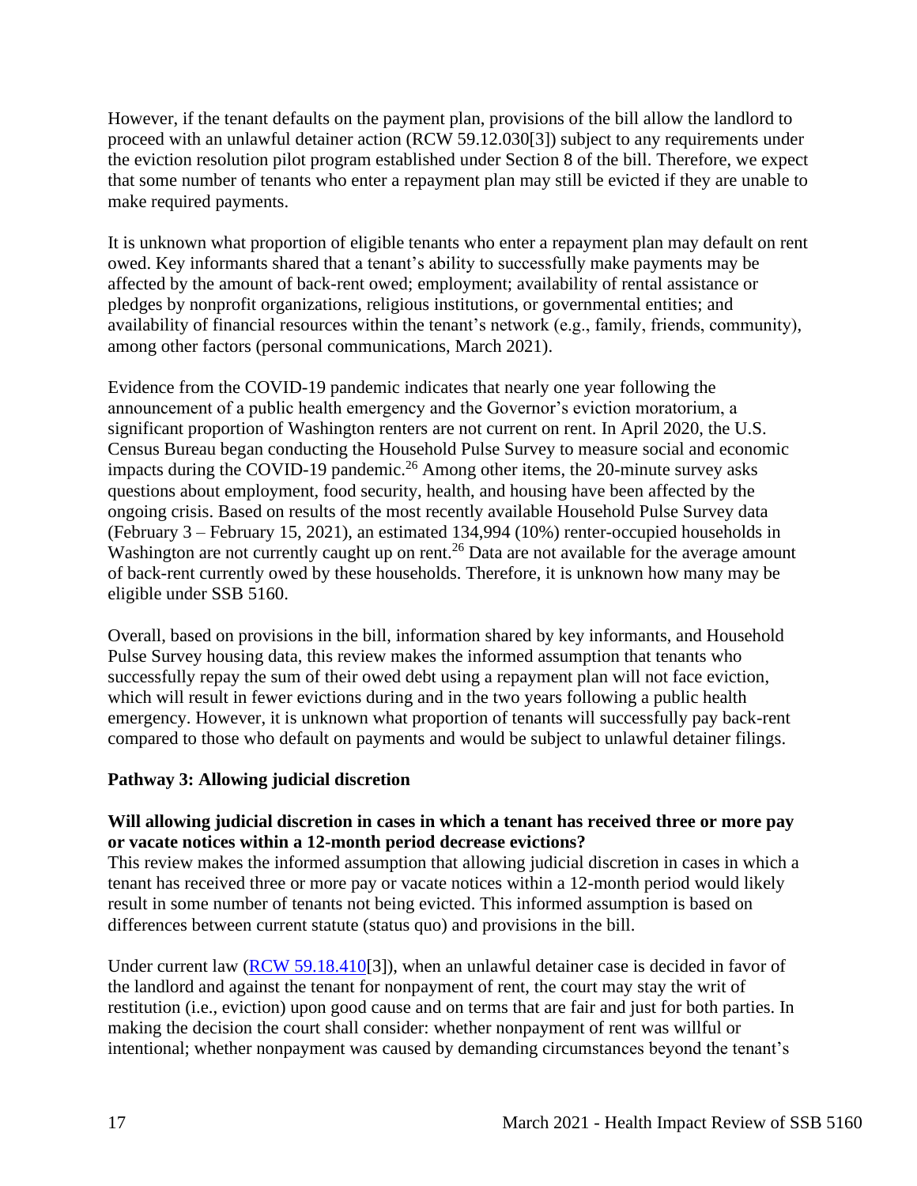However, if the tenant defaults on the payment plan, provisions of the bill allow the landlord to proceed with an unlawful detainer action (RCW 59.12.030[3]) subject to any requirements under the eviction resolution pilot program established under Section 8 of the bill. Therefore, we expect that some number of tenants who enter a repayment plan may still be evicted if they are unable to make required payments.

It is unknown what proportion of eligible tenants who enter a repayment plan may default on rent owed. Key informants shared that a tenant's ability to successfully make payments may be affected by the amount of back-rent owed; employment; availability of rental assistance or pledges by nonprofit organizations, religious institutions, or governmental entities; and availability of financial resources within the tenant's network (e.g., family, friends, community), among other factors (personal communications, March 2021).

Evidence from the COVID-19 pandemic indicates that nearly one year following the announcement of a public health emergency and the Governor's eviction moratorium, a significant proportion of Washington renters are not current on rent. In April 2020, the U.S. Census Bureau began conducting the Household Pulse Survey to measure social and economic impacts during the COVID-19 pandemic.[26] Among other items, the 20-minute survey asks questions about employment, food security, health, and housing have been affected by the ongoing crisis. Based on results of the most recently available Household Pulse Survey data (February 3 – February 15, 2021), an estimated 134,994 (10%) renter-occupied households in Washington are not currently caught up on rent.[26] Data are not available for the average amount of back-rent currently owed by these households. Therefore, it is unknown how many may be eligible under SSB 5160.

Overall, based on provisions in the bill, information shared by key informants, and Household Pulse Survey housing data, this review makes the informed assumption that tenants who successfully repay the sum of their owed debt using a repayment plan will not face eviction, which will result in fewer evictions during and in the two years following a public health emergency. However, it is unknown what proportion of tenants will successfully pay back-rent compared to those who default on payments and would be subject to unlawful detainer filings.

**Pathway 3: Allowing judicial discretion**

**Will allowing judicial discretion in cases in which a tenant has received three or more pay or vacate notices within a 12-month period decrease evictions?**

This review makes the informed assumption that allowing judicial discretion in cases in which a tenant has received three or more pay or vacate notices within a 12-month period would likely result in some number of tenants not being evicted. This informed assumption is based on differences between current statute (status quo) and provisions in the bill.

Under current law (RCW 59.18.410[3]), when an unlawful detainer case is decided in favor of the landlord and against the tenant for nonpayment of rent, the court may stay the writ of restitution (i.e., eviction) upon good cause and on terms that are fair and just for both parties. In making the decision the court shall consider: whether nonpayment of rent was willful or intentional; whether nonpayment was caused by demanding circumstances beyond the tenant's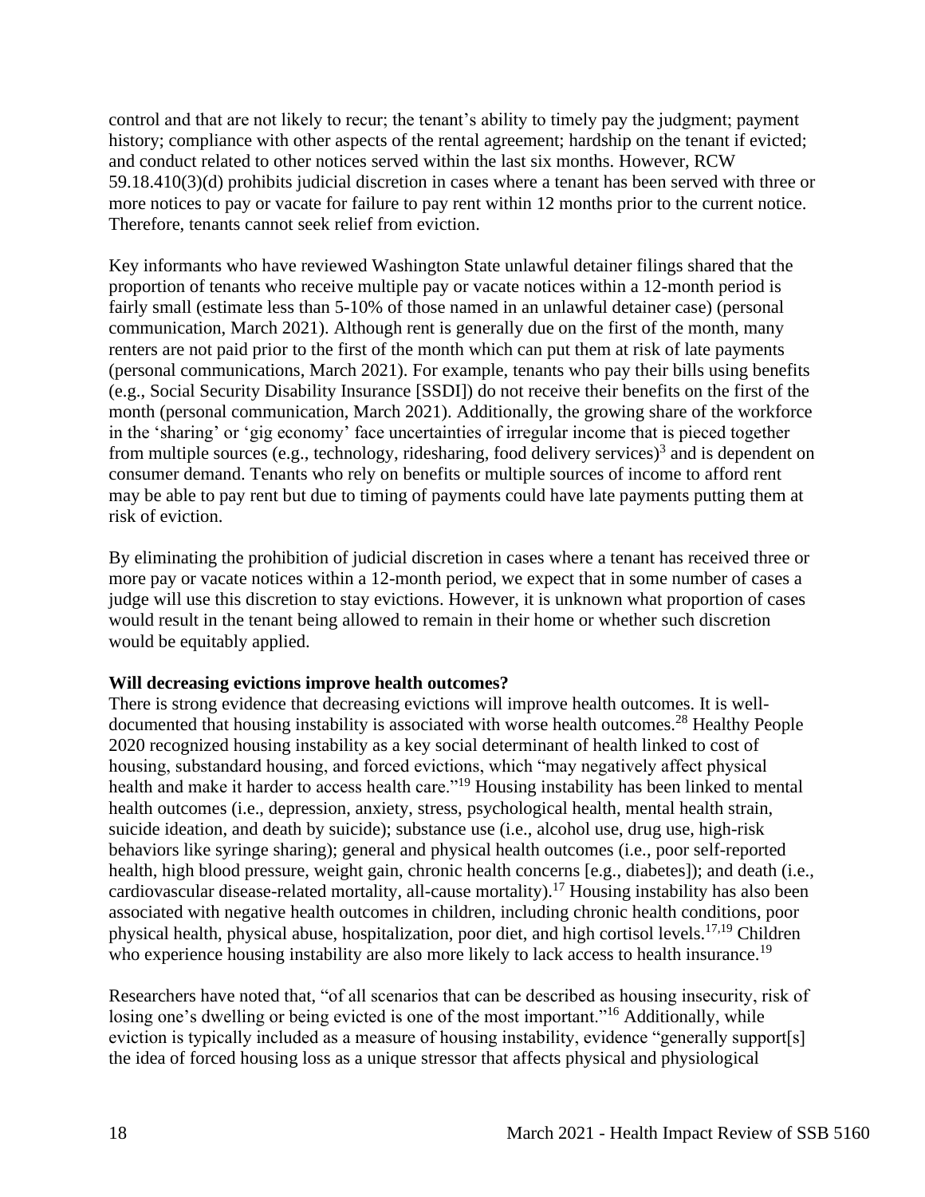control and that are not likely to recur; the tenant's ability to timely pay the judgment; payment history; compliance with other aspects of the rental agreement; hardship on the tenant if evicted; and conduct related to other notices served within the last six months. However, RCW 59.18.410(3)(d) prohibits judicial discretion in cases where a tenant has been served with three or more notices to pay or vacate for failure to pay rent within 12 months prior to the current notice. Therefore, tenants cannot seek relief from eviction.

Key informants who have reviewed Washington State unlawful detainer filings shared that the proportion of tenants who receive multiple pay or vacate notices within a 12-month period is fairly small (estimate less than 5-10% of those named in an unlawful detainer case) (personal communication, March 2021). Although rent is generally due on the first of the month, many renters are not paid prior to the first of the month which can put them at risk of late payments (personal communications, March 2021). For example, tenants who pay their bills using benefits (e.g., Social Security Disability Insurance [SSDI]) do not receive their benefits on the first of the month (personal communication, March 2021). Additionally, the growing share of the workforce in the 'sharing' or 'gig economy' face uncertainties of irregular income that is pieced together from multiple sources (e.g., technology, ridesharing, food delivery services)[3] and is dependent on consumer demand. Tenants who rely on benefits or multiple sources of income to afford rent may be able to pay rent but due to timing of payments could have late payments putting them at risk of eviction.

By eliminating the prohibition of judicial discretion in cases where a tenant has received three or more pay or vacate notices within a 12-month period, we expect that in some number of cases a judge will use this discretion to stay evictions. However, it is unknown what proportion of cases would result in the tenant being allowed to remain in their home or whether such discretion would be equitably applied.

**Will decreasing evictions improve health outcomes?**

There is strong evidence that decreasing evictions will improve health outcomes. It is well-documented that housing instability is associated with worse health outcomes.[28] Healthy People 2020 recognized housing instability as a key social determinant of health linked to cost of housing, substandard housing, and forced evictions, which "may negatively affect physical health and make it harder to access health care."[19] Housing instability has been linked to mental health outcomes (i.e., depression, anxiety, stress, psychological health, mental health strain, suicide ideation, and death by suicide); substance use (i.e., alcohol use, drug use, high-risk behaviors like syringe sharing); general and physical health outcomes (i.e., poor self-reported health, high blood pressure, weight gain, chronic health concerns [e.g., diabetes]); and death (i.e., cardiovascular disease-related mortality, all-cause mortality).[17] Housing instability has also been associated with negative health outcomes in children, including chronic health conditions, poor physical health, physical abuse, hospitalization, poor diet, and high cortisol levels.[17,19] Children who experience housing instability are also more likely to lack access to health insurance.[19]

Researchers have noted that, "of all scenarios that can be described as housing insecurity, risk of losing one's dwelling or being evicted is one of the most important."[16] Additionally, while eviction is typically included as a measure of housing instability, evidence "generally support[s] the idea of forced housing loss as a unique stressor that affects physical and physiological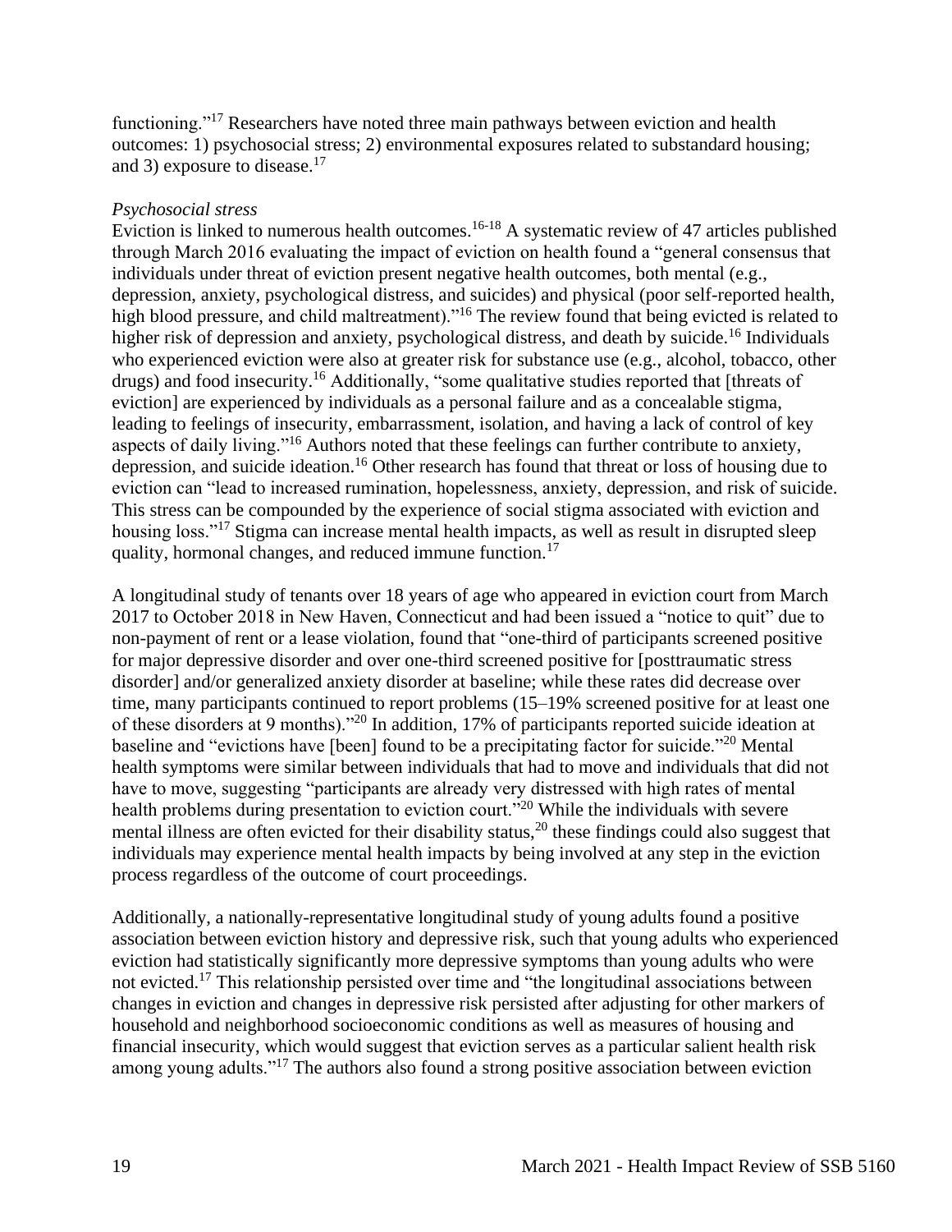functioning."[17] Researchers have noted three main pathways between eviction and health outcomes: 1) psychosocial stress; 2) environmental exposures related to substandard housing; and 3) exposure to disease.[17]

*Psychosocial stress*

Eviction is linked to numerous health outcomes.[16-18] A systematic review of 47 articles published through March 2016 evaluating the impact of eviction on health found a "general consensus that individuals under threat of eviction present negative health outcomes, both mental (e.g., depression, anxiety, psychological distress, and suicides) and physical (poor self-reported health, high blood pressure, and child maltreatment)."[16] The review found that being evicted is related to higher risk of depression and anxiety, psychological distress, and death by suicide.[16] Individuals who experienced eviction were also at greater risk for substance use (e.g., alcohol, tobacco, other drugs) and food insecurity.[16] Additionally, "some qualitative studies reported that [threats of eviction] are experienced by individuals as a personal failure and as a concealable stigma, leading to feelings of insecurity, embarrassment, isolation, and having a lack of control of key aspects of daily living."[16] Authors noted that these feelings can further contribute to anxiety, depression, and suicide ideation.[16] Other research has found that threat or loss of housing due to eviction can "lead to increased rumination, hopelessness, anxiety, depression, and risk of suicide. This stress can be compounded by the experience of social stigma associated with eviction and housing loss."[17] Stigma can increase mental health impacts, as well as result in disrupted sleep quality, hormonal changes, and reduced immune function.[17]

A longitudinal study of tenants over 18 years of age who appeared in eviction court from March 2017 to October 2018 in New Haven, Connecticut and had been issued a "notice to quit" due to non-payment of rent or a lease violation, found that "one-third of participants screened positive for major depressive disorder and over one-third screened positive for [posttraumatic stress disorder] and/or generalized anxiety disorder at baseline; while these rates did decrease over time, many participants continued to report problems (15–19% screened positive for at least one of these disorders at 9 months)."[20] In addition, 17% of participants reported suicide ideation at baseline and "evictions have [been] found to be a precipitating factor for suicide."[20] Mental health symptoms were similar between individuals that had to move and individuals that did not have to move, suggesting "participants are already very distressed with high rates of mental health problems during presentation to eviction court."[20] While the individuals with severe mental illness are often evicted for their disability status,[20] these findings could also suggest that individuals may experience mental health impacts by being involved at any step in the eviction process regardless of the outcome of court proceedings.

Additionally, a nationally-representative longitudinal study of young adults found a positive association between eviction history and depressive risk, such that young adults who experienced eviction had statistically significantly more depressive symptoms than young adults who were not evicted.[17] This relationship persisted over time and "the longitudinal associations between changes in eviction and changes in depressive risk persisted after adjusting for other markers of household and neighborhood socioeconomic conditions as well as measures of housing and financial insecurity, which would suggest that eviction serves as a particular salient health risk among young adults."[17] The authors also found a strong positive association between eviction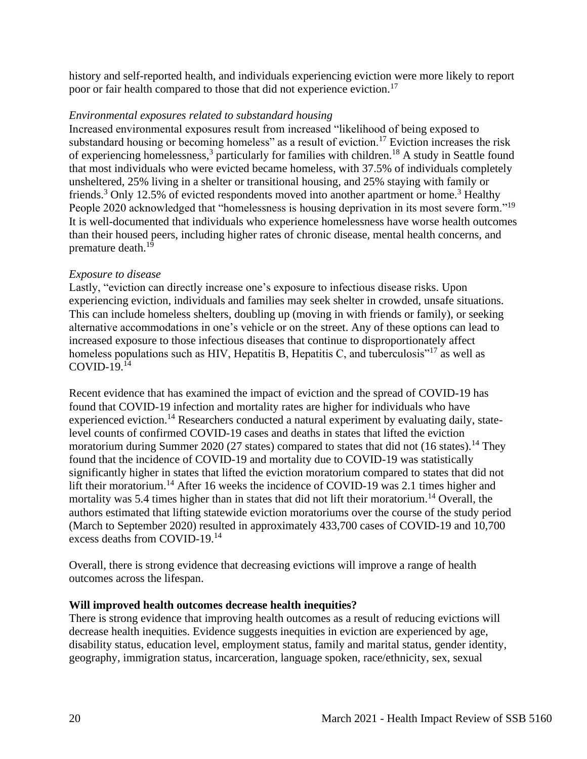history and self-reported health, and individuals experiencing eviction were more likely to report poor or fair health compared to those that did not experience eviction.[17]

*Environmental exposures related to substandard housing*

Increased environmental exposures result from increased "likelihood of being exposed to substandard housing or becoming homeless" as a result of eviction.[17] Eviction increases the risk of experiencing homelessness,[3] particularly for families with children.[18] A study in Seattle found that most individuals who were evicted became homeless, with 37.5% of individuals completely unsheltered, 25% living in a shelter or transitional housing, and 25% staying with family or friends.[3] Only 12.5% of evicted respondents moved into another apartment or home.[3] Healthy People 2020 acknowledged that "homelessness is housing deprivation in its most severe form."[19] It is well-documented that individuals who experience homelessness have worse health outcomes than their housed peers, including higher rates of chronic disease, mental health concerns, and premature death.[19]

*Exposure to disease*

Lastly, "eviction can directly increase one's exposure to infectious disease risks. Upon experiencing eviction, individuals and families may seek shelter in crowded, unsafe situations. This can include homeless shelters, doubling up (moving in with friends or family), or seeking alternative accommodations in one's vehicle or on the street. Any of these options can lead to increased exposure to those infectious diseases that continue to disproportionately affect homeless populations such as HIV, Hepatitis B, Hepatitis C, and tuberculosis"[17] as well as COVID-19.[14]

Recent evidence that has examined the impact of eviction and the spread of COVID-19 has found that COVID-19 infection and mortality rates are higher for individuals who have experienced eviction.[14] Researchers conducted a natural experiment by evaluating daily, state-level counts of confirmed COVID-19 cases and deaths in states that lifted the eviction moratorium during Summer 2020 (27 states) compared to states that did not (16 states).[14] They found that the incidence of COVID-19 and mortality due to COVID-19 was statistically significantly higher in states that lifted the eviction moratorium compared to states that did not lift their moratorium.[14] After 16 weeks the incidence of COVID-19 was 2.1 times higher and mortality was 5.4 times higher than in states that did not lift their moratorium.[14] Overall, the authors estimated that lifting statewide eviction moratoriums over the course of the study period (March to September 2020) resulted in approximately 433,700 cases of COVID-19 and 10,700 excess deaths from COVID-19.[14]

Overall, there is strong evidence that decreasing evictions will improve a range of health outcomes across the lifespan.

**Will improved health outcomes decrease health inequities?**

There is strong evidence that improving health outcomes as a result of reducing evictions will decrease health inequities. Evidence suggests inequities in eviction are experienced by age, disability status, education level, employment status, family and marital status, gender identity, geography, immigration status, incarceration, language spoken, race/ethnicity, sex, sexual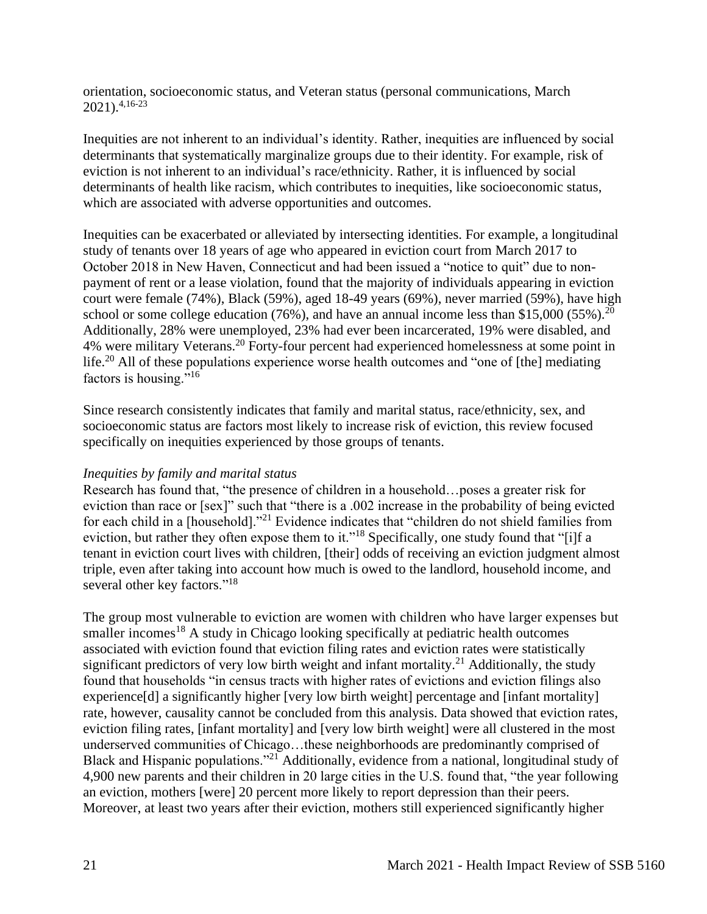orientation, socioeconomic status, and Veteran status (personal communications, March 2021).[4,16-23]

Inequities are not inherent to an individual's identity. Rather, inequities are influenced by social determinants that systematically marginalize groups due to their identity. For example, risk of eviction is not inherent to an individual's race/ethnicity. Rather, it is influenced by social determinants of health like racism, which contributes to inequities, like socioeconomic status, which are associated with adverse opportunities and outcomes.

Inequities can be exacerbated or alleviated by intersecting identities. For example, a longitudinal study of tenants over 18 years of age who appeared in eviction court from March 2017 to October 2018 in New Haven, Connecticut and had been issued a "notice to quit" due to non-payment of rent or a lease violation, found that the majority of individuals appearing in eviction court were female (74%), Black (59%), aged 18-49 years (69%), never married (59%), have high school or some college education (76%), and have an annual income less than $15,000 (55%).[20] Additionally, 28% were unemployed, 23% had ever been incarcerated, 19% were disabled, and 4% were military Veterans.[20] Forty-four percent had experienced homelessness at some point in life.[20] All of these populations experience worse health outcomes and "one of [the] mediating factors is housing."[16]

Since research consistently indicates that family and marital status, race/ethnicity, sex, and socioeconomic status are factors most likely to increase risk of eviction, this review focused specifically on inequities experienced by those groups of tenants.

*Inequities by family and marital status*

Research has found that, "the presence of children in a household…poses a greater risk for eviction than race or [sex]" such that "there is a .002 increase in the probability of being evicted for each child in a [household]."[21] Evidence indicates that "children do not shield families from eviction, but rather they often expose them to it."[18] Specifically, one study found that "[i]f a tenant in eviction court lives with children, [their] odds of receiving an eviction judgment almost triple, even after taking into account how much is owed to the landlord, household income, and several other key factors."[18]

The group most vulnerable to eviction are women with children who have larger expenses but smaller incomes[18] A study in Chicago looking specifically at pediatric health outcomes associated with eviction found that eviction filing rates and eviction rates were statistically significant predictors of very low birth weight and infant mortality.[21] Additionally, the study found that households "in census tracts with higher rates of evictions and eviction filings also experience[d] a significantly higher [very low birth weight] percentage and [infant mortality] rate, however, causality cannot be concluded from this analysis. Data showed that eviction rates, eviction filing rates, [infant mortality] and [very low birth weight] were all clustered in the most underserved communities of Chicago…these neighborhoods are predominantly comprised of Black and Hispanic populations."[21] Additionally, evidence from a national, longitudinal study of 4,900 new parents and their children in 20 large cities in the U.S. found that, "the year following an eviction, mothers [were] 20 percent more likely to report depression than their peers. Moreover, at least two years after their eviction, mothers still experienced significantly higher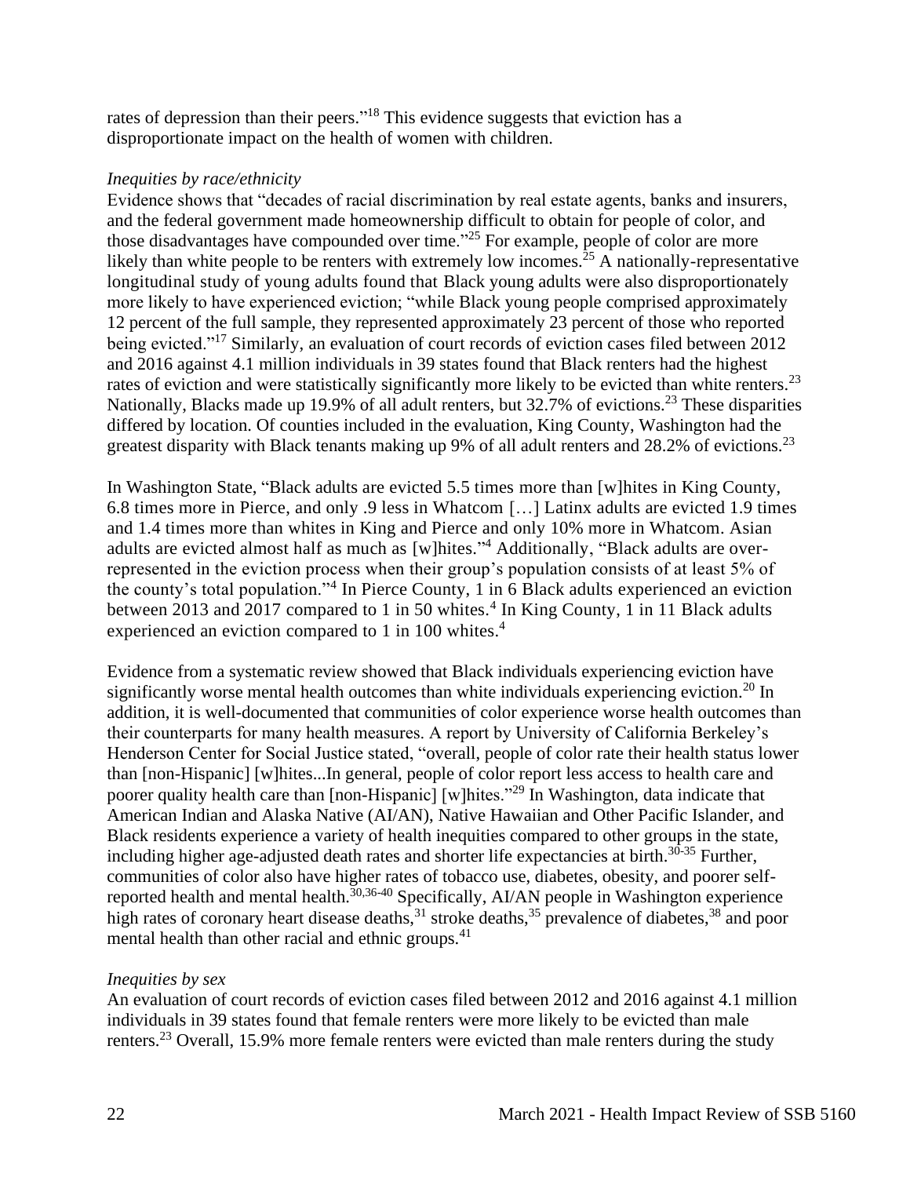rates of depression than their peers."[18] This evidence suggests that eviction has a disproportionate impact on the health of women with children.

*Inequities by race/ethnicity*

Evidence shows that "decades of racial discrimination by real estate agents, banks and insurers, and the federal government made homeownership difficult to obtain for people of color, and those disadvantages have compounded over time."[25] For example, people of color are more likely than white people to be renters with extremely low incomes.[25] A nationally-representative longitudinal study of young adults found that Black young adults were also disproportionately more likely to have experienced eviction; "while Black young people comprised approximately 12 percent of the full sample, they represented approximately 23 percent of those who reported being evicted."[17] Similarly, an evaluation of court records of eviction cases filed between 2012 and 2016 against 4.1 million individuals in 39 states found that Black renters had the highest rates of eviction and were statistically significantly more likely to be evicted than white renters.[23] Nationally, Blacks made up 19.9% of all adult renters, but 32.7% of evictions.[23] These disparities differed by location. Of counties included in the evaluation, King County, Washington had the greatest disparity with Black tenants making up 9% of all adult renters and 28.2% of evictions.[23]

In Washington State, "Black adults are evicted 5.5 times more than [w]hites in King County, 6.8 times more in Pierce, and only .9 less in Whatcom […] Latinx adults are evicted 1.9 times and 1.4 times more than whites in King and Pierce and only 10% more in Whatcom. Asian adults are evicted almost half as much as [w]hites."[4] Additionally, "Black adults are over-represented in the eviction process when their group's population consists of at least 5% of the county's total population."[4] In Pierce County, 1 in 6 Black adults experienced an eviction between 2013 and 2017 compared to 1 in 50 whites.[4] In King County, 1 in 11 Black adults experienced an eviction compared to 1 in 100 whites.[4]

Evidence from a systematic review showed that Black individuals experiencing eviction have significantly worse mental health outcomes than white individuals experiencing eviction.[20] In addition, it is well-documented that communities of color experience worse health outcomes than their counterparts for many health measures. A report by University of California Berkeley's Henderson Center for Social Justice stated, "overall, people of color rate their health status lower than [non-Hispanic] [w]hites...In general, people of color report less access to health care and poorer quality health care than [non-Hispanic] [w]hites."[29] In Washington, data indicate that American Indian and Alaska Native (AI/AN), Native Hawaiian and Other Pacific Islander, and Black residents experience a variety of health inequities compared to other groups in the state, including higher age-adjusted death rates and shorter life expectancies at birth.[30-35] Further, communities of color also have higher rates of tobacco use, diabetes, obesity, and poorer self-reported health and mental health.[30,36-40] Specifically, AI/AN people in Washington experience high rates of coronary heart disease deaths,[31] stroke deaths,[35] prevalence of diabetes,[38] and poor mental health than other racial and ethnic groups.[41]

*Inequities by sex*

An evaluation of court records of eviction cases filed between 2012 and 2016 against 4.1 million individuals in 39 states found that female renters were more likely to be evicted than male renters.[23] Overall, 15.9% more female renters were evicted than male renters during the study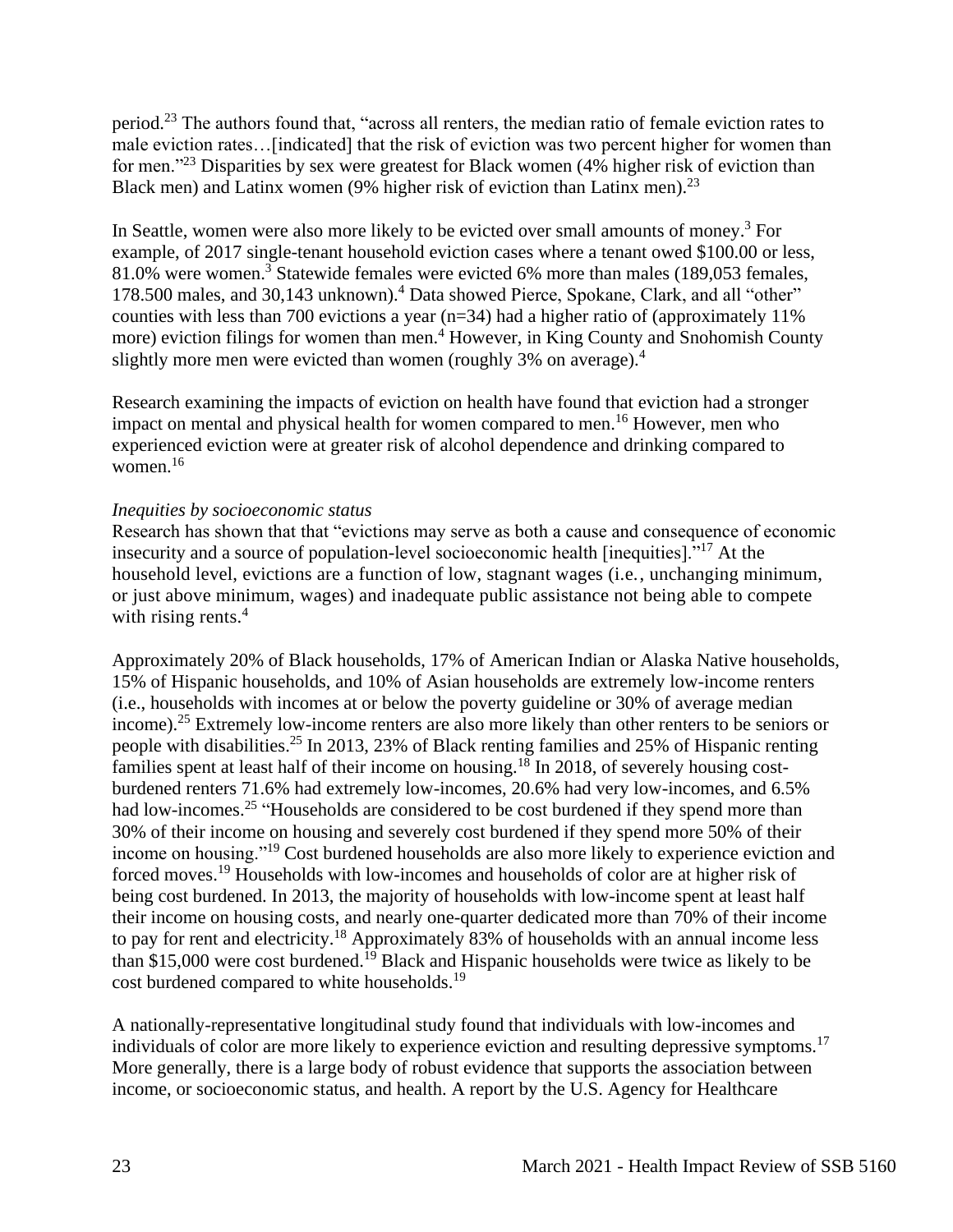period.[23] The authors found that, "across all renters, the median ratio of female eviction rates to male eviction rates…[indicated] that the risk of eviction was two percent higher for women than for men."[23] Disparities by sex were greatest for Black women (4% higher risk of eviction than Black men) and Latinx women (9% higher risk of eviction than Latinx men).[23]

In Seattle, women were also more likely to be evicted over small amounts of money.[3] For example, of 2017 single-tenant household eviction cases where a tenant owed $100.00 or less, 81.0% were women.[3] Statewide females were evicted 6% more than males (189,053 females, 178.500 males, and 30,143 unknown).[4] Data showed Pierce, Spokane, Clark, and all "other" counties with less than 700 evictions a year (n=34) had a higher ratio of (approximately 11% more) eviction filings for women than men.[4] However, in King County and Snohomish County slightly more men were evicted than women (roughly 3% on average).[4]

Research examining the impacts of eviction on health have found that eviction had a stronger impact on mental and physical health for women compared to men.[16] However, men who experienced eviction were at greater risk of alcohol dependence and drinking compared to women.[16]

*Inequities by socioeconomic status*

Research has shown that that "evictions may serve as both a cause and consequence of economic insecurity and a source of population-level socioeconomic health [inequities]."[17] At the household level, evictions are a function of low, stagnant wages (i.e., unchanging minimum, or just above minimum, wages) and inadequate public assistance not being able to compete with rising rents.[4]

Approximately 20% of Black households, 17% of American Indian or Alaska Native households, 15% of Hispanic households, and 10% of Asian households are extremely low-income renters (i.e., households with incomes at or below the poverty guideline or 30% of average median income).[25] Extremely low-income renters are also more likely than other renters to be seniors or people with disabilities.[25] In 2013, 23% of Black renting families and 25% of Hispanic renting families spent at least half of their income on housing.[18] In 2018, of severely housing cost-burdened renters 71.6% had extremely low-incomes, 20.6% had very low-incomes, and 6.5% had low-incomes.[25] "Households are considered to be cost burdened if they spend more than 30% of their income on housing and severely cost burdened if they spend more 50% of their income on housing."[19] Cost burdened households are also more likely to experience eviction and forced moves.[19] Households with low-incomes and households of color are at higher risk of being cost burdened. In 2013, the majority of households with low-income spent at least half their income on housing costs, and nearly one-quarter dedicated more than 70% of their income to pay for rent and electricity.[18] Approximately 83% of households with an annual income less than $15,000 were cost burdened.[19] Black and Hispanic households were twice as likely to be cost burdened compared to white households.[19]

A nationally-representative longitudinal study found that individuals with low-incomes and individuals of color are more likely to experience eviction and resulting depressive symptoms.[17] More generally, there is a large body of robust evidence that supports the association between income, or socioeconomic status, and health. A report by the U.S. Agency for Healthcare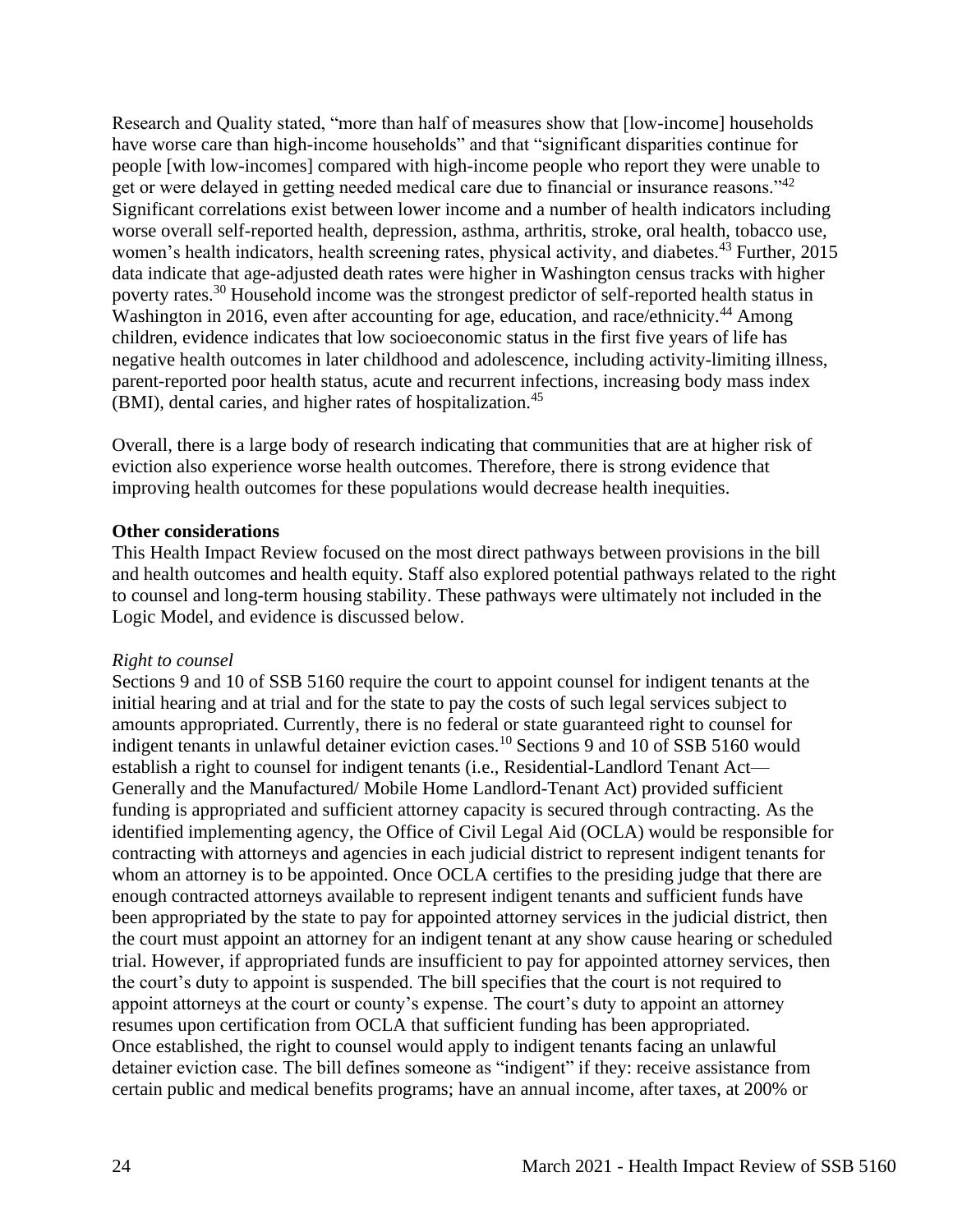Research and Quality stated, "more than half of measures show that [low-income] households have worse care than high-income households" and that "significant disparities continue for people [with low-incomes] compared with high-income people who report they were unable to get or were delayed in getting needed medical care due to financial or insurance reasons."[42] Significant correlations exist between lower income and a number of health indicators including worse overall self-reported health, depression, asthma, arthritis, stroke, oral health, tobacco use, women's health indicators, health screening rates, physical activity, and diabetes.[43] Further, 2015 data indicate that age-adjusted death rates were higher in Washington census tracks with higher poverty rates.[30] Household income was the strongest predictor of self-reported health status in Washington in 2016, even after accounting for age, education, and race/ethnicity.[44] Among children, evidence indicates that low socioeconomic status in the first five years of life has negative health outcomes in later childhood and adolescence, including activity-limiting illness, parent-reported poor health status, acute and recurrent infections, increasing body mass index (BMI), dental caries, and higher rates of hospitalization.[45]

Overall, there is a large body of research indicating that communities that are at higher risk of eviction also experience worse health outcomes. Therefore, there is strong evidence that improving health outcomes for these populations would decrease health inequities.

**Other considerations**

This Health Impact Review focused on the most direct pathways between provisions in the bill and health outcomes and health equity. Staff also explored potential pathways related to the right to counsel and long-term housing stability. These pathways were ultimately not included in the Logic Model, and evidence is discussed below.

*Right to counsel*

Sections 9 and 10 of SSB 5160 require the court to appoint counsel for indigent tenants at the initial hearing and at trial and for the state to pay the costs of such legal services subject to amounts appropriated. Currently, there is no federal or state guaranteed right to counsel for indigent tenants in unlawful detainer eviction cases.[10] Sections 9 and 10 of SSB 5160 would establish a right to counsel for indigent tenants (i.e., Residential-Landlord Tenant Act—Generally and the Manufactured/ Mobile Home Landlord-Tenant Act) provided sufficient funding is appropriated and sufficient attorney capacity is secured through contracting. As the identified implementing agency, the Office of Civil Legal Aid (OCLA) would be responsible for contracting with attorneys and agencies in each judicial district to represent indigent tenants for whom an attorney is to be appointed. Once OCLA certifies to the presiding judge that there are enough contracted attorneys available to represent indigent tenants and sufficient funds have been appropriated by the state to pay for appointed attorney services in the judicial district, then the court must appoint an attorney for an indigent tenant at any show cause hearing or scheduled trial. However, if appropriated funds are insufficient to pay for appointed attorney services, then the court's duty to appoint is suspended. The bill specifies that the court is not required to appoint attorneys at the court or county's expense. The court's duty to appoint an attorney resumes upon certification from OCLA that sufficient funding has been appropriated. Once established, the right to counsel would apply to indigent tenants facing an unlawful detainer eviction case. The bill defines someone as "indigent" if they: receive assistance from certain public and medical benefits programs; have an annual income, after taxes, at 200% or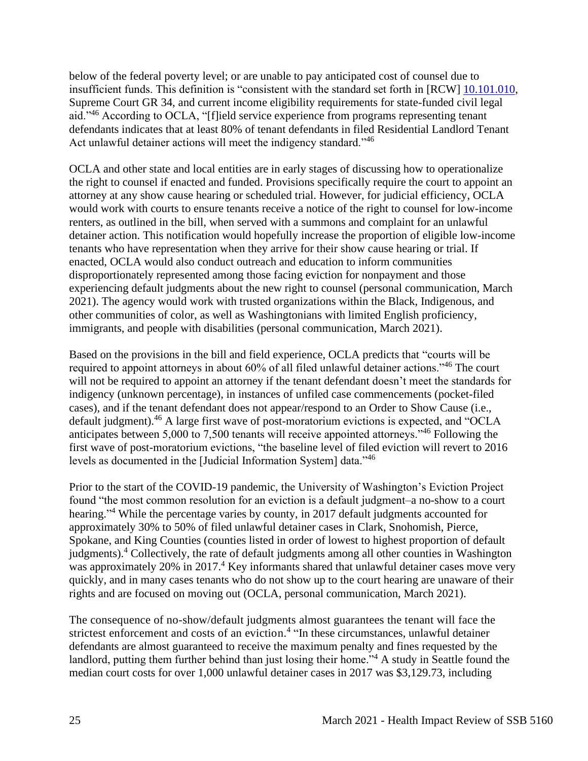below of the federal poverty level; or are unable to pay anticipated cost of counsel due to insufficient funds. This definition is "consistent with the standard set forth in [RCW] 10.101.010, Supreme Court GR 34, and current income eligibility requirements for state-funded civil legal aid."[46] According to OCLA, "[f]ield service experience from programs representing tenant defendants indicates that at least 80% of tenant defendants in filed Residential Landlord Tenant Act unlawful detainer actions will meet the indigency standard."[46]

OCLA and other state and local entities are in early stages of discussing how to operationalize the right to counsel if enacted and funded. Provisions specifically require the court to appoint an attorney at any show cause hearing or scheduled trial. However, for judicial efficiency, OCLA would work with courts to ensure tenants receive a notice of the right to counsel for low-income renters, as outlined in the bill, when served with a summons and complaint for an unlawful detainer action. This notification would hopefully increase the proportion of eligible low-income tenants who have representation when they arrive for their show cause hearing or trial. If enacted, OCLA would also conduct outreach and education to inform communities disproportionately represented among those facing eviction for nonpayment and those experiencing default judgments about the new right to counsel (personal communication, March 2021). The agency would work with trusted organizations within the Black, Indigenous, and other communities of color, as well as Washingtonians with limited English proficiency, immigrants, and people with disabilities (personal communication, March 2021).

Based on the provisions in the bill and field experience, OCLA predicts that "courts will be required to appoint attorneys in about 60% of all filed unlawful detainer actions."[46] The court will not be required to appoint an attorney if the tenant defendant doesn't meet the standards for indigency (unknown percentage), in instances of unfiled case commencements (pocket-filed cases), and if the tenant defendant does not appear/respond to an Order to Show Cause (i.e., default judgment).[46] A large first wave of post-moratorium evictions is expected, and "OCLA anticipates between 5,000 to 7,500 tenants will receive appointed attorneys."[46] Following the first wave of post-moratorium evictions, "the baseline level of filed eviction will revert to 2016 levels as documented in the [Judicial Information System] data."[46]

Prior to the start of the COVID-19 pandemic, the University of Washington's Eviction Project found "the most common resolution for an eviction is a default judgment–a no-show to a court hearing."[4] While the percentage varies by county, in 2017 default judgments accounted for approximately 30% to 50% of filed unlawful detainer cases in Clark, Snohomish, Pierce, Spokane, and King Counties (counties listed in order of lowest to highest proportion of default judgments).[4] Collectively, the rate of default judgments among all other counties in Washington was approximately 20% in 2017.[4] Key informants shared that unlawful detainer cases move very quickly, and in many cases tenants who do not show up to the court hearing are unaware of their rights and are focused on moving out (OCLA, personal communication, March 2021).

The consequence of no-show/default judgments almost guarantees the tenant will face the strictest enforcement and costs of an eviction.[4] "In these circumstances, unlawful detainer defendants are almost guaranteed to receive the maximum penalty and fines requested by the landlord, putting them further behind than just losing their home."[4] A study in Seattle found the median court costs for over 1,000 unlawful detainer cases in 2017 was $3,129.73, including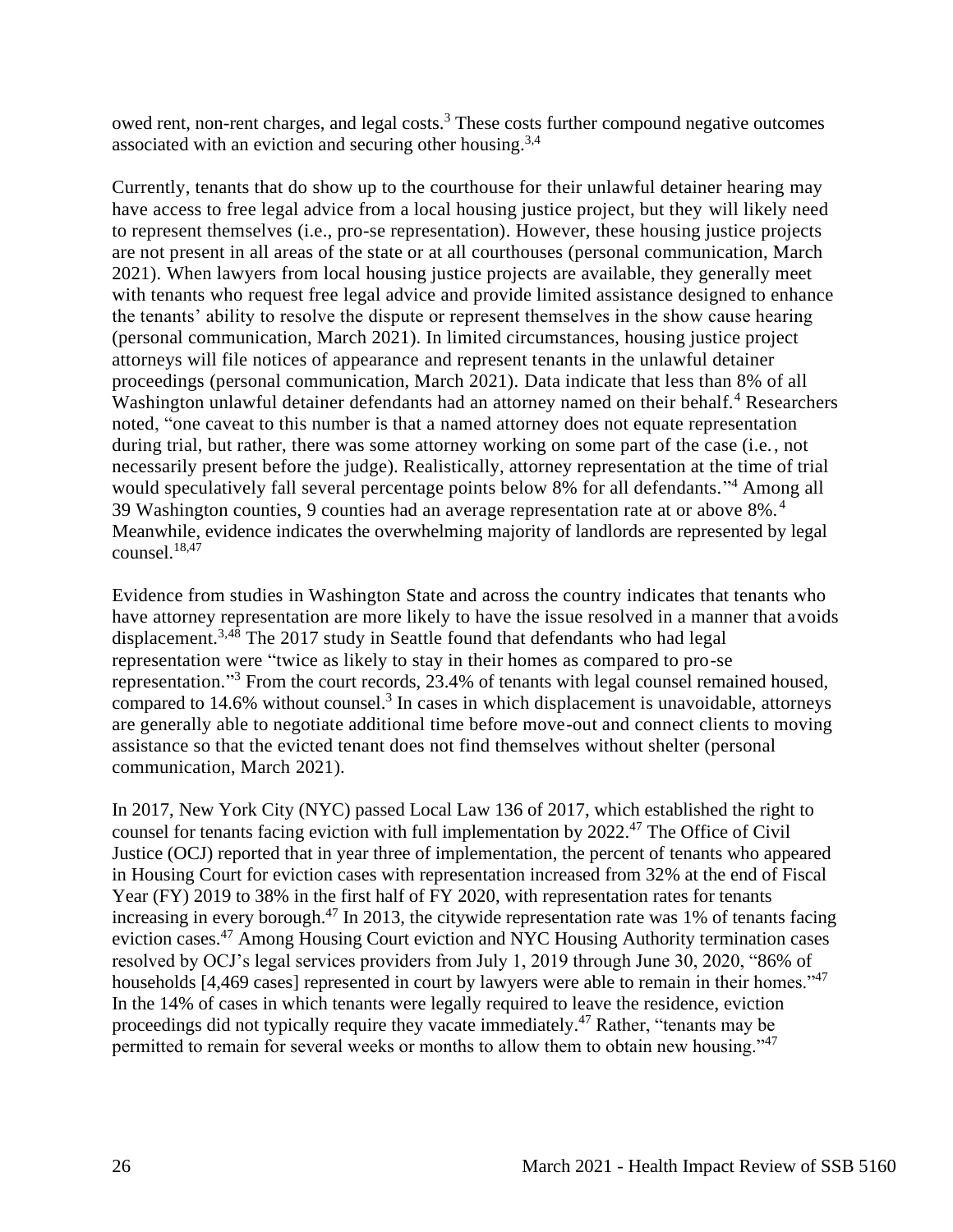owed rent, non-rent charges, and legal costs.[3] These costs further compound negative outcomes associated with an eviction and securing other housing.[3,4]

Currently, tenants that do show up to the courthouse for their unlawful detainer hearing may have access to free legal advice from a local housing justice project, but they will likely need to represent themselves (i.e., pro-se representation). However, these housing justice projects are not present in all areas of the state or at all courthouses (personal communication, March 2021). When lawyers from local housing justice projects are available, they generally meet with tenants who request free legal advice and provide limited assistance designed to enhance the tenants' ability to resolve the dispute or represent themselves in the show cause hearing (personal communication, March 2021). In limited circumstances, housing justice project attorneys will file notices of appearance and represent tenants in the unlawful detainer proceedings (personal communication, March 2021). Data indicate that less than 8% of all Washington unlawful detainer defendants had an attorney named on their behalf.[4] Researchers noted, "one caveat to this number is that a named attorney does not equate representation during trial, but rather, there was some attorney working on some part of the case (i.e., not necessarily present before the judge). Realistically, attorney representation at the time of trial would speculatively fall several percentage points below 8% for all defendants."[4] Among all 39 Washington counties, 9 counties had an average representation rate at or above 8%.[4] Meanwhile, evidence indicates the overwhelming majority of landlords are represented by legal counsel.[18,47]

Evidence from studies in Washington State and across the country indicates that tenants who have attorney representation are more likely to have the issue resolved in a manner that avoids displacement.[3,48] The 2017 study in Seattle found that defendants who had legal representation were "twice as likely to stay in their homes as compared to pro-se representation."[3] From the court records, 23.4% of tenants with legal counsel remained housed, compared to 14.6% without counsel.[3] In cases in which displacement is unavoidable, attorneys are generally able to negotiate additional time before move-out and connect clients to moving assistance so that the evicted tenant does not find themselves without shelter (personal communication, March 2021).

In 2017, New York City (NYC) passed Local Law 136 of 2017, which established the right to counsel for tenants facing eviction with full implementation by 2022.[47] The Office of Civil Justice (OCJ) reported that in year three of implementation, the percent of tenants who appeared in Housing Court for eviction cases with representation increased from 32% at the end of Fiscal Year (FY) 2019 to 38% in the first half of FY 2020, with representation rates for tenants increasing in every borough.[47] In 2013, the citywide representation rate was 1% of tenants facing eviction cases.[47] Among Housing Court eviction and NYC Housing Authority termination cases resolved by OCJ's legal services providers from July 1, 2019 through June 30, 2020, "86% of households [4,469 cases] represented in court by lawyers were able to remain in their homes."[47] In the 14% of cases in which tenants were legally required to leave the residence, eviction proceedings did not typically require they vacate immediately.[47] Rather, "tenants may be permitted to remain for several weeks or months to allow them to obtain new housing."[47]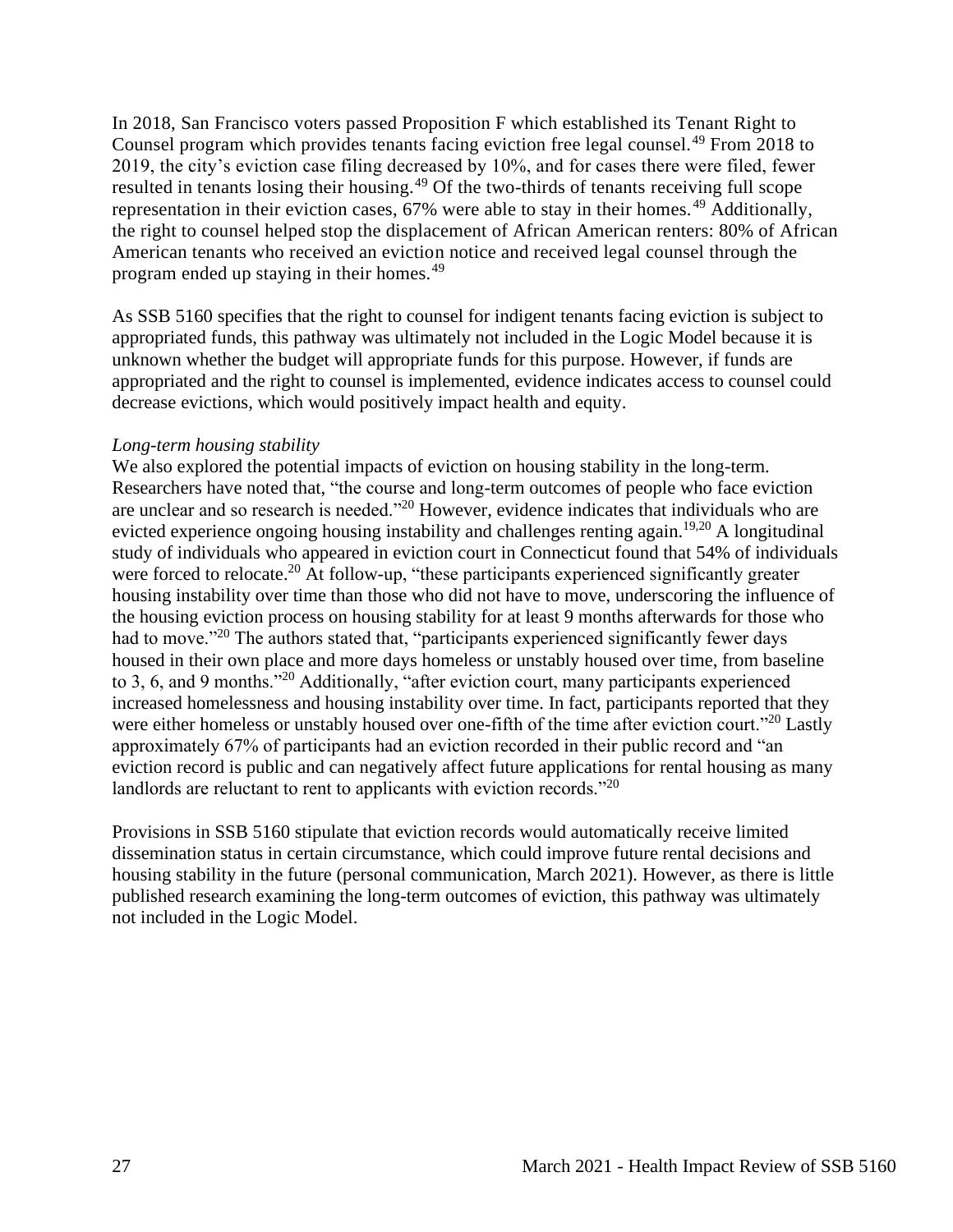In 2018, San Francisco voters passed Proposition F which established its Tenant Right to Counsel program which provides tenants facing eviction free legal counsel.[49] From 2018 to 2019, the city's eviction case filing decreased by 10%, and for cases there were filed, fewer resulted in tenants losing their housing.[49] Of the two-thirds of tenants receiving full scope representation in their eviction cases, 67% were able to stay in their homes.[49] Additionally, the right to counsel helped stop the displacement of African American renters: 80% of African American tenants who received an eviction notice and received legal counsel through the program ended up staying in their homes.[49]

As SSB 5160 specifies that the right to counsel for indigent tenants facing eviction is subject to appropriated funds, this pathway was ultimately not included in the Logic Model because it is unknown whether the budget will appropriate funds for this purpose. However, if funds are appropriated and the right to counsel is implemented, evidence indicates access to counsel could decrease evictions, which would positively impact health and equity.

*Long-term housing stability*

We also explored the potential impacts of eviction on housing stability in the long-term. Researchers have noted that, "the course and long-term outcomes of people who face eviction are unclear and so research is needed."[20] However, evidence indicates that individuals who are evicted experience ongoing housing instability and challenges renting again.[19,20] A longitudinal study of individuals who appeared in eviction court in Connecticut found that 54% of individuals were forced to relocate.[20] At follow-up, "these participants experienced significantly greater housing instability over time than those who did not have to move, underscoring the influence of the housing eviction process on housing stability for at least 9 months afterwards for those who had to move."[20] The authors stated that, "participants experienced significantly fewer days housed in their own place and more days homeless or unstably housed over time, from baseline to 3, 6, and 9 months."[20] Additionally, "after eviction court, many participants experienced increased homelessness and housing instability over time. In fact, participants reported that they were either homeless or unstably housed over one-fifth of the time after eviction court."[20] Lastly approximately 67% of participants had an eviction recorded in their public record and "an eviction record is public and can negatively affect future applications for rental housing as many landlords are reluctant to rent to applicants with eviction records."[20]

Provisions in SSB 5160 stipulate that eviction records would automatically receive limited dissemination status in certain circumstance, which could improve future rental decisions and housing stability in the future (personal communication, March 2021). However, as there is little published research examining the long-term outcomes of eviction, this pathway was ultimately not included in the Logic Model.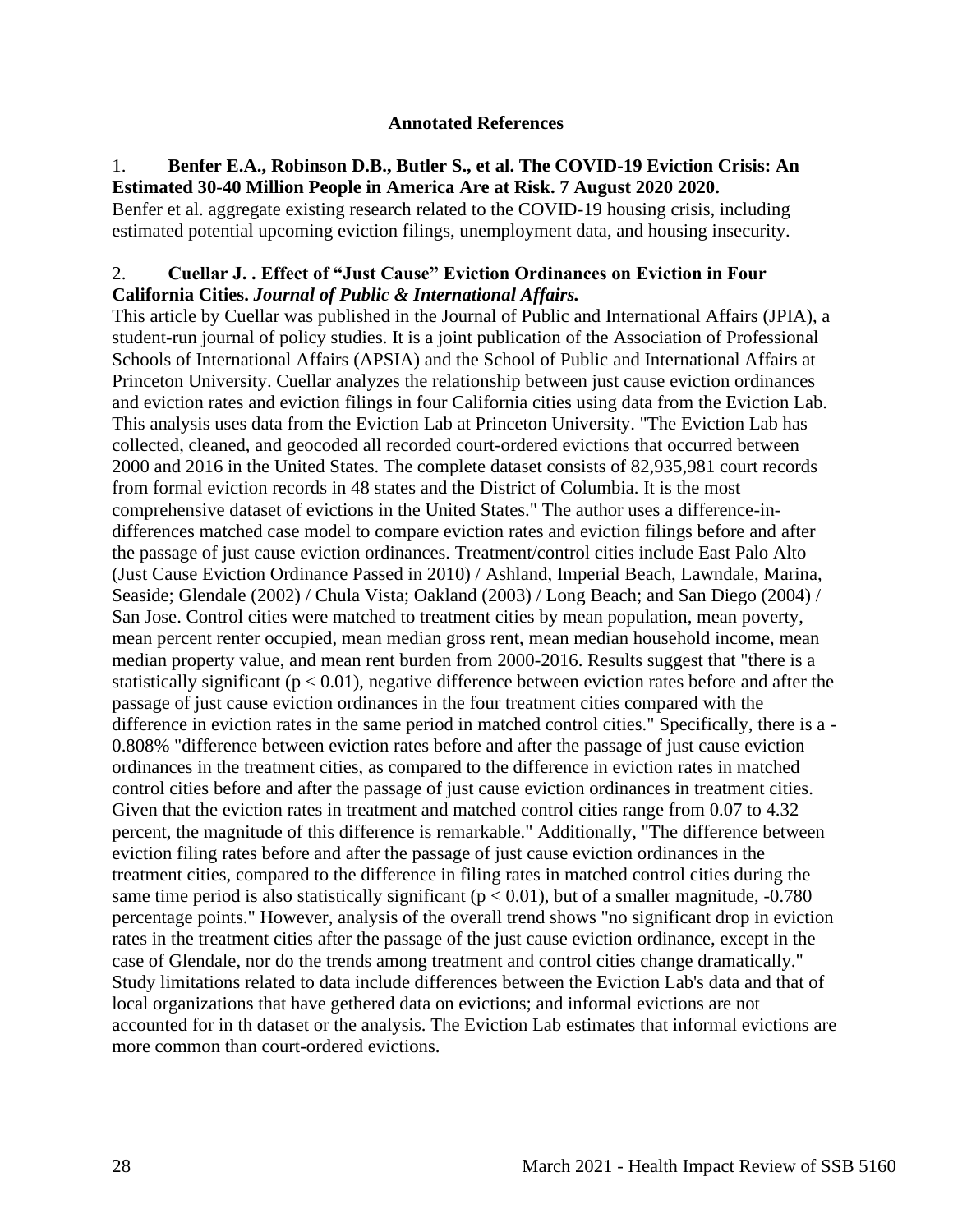**Annotated References**

1. **Benfer E.A., Robinson D.B., Butler S., et al. The COVID-19 Eviction Crisis: An Estimated 30-40 Million People in America Are at Risk. 7 August 2020 2020.**
Benfer et al. aggregate existing research related to the COVID-19 housing crisis, including estimated potential upcoming eviction filings, unemployment data, and housing insecurity.

2. **Cuellar J. . Effect of "Just Cause" Eviction Ordinances on Eviction in Four California Cities. *Journal of Public & International Affairs.***
This article by Cuellar was published in the Journal of Public and International Affairs (JPIA), a student-run journal of policy studies. It is a joint publication of the Association of Professional Schools of International Affairs (APSIA) and the School of Public and International Affairs at Princeton University. Cuellar analyzes the relationship between just cause eviction ordinances and eviction rates and eviction filings in four California cities using data from the Eviction Lab. This analysis uses data from the Eviction Lab at Princeton University. "The Eviction Lab has collected, cleaned, and geocoded all recorded court-ordered evictions that occurred between 2000 and 2016 in the United States. The complete dataset consists of 82,935,981 court records from formal eviction records in 48 states and the District of Columbia. It is the most comprehensive dataset of evictions in the United States." The author uses a difference-in-differences matched case model to compare eviction rates and eviction filings before and after the passage of just cause eviction ordinances. Treatment/control cities include East Palo Alto (Just Cause Eviction Ordinance Passed in 2010) / Ashland, Imperial Beach, Lawndale, Marina, Seaside; Glendale (2002) / Chula Vista; Oakland (2003) / Long Beach; and San Diego (2004) / San Jose. Control cities were matched to treatment cities by mean population, mean poverty, mean percent renter occupied, mean median gross rent, mean median household income, mean median property value, and mean rent burden from 2000-2016. Results suggest that "there is a statistically significant ($p < 0.01$), negative difference between eviction rates before and after the passage of just cause eviction ordinances in the four treatment cities compared with the difference in eviction rates in the same period in matched control cities." Specifically, there is a -0.808% "difference between eviction rates before and after the passage of just cause eviction ordinances in the treatment cities, as compared to the difference in eviction rates in matched control cities before and after the passage of just cause eviction ordinances in treatment cities. Given that the eviction rates in treatment and matched control cities range from 0.07 to 4.32 percent, the magnitude of this difference is remarkable." Additionally, "The difference between eviction filing rates before and after the passage of just cause eviction ordinances in the treatment cities, compared to the difference in filing rates in matched control cities during the same time period is also statistically significant ($p < 0.01$), but of a smaller magnitude, -0.780 percentage points." However, analysis of the overall trend shows "no significant drop in eviction rates in the treatment cities after the passage of the just cause eviction ordinance, except in the case of Glendale, nor do the trends among treatment and control cities change dramatically." Study limitations related to data include differences between the Eviction Lab's data and that of local organizations that have gethered data on evictions; and informal evictions are not accounted for in th dataset or the analysis. The Eviction Lab estimates that informal evictions are more common than court-ordered evictions.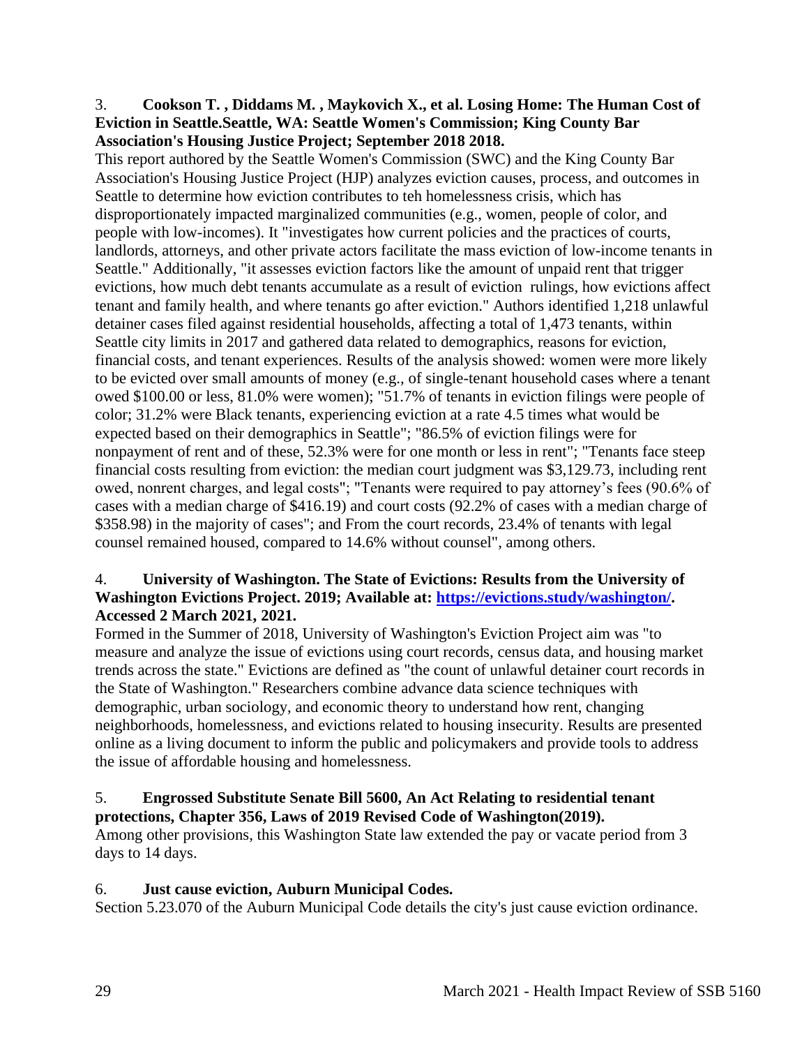3. **Cookson T. , Diddams M. , Maykovich X., et al. Losing Home: The Human Cost of Eviction in Seattle.Seattle, WA: Seattle Women's Commission; King County Bar Association's Housing Justice Project; September 2018 2018.**

This report authored by the Seattle Women's Commission (SWC) and the King County Bar Association's Housing Justice Project (HJP) analyzes eviction causes, process, and outcomes in Seattle to determine how eviction contributes to teh homelessness crisis, which has disproportionately impacted marginalized communities (e.g., women, people of color, and people with low-incomes). It "investigates how current policies and the practices of courts, landlords, attorneys, and other private actors facilitate the mass eviction of low-income tenants in Seattle." Additionally, "it assesses eviction factors like the amount of unpaid rent that trigger evictions, how much debt tenants accumulate as a result of eviction rulings, how evictions affect tenant and family health, and where tenants go after eviction." Authors identified 1,218 unlawful detainer cases filed against residential households, affecting a total of 1,473 tenants, within Seattle city limits in 2017 and gathered data related to demographics, reasons for eviction, financial costs, and tenant experiences. Results of the analysis showed: women were more likely to be evicted over small amounts of money (e.g., of single-tenant household cases where a tenant owed $100.00 or less, 81.0% were women); "51.7% of tenants in eviction filings were people of color; 31.2% were Black tenants, experiencing eviction at a rate 4.5 times what would be expected based on their demographics in Seattle"; "86.5% of eviction filings were for nonpayment of rent and of these, 52.3% were for one month or less in rent"; "Tenants face steep financial costs resulting from eviction: the median court judgment was $3,129.73, including rent owed, nonrent charges, and legal costs"; "Tenants were required to pay attorney's fees (90.6% of cases with a median charge of $416.19) and court costs (92.2% of cases with a median charge of $358.98) in the majority of cases"; and From the court records, 23.4% of tenants with legal counsel remained housed, compared to 14.6% without counsel", among others.

4. **University of Washington. The State of Evictions: Results from the University of Washington Evictions Project. 2019; Available at: [https://evictions.study/washington/](https://evictions.study/washington/). Accessed 2 March 2021, 2021.**

Formed in the Summer of 2018, University of Washington's Eviction Project aim was "to measure and analyze the issue of evictions using court records, census data, and housing market trends across the state." Evictions are defined as "the count of unlawful detainer court records in the State of Washington." Researchers combine advance data science techniques with demographic, urban sociology, and economic theory to understand how rent, changing neighborhoods, homelessness, and evictions related to housing insecurity. Results are presented online as a living document to inform the public and policymakers and provide tools to address the issue of affordable housing and homelessness.

5. **Engrossed Substitute Senate Bill 5600, An Act Relating to residential tenant protections, Chapter 356, Laws of 2019 Revised Code of Washington(2019).**

Among other provisions, this Washington State law extended the pay or vacate period from 3 days to 14 days.

6. **Just cause eviction, Auburn Municipal Codes.**

Section 5.23.070 of the Auburn Municipal Code details the city's just cause eviction ordinance.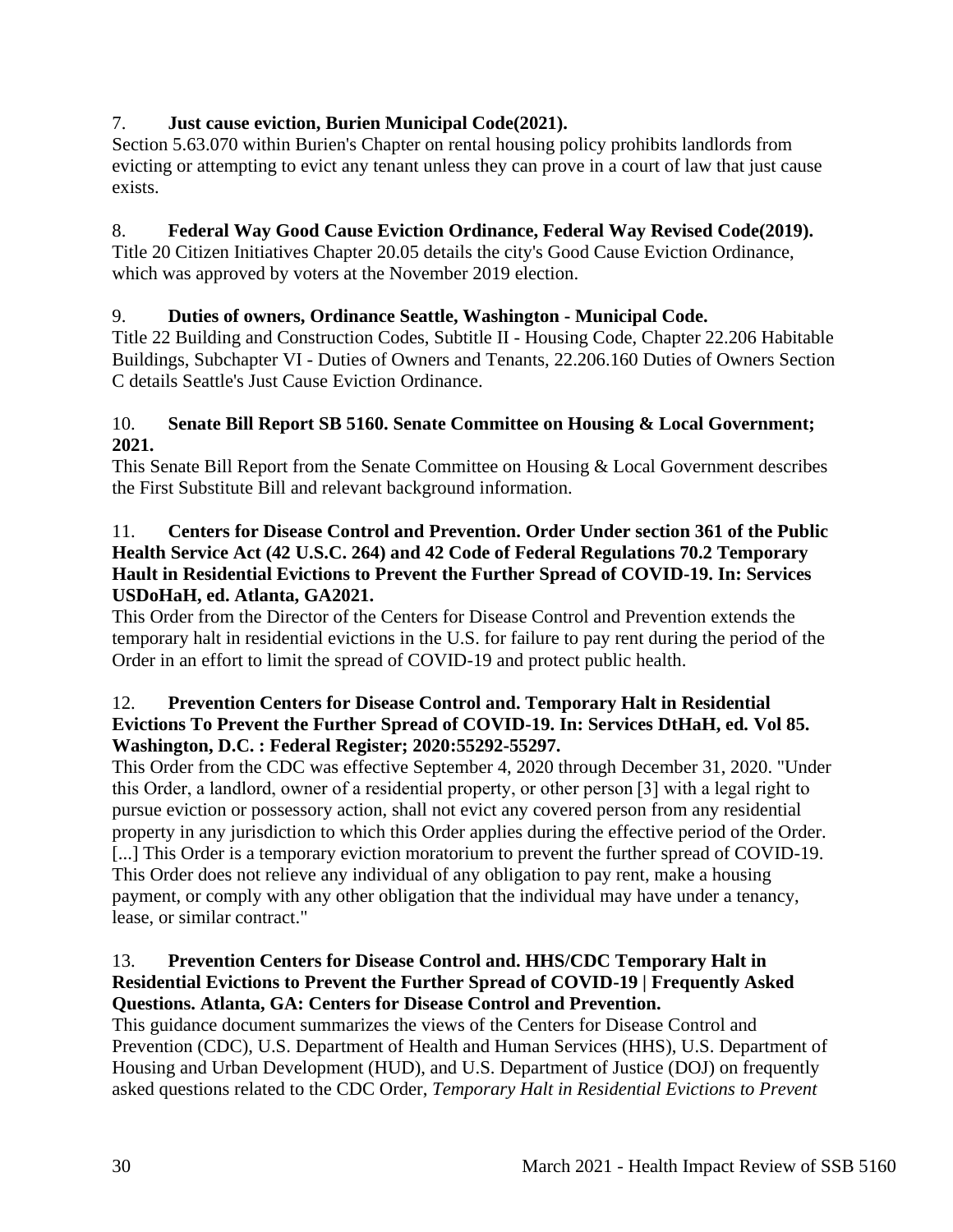7. **Just cause eviction, Burien Municipal Code(2021).**
Section 5.63.070 within Burien's Chapter on rental housing policy prohibits landlords from evicting or attempting to evict any tenant unless they can prove in a court of law that just cause exists.

8. **Federal Way Good Cause Eviction Ordinance, Federal Way Revised Code(2019).**
Title 20 Citizen Initiatives Chapter 20.05 details the city's Good Cause Eviction Ordinance, which was approved by voters at the November 2019 election.

9. **Duties of owners, Ordinance Seattle, Washington - Municipal Code.**
Title 22 Building and Construction Codes, Subtitle II - Housing Code, Chapter 22.206 Habitable Buildings, Subchapter VI - Duties of Owners and Tenants, 22.206.160 Duties of Owners Section C details Seattle's Just Cause Eviction Ordinance.

10. **Senate Bill Report SB 5160. Senate Committee on Housing & Local Government; 2021.**
This Senate Bill Report from the Senate Committee on Housing & Local Government describes the First Substitute Bill and relevant background information.

11. **Centers for Disease Control and Prevention. Order Under section 361 of the Public Health Service Act (42 U.S.C. 264) and 42 Code of Federal Regulations 70.2 Temporary Hault in Residential Evictions to Prevent the Further Spread of COVID-19. In: Services USDoHaH, ed. Atlanta, GA2021.**
This Order from the Director of the Centers for Disease Control and Prevention extends the temporary halt in residential evictions in the U.S. for failure to pay rent during the period of the Order in an effort to limit the spread of COVID-19 and protect public health.

12. **Prevention Centers for Disease Control and. Temporary Halt in Residential Evictions To Prevent the Further Spread of COVID-19. In: Services DtHaH, ed. Vol 85. Washington, D.C. : Federal Register; 2020:55292-55297.**
This Order from the CDC was effective September 4, 2020 through December 31, 2020. "Under this Order, a landlord, owner of a residential property, or other person [3] with a legal right to pursue eviction or possessory action, shall not evict any covered person from any residential property in any jurisdiction to which this Order applies during the effective period of the Order. [...] This Order is a temporary eviction moratorium to prevent the further spread of COVID-19. This Order does not relieve any individual of any obligation to pay rent, make a housing payment, or comply with any other obligation that the individual may have under a tenancy, lease, or similar contract."

13. **Prevention Centers for Disease Control and. HHS/CDC Temporary Halt in Residential Evictions to Prevent the Further Spread of COVID-19 | Frequently Asked Questions. Atlanta, GA: Centers for Disease Control and Prevention.**
This guidance document summarizes the views of the Centers for Disease Control and Prevention (CDC), U.S. Department of Health and Human Services (HHS), U.S. Department of Housing and Urban Development (HUD), and U.S. Department of Justice (DOJ) on frequently asked questions related to the CDC Order, *Temporary Halt in Residential Evictions to Prevent*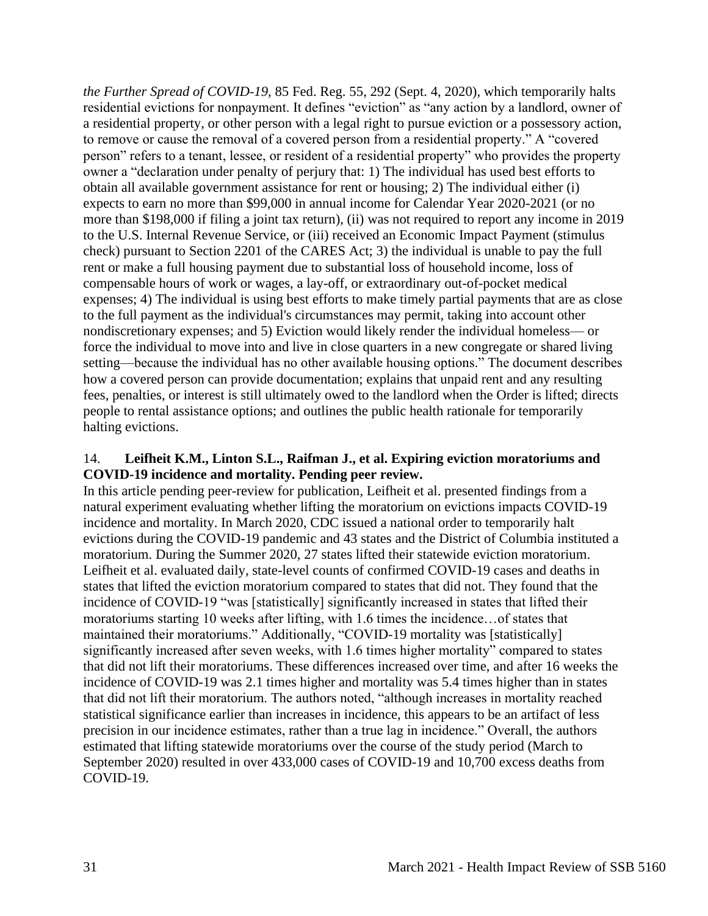*the Further Spread of COVID-19,* 85 Fed. Reg. 55, 292 (Sept. 4, 2020), which temporarily halts residential evictions for nonpayment. It defines "eviction" as "any action by a landlord, owner of a residential property, or other person with a legal right to pursue eviction or a possessory action, to remove or cause the removal of a covered person from a residential property." A "covered person" refers to a tenant, lessee, or resident of a residential property" who provides the property owner a "declaration under penalty of perjury that: 1) The individual has used best efforts to obtain all available government assistance for rent or housing; 2) The individual either (i) expects to earn no more than $99,000 in annual income for Calendar Year 2020-2021 (or no more than $198,000 if filing a joint tax return), (ii) was not required to report any income in 2019 to the U.S. Internal Revenue Service, or (iii) received an Economic Impact Payment (stimulus check) pursuant to Section 2201 of the CARES Act; 3) the individual is unable to pay the full rent or make a full housing payment due to substantial loss of household income, loss of compensable hours of work or wages, a lay-off, or extraordinary out-of-pocket medical expenses; 4) The individual is using best efforts to make timely partial payments that are as close to the full payment as the individual's circumstances may permit, taking into account other nondiscretionary expenses; and 5) Eviction would likely render the individual homeless— or force the individual to move into and live in close quarters in a new congregate or shared living setting—because the individual has no other available housing options." The document describes how a covered person can provide documentation; explains that unpaid rent and any resulting fees, penalties, or interest is still ultimately owed to the landlord when the Order is lifted; directs people to rental assistance options; and outlines the public health rationale for temporarily halting evictions.

14. **Leifheit K.M., Linton S.L., Raifman J., et al. Expiring eviction moratoriums and COVID-19 incidence and mortality. Pending peer review.**

In this article pending peer-review for publication, Leifheit et al. presented findings from a natural experiment evaluating whether lifting the moratorium on evictions impacts COVID-19 incidence and mortality. In March 2020, CDC issued a national order to temporarily halt evictions during the COVID-19 pandemic and 43 states and the District of Columbia instituted a moratorium. During the Summer 2020, 27 states lifted their statewide eviction moratorium. Leifheit et al. evaluated daily, state-level counts of confirmed COVID-19 cases and deaths in states that lifted the eviction moratorium compared to states that did not. They found that the incidence of COVID-19 "was [statistically] significantly increased in states that lifted their moratoriums starting 10 weeks after lifting, with 1.6 times the incidence…of states that maintained their moratoriums." Additionally, "COVID-19 mortality was [statistically] significantly increased after seven weeks, with 1.6 times higher mortality" compared to states that did not lift their moratoriums. These differences increased over time, and after 16 weeks the incidence of COVID-19 was 2.1 times higher and mortality was 5.4 times higher than in states that did not lift their moratorium. The authors noted, "although increases in mortality reached statistical significance earlier than increases in incidence, this appears to be an artifact of less precision in our incidence estimates, rather than a true lag in incidence." Overall, the authors estimated that lifting statewide moratoriums over the course of the study period (March to September 2020) resulted in over 433,000 cases of COVID-19 and 10,700 excess deaths from COVID-19.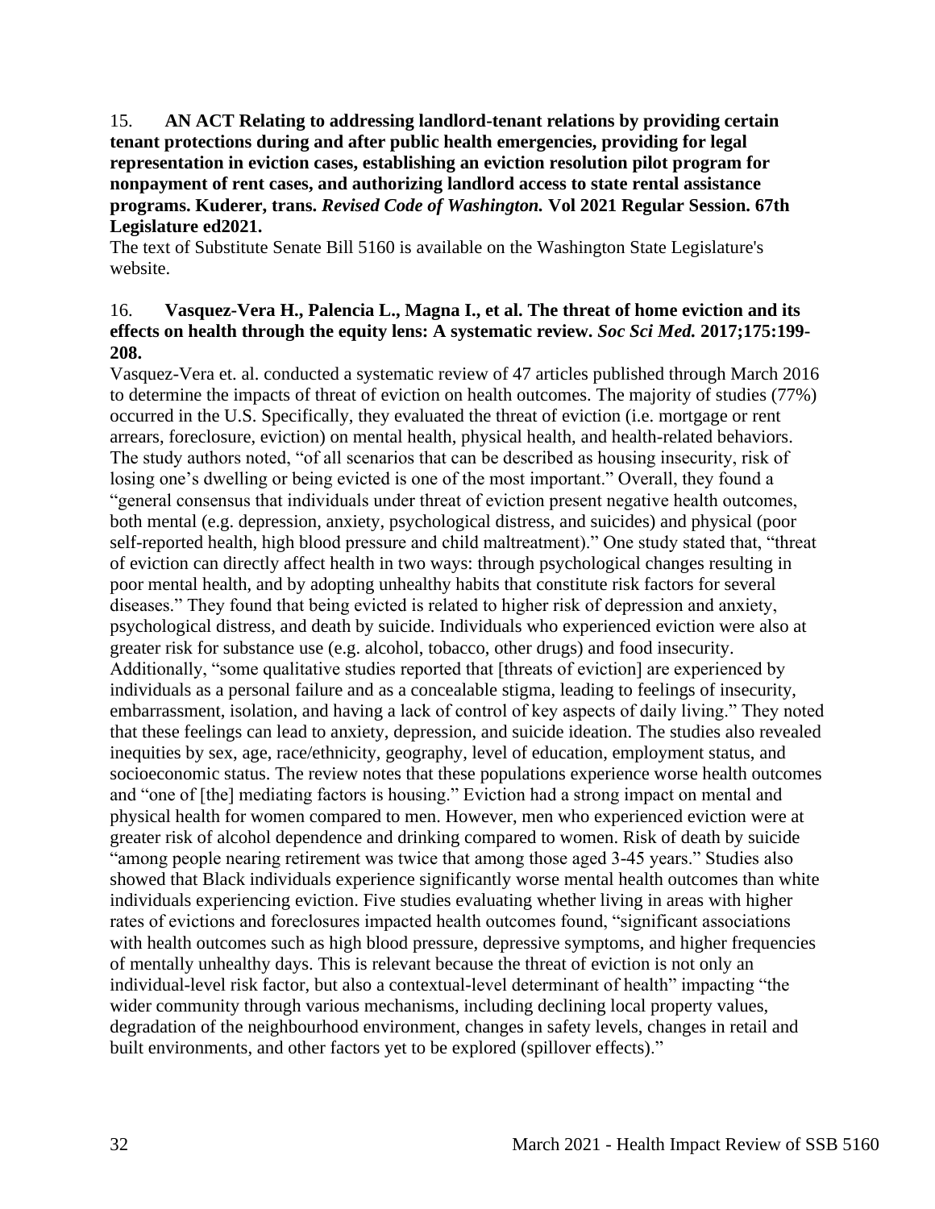15. **AN ACT Relating to addressing landlord-tenant relations by providing certain tenant protections during and after public health emergencies, providing for legal representation in eviction cases, establishing an eviction resolution pilot program for nonpayment of rent cases, and authorizing landlord access to state rental assistance programs. Kuderer, trans.** ***Revised Code of Washington.*** **Vol 2021 Regular Session. 67th Legislature ed2021.**

The text of Substitute Senate Bill 5160 is available on the Washington State Legislature's website.

16. **Vasquez-Vera H., Palencia L., Magna I., et al. The threat of home eviction and its effects on health through the equity lens: A systematic review.** ***Soc Sci Med.*** **2017;175:199-208.**

Vasquez-Vera et. al. conducted a systematic review of 47 articles published through March 2016 to determine the impacts of threat of eviction on health outcomes. The majority of studies (77%) occurred in the U.S. Specifically, they evaluated the threat of eviction (i.e. mortgage or rent arrears, foreclosure, eviction) on mental health, physical health, and health-related behaviors. The study authors noted, "of all scenarios that can be described as housing insecurity, risk of losing one's dwelling or being evicted is one of the most important." Overall, they found a "general consensus that individuals under threat of eviction present negative health outcomes, both mental (e.g. depression, anxiety, psychological distress, and suicides) and physical (poor self-reported health, high blood pressure and child maltreatment)." One study stated that, "threat of eviction can directly affect health in two ways: through psychological changes resulting in poor mental health, and by adopting unhealthy habits that constitute risk factors for several diseases." They found that being evicted is related to higher risk of depression and anxiety, psychological distress, and death by suicide. Individuals who experienced eviction were also at greater risk for substance use (e.g. alcohol, tobacco, other drugs) and food insecurity. Additionally, "some qualitative studies reported that [threats of eviction] are experienced by individuals as a personal failure and as a concealable stigma, leading to feelings of insecurity, embarrassment, isolation, and having a lack of control of key aspects of daily living." They noted that these feelings can lead to anxiety, depression, and suicide ideation. The studies also revealed inequities by sex, age, race/ethnicity, geography, level of education, employment status, and socioeconomic status. The review notes that these populations experience worse health outcomes and "one of [the] mediating factors is housing." Eviction had a strong impact on mental and physical health for women compared to men. However, men who experienced eviction were at greater risk of alcohol dependence and drinking compared to women. Risk of death by suicide "among people nearing retirement was twice that among those aged 3-45 years." Studies also showed that Black individuals experience significantly worse mental health outcomes than white individuals experiencing eviction. Five studies evaluating whether living in areas with higher rates of evictions and foreclosures impacted health outcomes found, "significant associations with health outcomes such as high blood pressure, depressive symptoms, and higher frequencies of mentally unhealthy days. This is relevant because the threat of eviction is not only an individual-level risk factor, but also a contextual-level determinant of health" impacting "the wider community through various mechanisms, including declining local property values, degradation of the neighbourhood environment, changes in safety levels, changes in retail and built environments, and other factors yet to be explored (spillover effects)."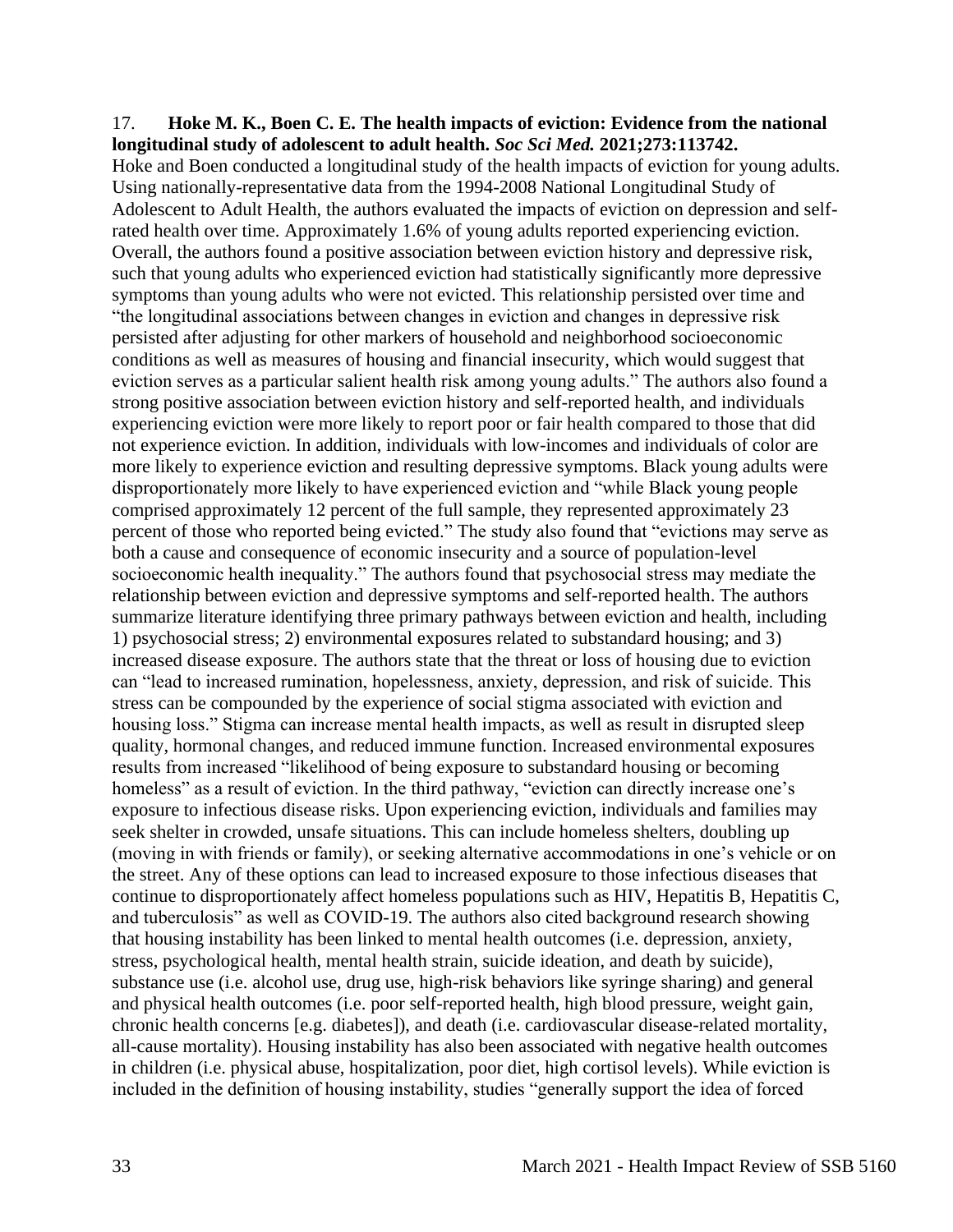17. **Hoke M. K., Boen C. E. The health impacts of eviction: Evidence from the national longitudinal study of adolescent to adult health. *Soc Sci Med.* 2021;273:113742.**

Hoke and Boen conducted a longitudinal study of the health impacts of eviction for young adults. Using nationally-representative data from the 1994-2008 National Longitudinal Study of Adolescent to Adult Health, the authors evaluated the impacts of eviction on depression and self-rated health over time. Approximately 1.6% of young adults reported experiencing eviction. Overall, the authors found a positive association between eviction history and depressive risk, such that young adults who experienced eviction had statistically significantly more depressive symptoms than young adults who were not evicted. This relationship persisted over time and "the longitudinal associations between changes in eviction and changes in depressive risk persisted after adjusting for other markers of household and neighborhood socioeconomic conditions as well as measures of housing and financial insecurity, which would suggest that eviction serves as a particular salient health risk among young adults." The authors also found a strong positive association between eviction history and self-reported health, and individuals experiencing eviction were more likely to report poor or fair health compared to those that did not experience eviction. In addition, individuals with low-incomes and individuals of color are more likely to experience eviction and resulting depressive symptoms. Black young adults were disproportionately more likely to have experienced eviction and "while Black young people comprised approximately 12 percent of the full sample, they represented approximately 23 percent of those who reported being evicted." The study also found that "evictions may serve as both a cause and consequence of economic insecurity and a source of population-level socioeconomic health inequality." The authors found that psychosocial stress may mediate the relationship between eviction and depressive symptoms and self-reported health. The authors summarize literature identifying three primary pathways between eviction and health, including 1) psychosocial stress; 2) environmental exposures related to substandard housing; and 3) increased disease exposure. The authors state that the threat or loss of housing due to eviction can "lead to increased rumination, hopelessness, anxiety, depression, and risk of suicide. This stress can be compounded by the experience of social stigma associated with eviction and housing loss." Stigma can increase mental health impacts, as well as result in disrupted sleep quality, hormonal changes, and reduced immune function. Increased environmental exposures results from increased "likelihood of being exposure to substandard housing or becoming homeless" as a result of eviction. In the third pathway, "eviction can directly increase one's exposure to infectious disease risks. Upon experiencing eviction, individuals and families may seek shelter in crowded, unsafe situations. This can include homeless shelters, doubling up (moving in with friends or family), or seeking alternative accommodations in one's vehicle or on the street. Any of these options can lead to increased exposure to those infectious diseases that continue to disproportionately affect homeless populations such as HIV, Hepatitis B, Hepatitis C, and tuberculosis" as well as COVID-19. The authors also cited background research showing that housing instability has been linked to mental health outcomes (i.e. depression, anxiety, stress, psychological health, mental health strain, suicide ideation, and death by suicide), substance use (i.e. alcohol use, drug use, high-risk behaviors like syringe sharing) and general and physical health outcomes (i.e. poor self-reported health, high blood pressure, weight gain, chronic health concerns [e.g. diabetes]), and death (i.e. cardiovascular disease-related mortality, all-cause mortality). Housing instability has also been associated with negative health outcomes in children (i.e. physical abuse, hospitalization, poor diet, high cortisol levels). While eviction is included in the definition of housing instability, studies "generally support the idea of forced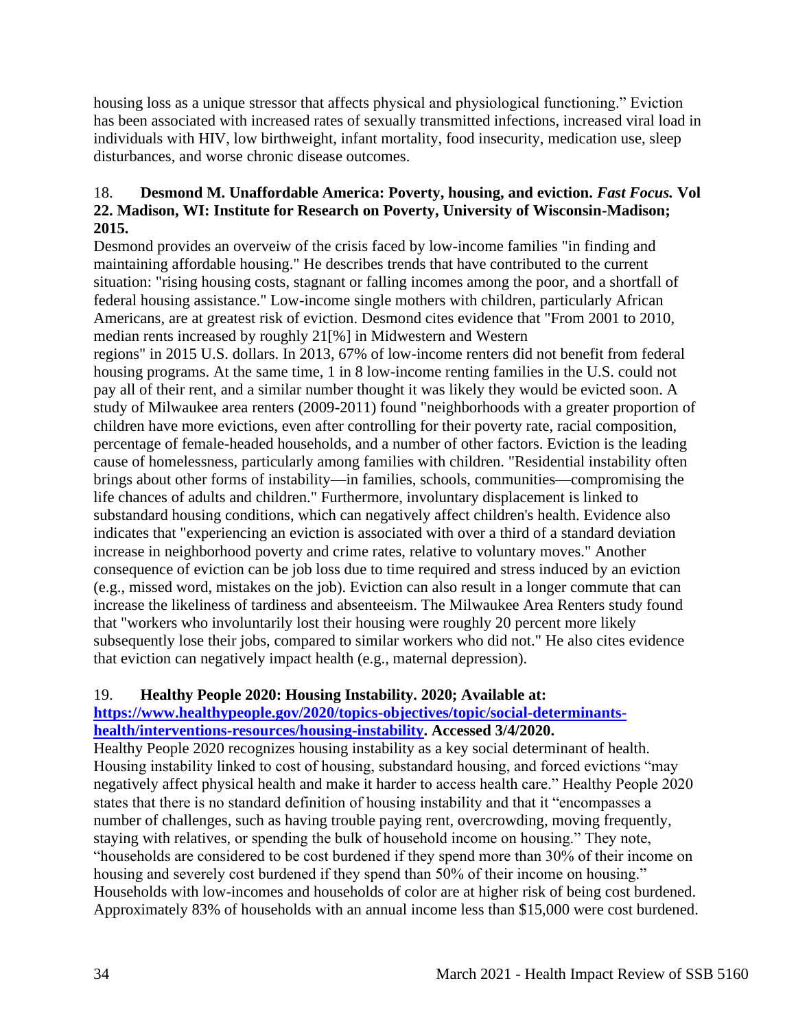housing loss as a unique stressor that affects physical and physiological functioning." Eviction has been associated with increased rates of sexually transmitted infections, increased viral load in individuals with HIV, low birthweight, infant mortality, food insecurity, medication use, sleep disturbances, and worse chronic disease outcomes.

18. **Desmond M. Unaffordable America: Poverty, housing, and eviction. *Fast Focus.* Vol 22. Madison, WI: Institute for Research on Poverty, University of Wisconsin-Madison; 2015.**

Desmond provides an overveiw of the crisis faced by low-income families "in finding and maintaining affordable housing." He describes trends that have contributed to the current situation: "rising housing costs, stagnant or falling incomes among the poor, and a shortfall of federal housing assistance." Low-income single mothers with children, particularly African Americans, are at greatest risk of eviction. Desmond cites evidence that "From 2001 to 2010, median rents increased by roughly 21[%] in Midwestern and Western regions" in 2015 U.S. dollars. In 2013, 67% of low-income renters did not benefit from federal housing programs. At the same time, 1 in 8 low-income renting families in the U.S. could not pay all of their rent, and a similar number thought it was likely they would be evicted soon. A study of Milwaukee area renters (2009-2011) found "neighborhoods with a greater proportion of children have more evictions, even after controlling for their poverty rate, racial composition, percentage of female-headed households, and a number of other factors. Eviction is the leading cause of homelessness, particularly among families with children. "Residential instability often brings about other forms of instability—in families, schools, communities—compromising the life chances of adults and children." Furthermore, involuntary displacement is linked to substandard housing conditions, which can negatively affect children's health. Evidence also indicates that "experiencing an eviction is associated with over a third of a standard deviation increase in neighborhood poverty and crime rates, relative to voluntary moves." Another consequence of eviction can be job loss due to time required and stress induced by an eviction (e.g., missed word, mistakes on the job). Eviction can also result in a longer commute that can increase the likeliness of tardiness and absenteeism. The Milwaukee Area Renters study found that "workers who involuntarily lost their housing were roughly 20 percent more likely subsequently lose their jobs, compared to similar workers who did not." He also cites evidence that eviction can negatively impact health (e.g., maternal depression).

19. **Healthy People 2020: Housing Instability. 2020; Available at: [https://www.healthypeople.gov/2020/topics-objectives/topic/social-determinants-health/interventions-resources/housing-instability](https://www.healthypeople.gov/2020/topics-objectives/topic/social-determinants-health/interventions-resources/housing-instability). Accessed 3/4/2020.**

Healthy People 2020 recognizes housing instability as a key social determinant of health. Housing instability linked to cost of housing, substandard housing, and forced evictions "may negatively affect physical health and make it harder to access health care." Healthy People 2020 states that there is no standard definition of housing instability and that it "encompasses a number of challenges, such as having trouble paying rent, overcrowding, moving frequently, staying with relatives, or spending the bulk of household income on housing." They note, "households are considered to be cost burdened if they spend more than 30% of their income on housing and severely cost burdened if they spend than 50% of their income on housing." Households with low-incomes and households of color are at higher risk of being cost burdened. Approximately 83% of households with an annual income less than $15,000 were cost burdened.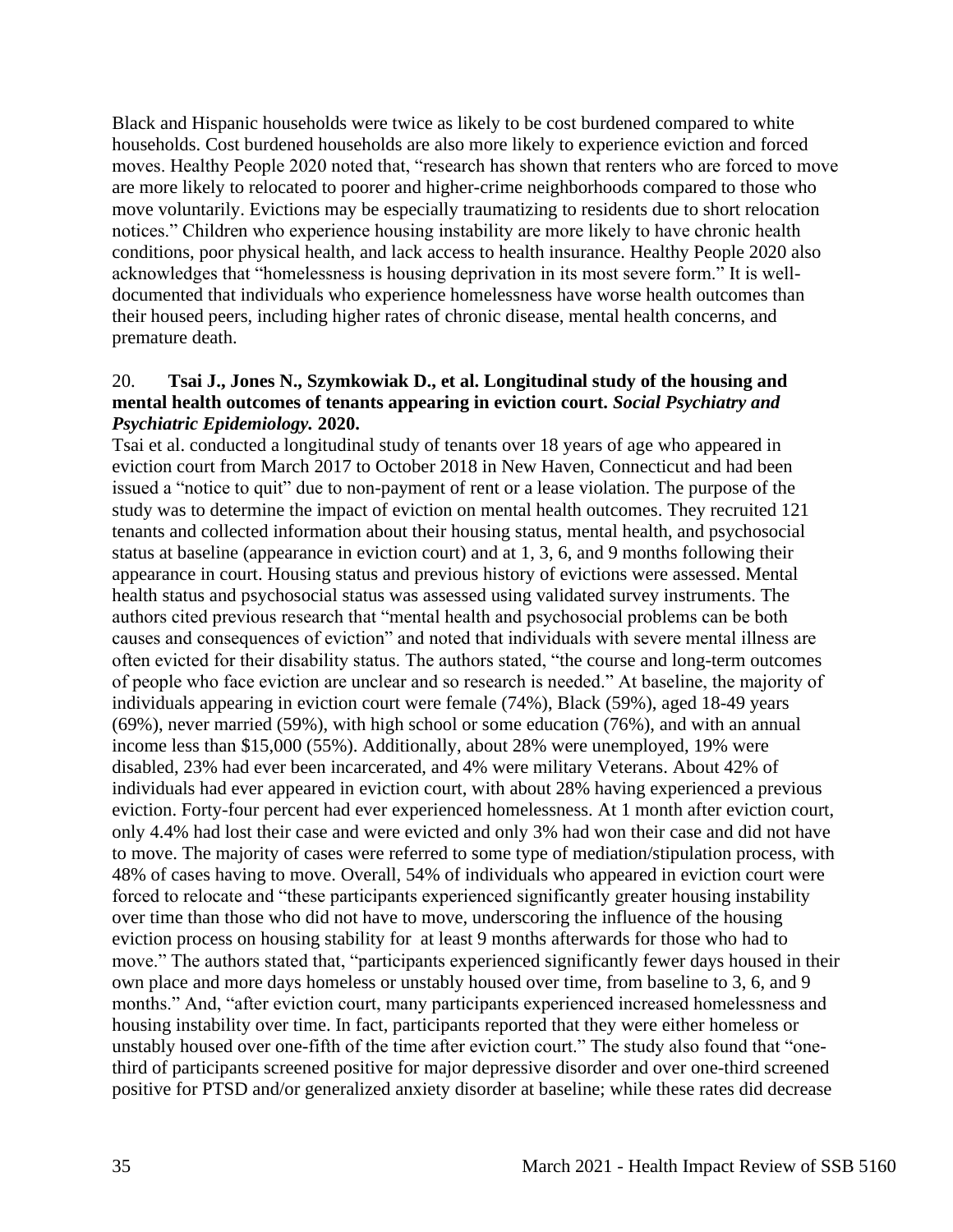Black and Hispanic households were twice as likely to be cost burdened compared to white households. Cost burdened households are also more likely to experience eviction and forced moves. Healthy People 2020 noted that, "research has shown that renters who are forced to move are more likely to relocated to poorer and higher-crime neighborhoods compared to those who move voluntarily. Evictions may be especially traumatizing to residents due to short relocation notices." Children who experience housing instability are more likely to have chronic health conditions, poor physical health, and lack access to health insurance. Healthy People 2020 also acknowledges that "homelessness is housing deprivation in its most severe form." It is well-documented that individuals who experience homelessness have worse health outcomes than their housed peers, including higher rates of chronic disease, mental health concerns, and premature death.

20. **Tsai J., Jones N., Szymkowiak D., et al. Longitudinal study of the housing and mental health outcomes of tenants appearing in eviction court. *Social Psychiatry and Psychiatric Epidemiology.* 2020.**

Tsai et al. conducted a longitudinal study of tenants over 18 years of age who appeared in eviction court from March 2017 to October 2018 in New Haven, Connecticut and had been issued a "notice to quit" due to non-payment of rent or a lease violation. The purpose of the study was to determine the impact of eviction on mental health outcomes. They recruited 121 tenants and collected information about their housing status, mental health, and psychosocial status at baseline (appearance in eviction court) and at 1, 3, 6, and 9 months following their appearance in court. Housing status and previous history of evictions were assessed. Mental health status and psychosocial status was assessed using validated survey instruments. The authors cited previous research that "mental health and psychosocial problems can be both causes and consequences of eviction" and noted that individuals with severe mental illness are often evicted for their disability status. The authors stated, "the course and long-term outcomes of people who face eviction are unclear and so research is needed." At baseline, the majority of individuals appearing in eviction court were female (74%), Black (59%), aged 18-49 years (69%), never married (59%), with high school or some education (76%), and with an annual income less than $15,000 (55%). Additionally, about 28% were unemployed, 19% were disabled, 23% had ever been incarcerated, and 4% were military Veterans. About 42% of individuals had ever appeared in eviction court, with about 28% having experienced a previous eviction. Forty-four percent had ever experienced homelessness. At 1 month after eviction court, only 4.4% had lost their case and were evicted and only 3% had won their case and did not have to move. The majority of cases were referred to some type of mediation/stipulation process, with 48% of cases having to move. Overall, 54% of individuals who appeared in eviction court were forced to relocate and "these participants experienced significantly greater housing instability over time than those who did not have to move, underscoring the influence of the housing eviction process on housing stability for at least 9 months afterwards for those who had to move." The authors stated that, "participants experienced significantly fewer days housed in their own place and more days homeless or unstably housed over time, from baseline to 3, 6, and 9 months." And, "after eviction court, many participants experienced increased homelessness and housing instability over time. In fact, participants reported that they were either homeless or unstably housed over one-fifth of the time after eviction court." The study also found that "one-third of participants screened positive for major depressive disorder and over one-third screened positive for PTSD and/or generalized anxiety disorder at baseline; while these rates did decrease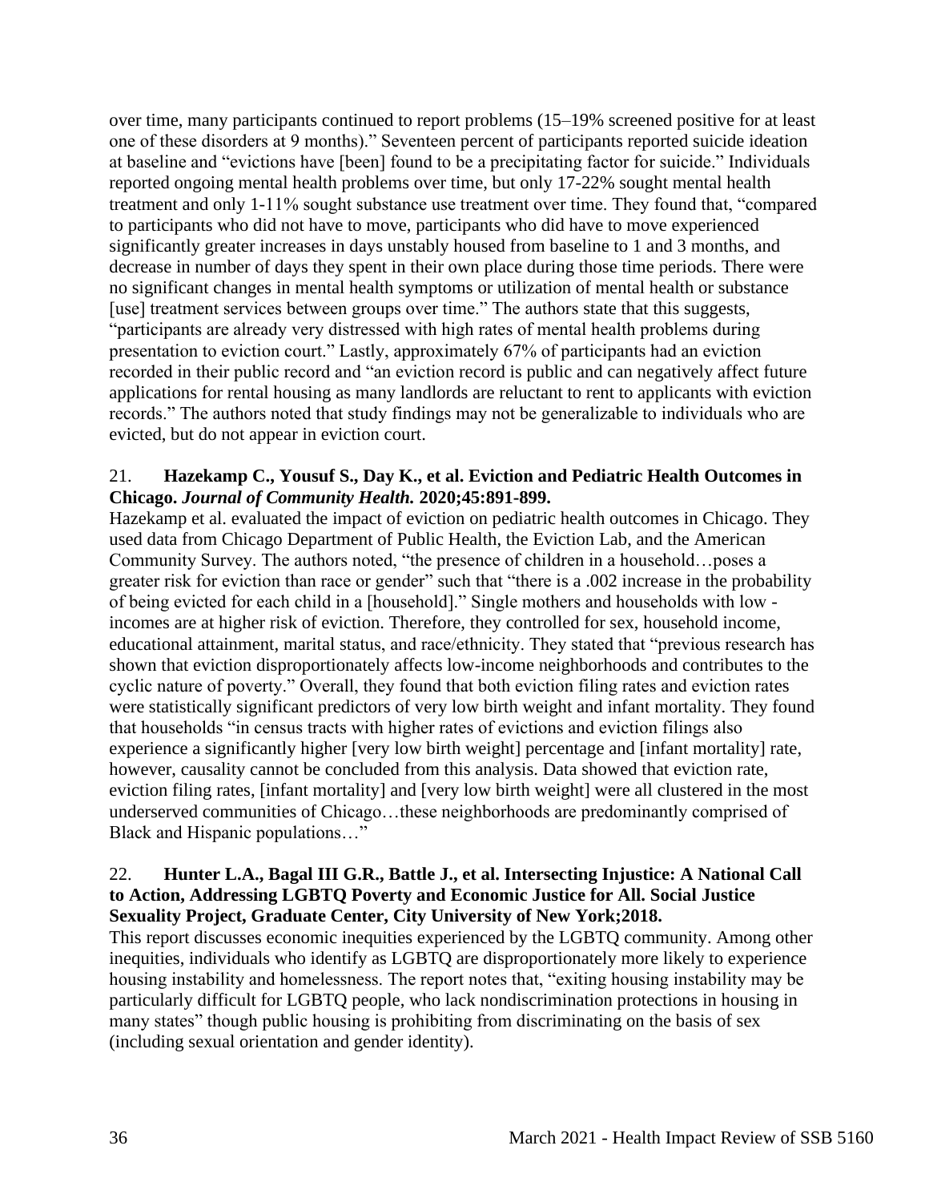over time, many participants continued to report problems (15–19% screened positive for at least one of these disorders at 9 months)." Seventeen percent of participants reported suicide ideation at baseline and "evictions have [been] found to be a precipitating factor for suicide." Individuals reported ongoing mental health problems over time, but only 17-22% sought mental health treatment and only 1-11% sought substance use treatment over time. They found that, "compared to participants who did not have to move, participants who did have to move experienced significantly greater increases in days unstably housed from baseline to 1 and 3 months, and decrease in number of days they spent in their own place during those time periods. There were no significant changes in mental health symptoms or utilization of mental health or substance [use] treatment services between groups over time." The authors state that this suggests, "participants are already very distressed with high rates of mental health problems during presentation to eviction court." Lastly, approximately 67% of participants had an eviction recorded in their public record and "an eviction record is public and can negatively affect future applications for rental housing as many landlords are reluctant to rent to applicants with eviction records." The authors noted that study findings may not be generalizable to individuals who are evicted, but do not appear in eviction court.

21. **Hazekamp C., Yousuf S., Day K., et al. Eviction and Pediatric Health Outcomes in Chicago. *Journal of Community Health.* 2020;45:891-899.**

Hazekamp et al. evaluated the impact of eviction on pediatric health outcomes in Chicago. They used data from Chicago Department of Public Health, the Eviction Lab, and the American Community Survey. The authors noted, "the presence of children in a household…poses a greater risk for eviction than race or gender" such that "there is a .002 increase in the probability of being evicted for each child in a [household]." Single mothers and households with low - incomes are at higher risk of eviction. Therefore, they controlled for sex, household income, educational attainment, marital status, and race/ethnicity. They stated that "previous research has shown that eviction disproportionately affects low-income neighborhoods and contributes to the cyclic nature of poverty." Overall, they found that both eviction filing rates and eviction rates were statistically significant predictors of very low birth weight and infant mortality. They found that households "in census tracts with higher rates of evictions and eviction filings also experience a significantly higher [very low birth weight] percentage and [infant mortality] rate, however, causality cannot be concluded from this analysis. Data showed that eviction rate, eviction filing rates, [infant mortality] and [very low birth weight] were all clustered in the most underserved communities of Chicago…these neighborhoods are predominantly comprised of Black and Hispanic populations…"

22. **Hunter L.A., Bagal III G.R., Battle J., et al. Intersecting Injustice: A National Call to Action, Addressing LGBTQ Poverty and Economic Justice for All. Social Justice Sexuality Project, Graduate Center, City University of New York;2018.**

This report discusses economic inequities experienced by the LGBTQ community. Among other inequities, individuals who identify as LGBTQ are disproportionately more likely to experience housing instability and homelessness. The report notes that, "exiting housing instability may be particularly difficult for LGBTQ people, who lack nondiscrimination protections in housing in many states" though public housing is prohibiting from discriminating on the basis of sex (including sexual orientation and gender identity).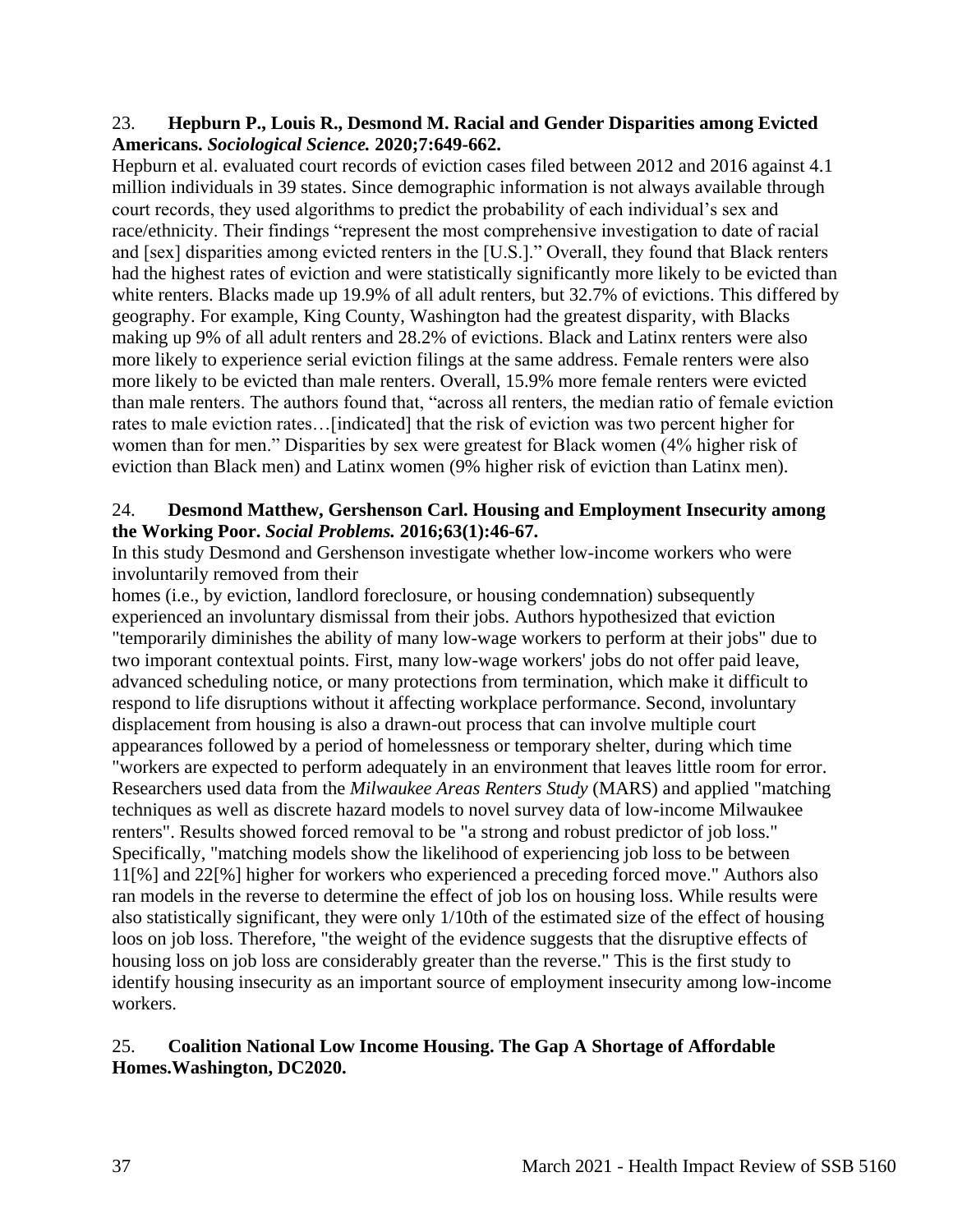23. **Hepburn P., Louis R., Desmond M. Racial and Gender Disparities among Evicted Americans. *Sociological Science.* 2020;7:649-662.**

Hepburn et al. evaluated court records of eviction cases filed between 2012 and 2016 against 4.1 million individuals in 39 states. Since demographic information is not always available through court records, they used algorithms to predict the probability of each individual's sex and race/ethnicity. Their findings "represent the most comprehensive investigation to date of racial and [sex] disparities among evicted renters in the [U.S.]." Overall, they found that Black renters had the highest rates of eviction and were statistically significantly more likely to be evicted than white renters. Blacks made up 19.9% of all adult renters, but 32.7% of evictions. This differed by geography. For example, King County, Washington had the greatest disparity, with Blacks making up 9% of all adult renters and 28.2% of evictions. Black and Latinx renters were also more likely to experience serial eviction filings at the same address. Female renters were also more likely to be evicted than male renters. Overall, 15.9% more female renters were evicted than male renters. The authors found that, "across all renters, the median ratio of female eviction rates to male eviction rates…[indicated] that the risk of eviction was two percent higher for women than for men." Disparities by sex were greatest for Black women (4% higher risk of eviction than Black men) and Latinx women (9% higher risk of eviction than Latinx men).

24. **Desmond Matthew, Gershenson Carl. Housing and Employment Insecurity among the Working Poor. *Social Problems.* 2016;63(1):46-67.**

In this study Desmond and Gershenson investigate whether low-income workers who were involuntarily removed from their homes (i.e., by eviction, landlord foreclosure, or housing condemnation) subsequently experienced an involuntary dismissal from their jobs. Authors hypothesized that eviction "temporarily diminishes the ability of many low-wage workers to perform at their jobs" due to two imporant contextual points. First, many low-wage workers' jobs do not offer paid leave, advanced scheduling notice, or many protections from termination, which make it difficult to respond to life disruptions without it affecting workplace performance. Second, involuntary displacement from housing is also a drawn-out process that can involve multiple court appearances followed by a period of homelessness or temporary shelter, during which time "workers are expected to perform adequately in an environment that leaves little room for error. Researchers used data from the *Milwaukee Areas Renters Study* (MARS) and applied "matching techniques as well as discrete hazard models to novel survey data of low-income Milwaukee renters". Results showed forced removal to be "a strong and robust predictor of job loss." Specifically, "matching models show the likelihood of experiencing job loss to be between 11[%] and 22[%] higher for workers who experienced a preceding forced move." Authors also ran models in the reverse to determine the effect of job los on housing loss. While results were also statistically significant, they were only 1/10th of the estimated size of the effect of housing loos on job loss. Therefore, "the weight of the evidence suggests that the disruptive effects of housing loss on job loss are considerably greater than the reverse." This is the first study to identify housing insecurity as an important source of employment insecurity among low-income workers.

25. **Coalition National Low Income Housing. The Gap A Shortage of Affordable Homes.Washington, DC2020.**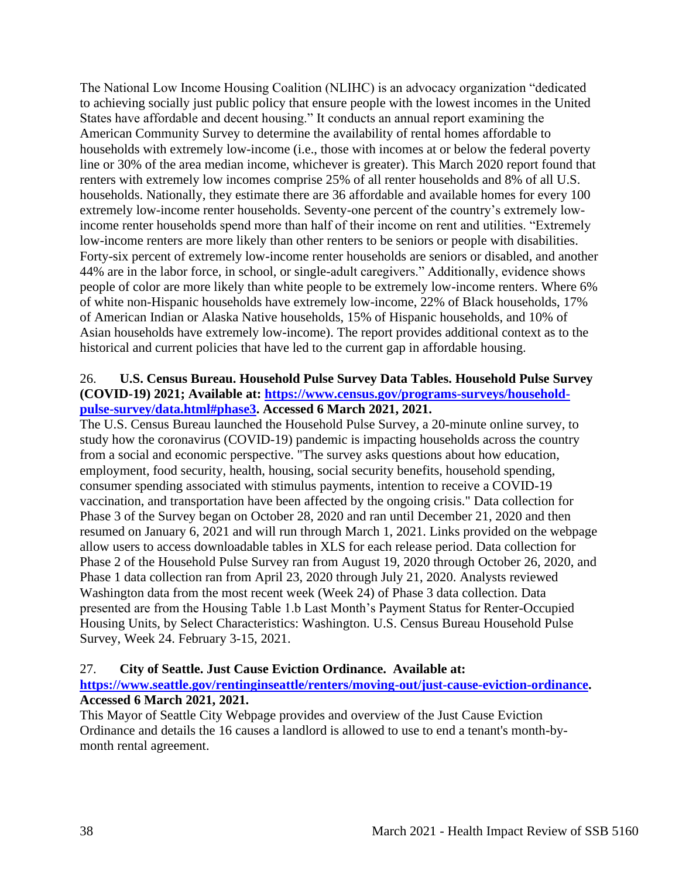The National Low Income Housing Coalition (NLIHC) is an advocacy organization "dedicated to achieving socially just public policy that ensure people with the lowest incomes in the United States have affordable and decent housing." It conducts an annual report examining the American Community Survey to determine the availability of rental homes affordable to households with extremely low-income (i.e., those with incomes at or below the federal poverty line or 30% of the area median income, whichever is greater). This March 2020 report found that renters with extremely low incomes comprise 25% of all renter households and 8% of all U.S. households. Nationally, they estimate there are 36 affordable and available homes for every 100 extremely low-income renter households. Seventy-one percent of the country's extremely low-income renter households spend more than half of their income on rent and utilities. "Extremely low-income renters are more likely than other renters to be seniors or people with disabilities. Forty-six percent of extremely low-income renter households are seniors or disabled, and another 44% are in the labor force, in school, or single-adult caregivers." Additionally, evidence shows people of color are more likely than white people to be extremely low-income renters. Where 6% of white non-Hispanic households have extremely low-income, 22% of Black households, 17% of American Indian or Alaska Native households, 15% of Hispanic households, and 10% of Asian households have extremely low-income). The report provides additional context as to the historical and current policies that have led to the current gap in affordable housing.

26. **U.S. Census Bureau. Household Pulse Survey Data Tables. Household Pulse Survey (COVID-19) 2021; Available at: [https://www.census.gov/programs-surveys/household-pulse-survey/data.html#phase3](https://www.census.gov/programs-surveys/household-pulse-survey/data.html#phase3). Accessed 6 March 2021, 2021.**

The U.S. Census Bureau launched the Household Pulse Survey, a 20-minute online survey, to study how the coronavirus (COVID-19) pandemic is impacting households across the country from a social and economic perspective. "The survey asks questions about how education, employment, food security, health, housing, social security benefits, household spending, consumer spending associated with stimulus payments, intention to receive a COVID-19 vaccination, and transportation have been affected by the ongoing crisis." Data collection for Phase 3 of the Survey began on October 28, 2020 and ran until December 21, 2020 and then resumed on January 6, 2021 and will run through March 1, 2021. Links provided on the webpage allow users to access downloadable tables in XLS for each release period. Data collection for Phase 2 of the Household Pulse Survey ran from August 19, 2020 through October 26, 2020, and Phase 1 data collection ran from April 23, 2020 through July 21, 2020. Analysts reviewed Washington data from the most recent week (Week 24) of Phase 3 data collection. Data presented are from the Housing Table 1.b Last Month's Payment Status for Renter-Occupied Housing Units, by Select Characteristics: Washington. U.S. Census Bureau Household Pulse Survey, Week 24. February 3-15, 2021.

27. **City of Seattle. Just Cause Eviction Ordinance. Available at: [https://www.seattle.gov/rentinginseattle/renters/moving-out/just-cause-eviction-ordinance](https://www.seattle.gov/rentinginseattle/renters/moving-out/just-cause-eviction-ordinance). Accessed 6 March 2021, 2021.**

This Mayor of Seattle City Webpage provides and overview of the Just Cause Eviction Ordinance and details the 16 causes a landlord is allowed to use to end a tenant's month-by-month rental agreement.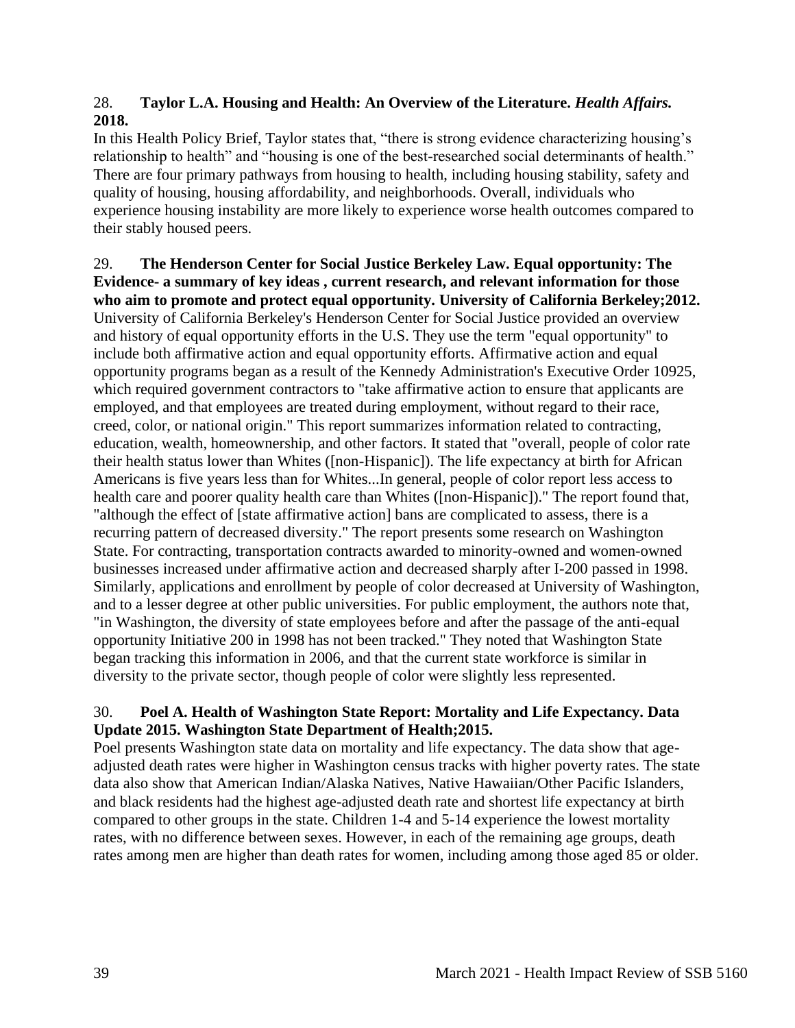28. **Taylor L.A. Housing and Health: An Overview of the Literature. *Health Affairs.* 2018.**

In this Health Policy Brief, Taylor states that, "there is strong evidence characterizing housing's relationship to health" and "housing is one of the best-researched social determinants of health." There are four primary pathways from housing to health, including housing stability, safety and quality of housing, housing affordability, and neighborhoods. Overall, individuals who experience housing instability are more likely to experience worse health outcomes compared to their stably housed peers.

29. **The Henderson Center for Social Justice Berkeley Law. Equal opportunity: The Evidence- a summary of key ideas , current research, and relevant information for those who aim to promote and protect equal opportunity. University of California Berkeley;2012.**

University of California Berkeley's Henderson Center for Social Justice provided an overview and history of equal opportunity efforts in the U.S. They use the term "equal opportunity" to include both affirmative action and equal opportunity efforts. Affirmative action and equal opportunity programs began as a result of the Kennedy Administration's Executive Order 10925, which required government contractors to "take affirmative action to ensure that applicants are employed, and that employees are treated during employment, without regard to their race, creed, color, or national origin." This report summarizes information related to contracting, education, wealth, homeownership, and other factors. It stated that "overall, people of color rate their health status lower than Whites ([non-Hispanic]). The life expectancy at birth for African Americans is five years less than for Whites...In general, people of color report less access to health care and poorer quality health care than Whites ([non-Hispanic])." The report found that, "although the effect of [state affirmative action] bans are complicated to assess, there is a recurring pattern of decreased diversity." The report presents some research on Washington State. For contracting, transportation contracts awarded to minority-owned and women-owned businesses increased under affirmative action and decreased sharply after I-200 passed in 1998. Similarly, applications and enrollment by people of color decreased at University of Washington, and to a lesser degree at other public universities. For public employment, the authors note that, "in Washington, the diversity of state employees before and after the passage of the anti-equal opportunity Initiative 200 in 1998 has not been tracked." They noted that Washington State began tracking this information in 2006, and that the current state workforce is similar in diversity to the private sector, though people of color were slightly less represented.

30. **Poel A. Health of Washington State Report: Mortality and Life Expectancy. Data Update 2015. Washington State Department of Health;2015.**

Poel presents Washington state data on mortality and life expectancy. The data show that age-adjusted death rates were higher in Washington census tracks with higher poverty rates. The state data also show that American Indian/Alaska Natives, Native Hawaiian/Other Pacific Islanders, and black residents had the highest age-adjusted death rate and shortest life expectancy at birth compared to other groups in the state. Children 1-4 and 5-14 experience the lowest mortality rates, with no difference between sexes. However, in each of the remaining age groups, death rates among men are higher than death rates for women, including among those aged 85 or older.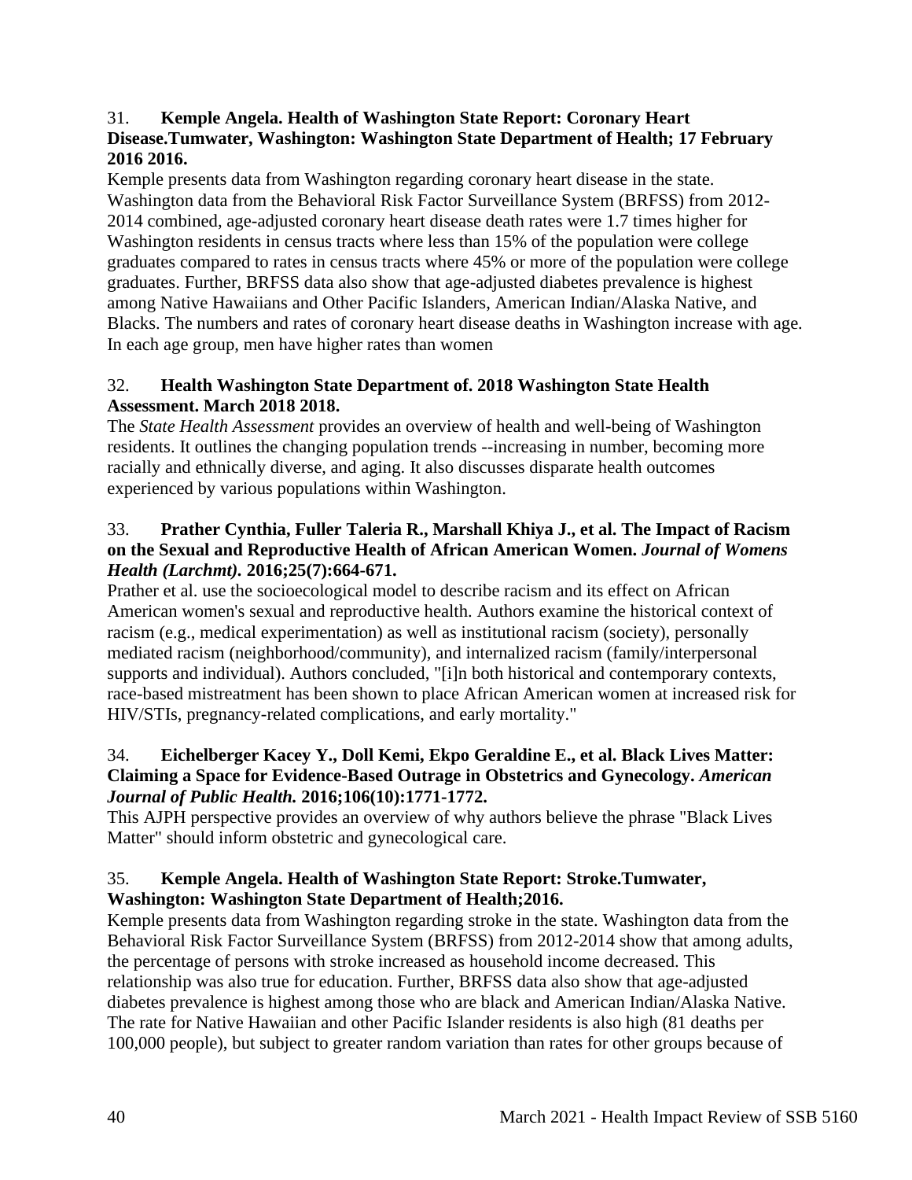31. **Kemple Angela. Health of Washington State Report: Coronary Heart Disease.Tumwater, Washington: Washington State Department of Health; 17 February 2016 2016.**

Kemple presents data from Washington regarding coronary heart disease in the state. Washington data from the Behavioral Risk Factor Surveillance System (BRFSS) from 2012-2014 combined, age-adjusted coronary heart disease death rates were 1.7 times higher for Washington residents in census tracts where less than 15% of the population were college graduates compared to rates in census tracts where 45% or more of the population were college graduates. Further, BRFSS data also show that age-adjusted diabetes prevalence is highest among Native Hawaiians and Other Pacific Islanders, American Indian/Alaska Native, and Blacks. The numbers and rates of coronary heart disease deaths in Washington increase with age. In each age group, men have higher rates than women

32. **Health Washington State Department of. 2018 Washington State Health Assessment. March 2018 2018.**

The *State Health Assessment* provides an overview of health and well-being of Washington residents. It outlines the changing population trends --increasing in number, becoming more racially and ethnically diverse, and aging. It also discusses disparate health outcomes experienced by various populations within Washington.

33. **Prather Cynthia, Fuller Taleria R., Marshall Khiya J., et al. The Impact of Racism on the Sexual and Reproductive Health of African American Women.** ***Journal of Womens Health (Larchmt).*** **2016;25(7):664-671.**

Prather et al. use the socioecological model to describe racism and its effect on African American women's sexual and reproductive health. Authors examine the historical context of racism (e.g., medical experimentation) as well as institutional racism (society), personally mediated racism (neighborhood/community), and internalized racism (family/interpersonal supports and individual). Authors concluded, "[i]n both historical and contemporary contexts, race-based mistreatment has been shown to place African American women at increased risk for HIV/STIs, pregnancy-related complications, and early mortality."

34. **Eichelberger Kacey Y., Doll Kemi, Ekpo Geraldine E., et al. Black Lives Matter: Claiming a Space for Evidence-Based Outrage in Obstetrics and Gynecology.** ***American Journal of Public Health.*** **2016;106(10):1771-1772.**

This AJPH perspective provides an overview of why authors believe the phrase "Black Lives Matter" should inform obstetric and gynecological care.

35. **Kemple Angela. Health of Washington State Report: Stroke.Tumwater, Washington: Washington State Department of Health;2016.**

Kemple presents data from Washington regarding stroke in the state. Washington data from the Behavioral Risk Factor Surveillance System (BRFSS) from 2012-2014 show that among adults, the percentage of persons with stroke increased as household income decreased. This relationship was also true for education. Further, BRFSS data also show that age-adjusted diabetes prevalence is highest among those who are black and American Indian/Alaska Native. The rate for Native Hawaiian and other Pacific Islander residents is also high (81 deaths per 100,000 people), but subject to greater random variation than rates for other groups because of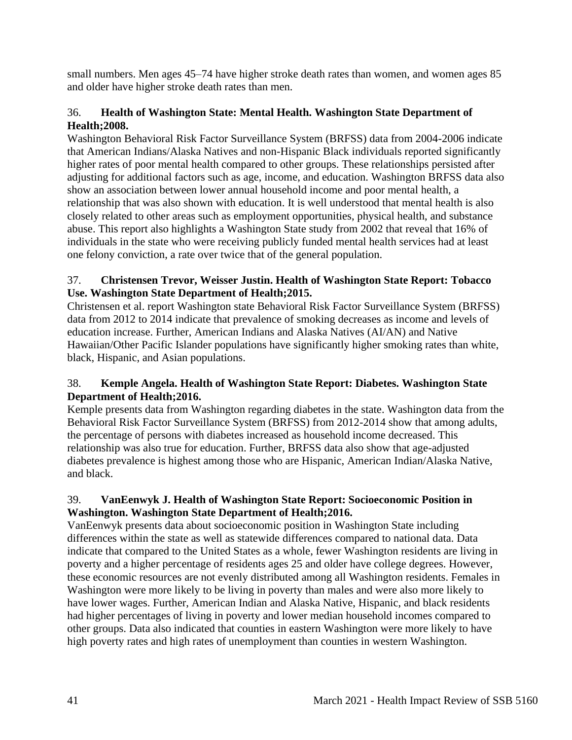small numbers. Men ages 45–74 have higher stroke death rates than women, and women ages 85 and older have higher stroke death rates than men.

36. **Health of Washington State: Mental Health. Washington State Department of Health;2008.**
Washington Behavioral Risk Factor Surveillance System (BRFSS) data from 2004-2006 indicate that American Indians/Alaska Natives and non-Hispanic Black individuals reported significantly higher rates of poor mental health compared to other groups. These relationships persisted after adjusting for additional factors such as age, income, and education. Washington BRFSS data also show an association between lower annual household income and poor mental health, a relationship that was also shown with education. It is well understood that mental health is also closely related to other areas such as employment opportunities, physical health, and substance abuse. This report also highlights a Washington State study from 2002 that reveal that 16% of individuals in the state who were receiving publicly funded mental health services had at least one felony conviction, a rate over twice that of the general population.

37. **Christensen Trevor, Weisser Justin. Health of Washington State Report: Tobacco Use. Washington State Department of Health;2015.**
Christensen et al. report Washington state Behavioral Risk Factor Surveillance System (BRFSS) data from 2012 to 2014 indicate that prevalence of smoking decreases as income and levels of education increase. Further, American Indians and Alaska Natives (AI/AN) and Native Hawaiian/Other Pacific Islander populations have significantly higher smoking rates than white, black, Hispanic, and Asian populations.

38. **Kemple Angela. Health of Washington State Report: Diabetes. Washington State Department of Health;2016.**
Kemple presents data from Washington regarding diabetes in the state. Washington data from the Behavioral Risk Factor Surveillance System (BRFSS) from 2012-2014 show that among adults, the percentage of persons with diabetes increased as household income decreased. This relationship was also true for education. Further, BRFSS data also show that age-adjusted diabetes prevalence is highest among those who are Hispanic, American Indian/Alaska Native, and black.

39. **VanEenwyk J. Health of Washington State Report: Socioeconomic Position in Washington. Washington State Department of Health;2016.**
VanEenwyk presents data about socioeconomic position in Washington State including differences within the state as well as statewide differences compared to national data. Data indicate that compared to the United States as a whole, fewer Washington residents are living in poverty and a higher percentage of residents ages 25 and older have college degrees. However, these economic resources are not evenly distributed among all Washington residents. Females in Washington were more likely to be living in poverty than males and were also more likely to have lower wages. Further, American Indian and Alaska Native, Hispanic, and black residents had higher percentages of living in poverty and lower median household incomes compared to other groups. Data also indicated that counties in eastern Washington were more likely to have high poverty rates and high rates of unemployment than counties in western Washington.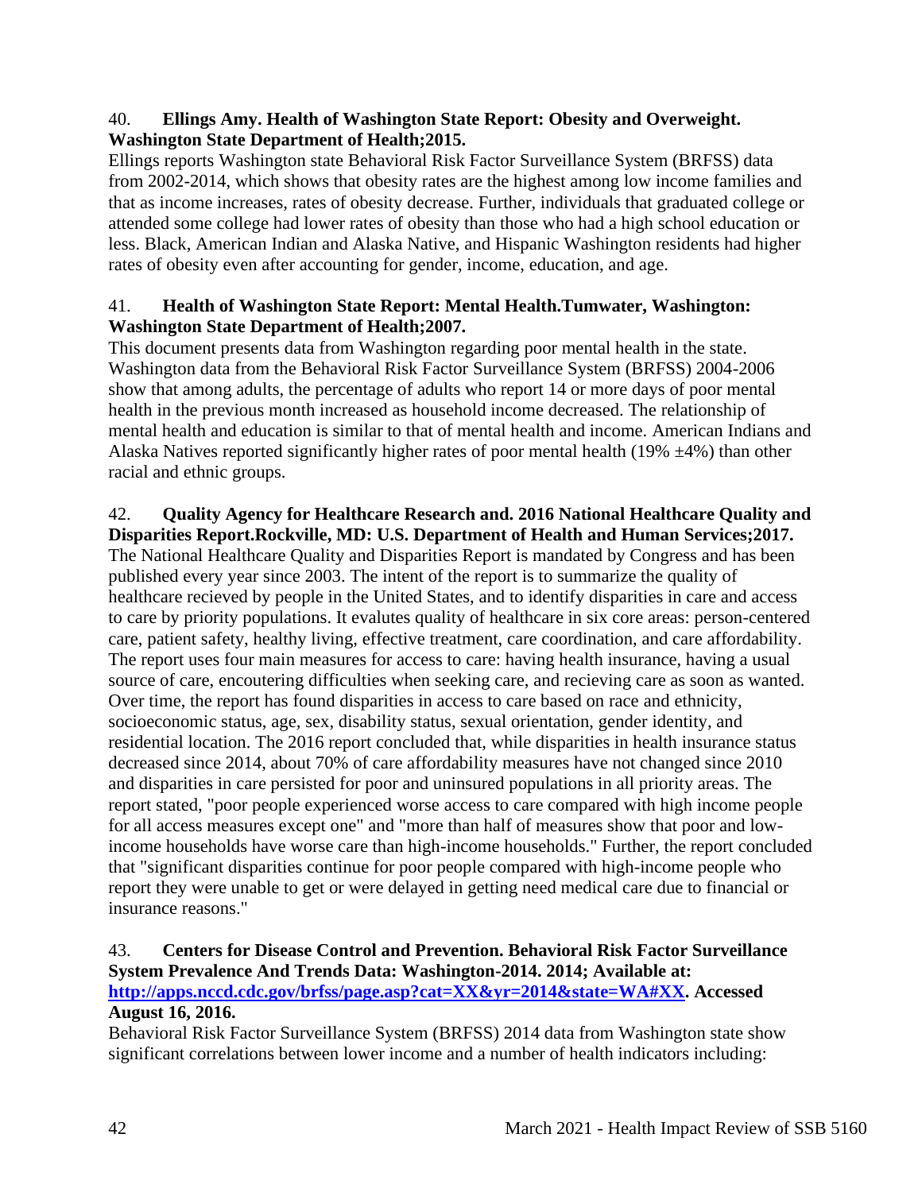40. **Ellings Amy. Health of Washington State Report: Obesity and Overweight. Washington State Department of Health;2015.**

Ellings reports Washington state Behavioral Risk Factor Surveillance System (BRFSS) data from 2002-2014, which shows that obesity rates are the highest among low income families and that as income increases, rates of obesity decrease. Further, individuals that graduated college or attended some college had lower rates of obesity than those who had a high school education or less. Black, American Indian and Alaska Native, and Hispanic Washington residents had higher rates of obesity even after accounting for gender, income, education, and age.

41. **Health of Washington State Report: Mental Health.Tumwater, Washington: Washington State Department of Health;2007.**

This document presents data from Washington regarding poor mental health in the state. Washington data from the Behavioral Risk Factor Surveillance System (BRFSS) 2004-2006 show that among adults, the percentage of adults who report 14 or more days of poor mental health in the previous month increased as household income decreased. The relationship of mental health and education is similar to that of mental health and income. American Indians and Alaska Natives reported significantly higher rates of poor mental health (19% ±4%) than other racial and ethnic groups.

42. **Quality Agency for Healthcare Research and. 2016 National Healthcare Quality and Disparities Report.Rockville, MD: U.S. Department of Health and Human Services;2017.**

The National Healthcare Quality and Disparities Report is mandated by Congress and has been published every year since 2003. The intent of the report is to summarize the quality of healthcare recieved by people in the United States, and to identify disparities in care and access to care by priority populations. It evalutes quality of healthcare in six core areas: person-centered care, patient safety, healthy living, effective treatment, care coordination, and care affordability. The report uses four main measures for access to care: having health insurance, having a usual source of care, encoutering difficulties when seeking care, and recieving care as soon as wanted. Over time, the report has found disparities in access to care based on race and ethnicity, socioeconomic status, age, sex, disability status, sexual orientation, gender identity, and residential location. The 2016 report concluded that, while disparities in health insurance status decreased since 2014, about 70% of care affordability measures have not changed since 2010 and disparities in care persisted for poor and uninsured populations in all priority areas. The report stated, "poor people experienced worse access to care compared with high income people for all access measures except one" and "more than half of measures show that poor and low-income households have worse care than high-income households." Further, the report concluded that "significant disparities continue for poor people compared with high-income people who report they were unable to get or were delayed in getting need medical care due to financial or insurance reasons."

43. **Centers for Disease Control and Prevention. Behavioral Risk Factor Surveillance System Prevalence And Trends Data: Washington-2014. 2014; Available at: [http://apps.nccd.cdc.gov/brfss/page.asp?cat=XX&yr=2014&state=WA#XX](http://apps.nccd.cdc.gov/brfss/page.asp?cat=XX&yr=2014&state=WA#XX). Accessed August 16, 2016.**

Behavioral Risk Factor Surveillance System (BRFSS) 2014 data from Washington state show significant correlations between lower income and a number of health indicators including: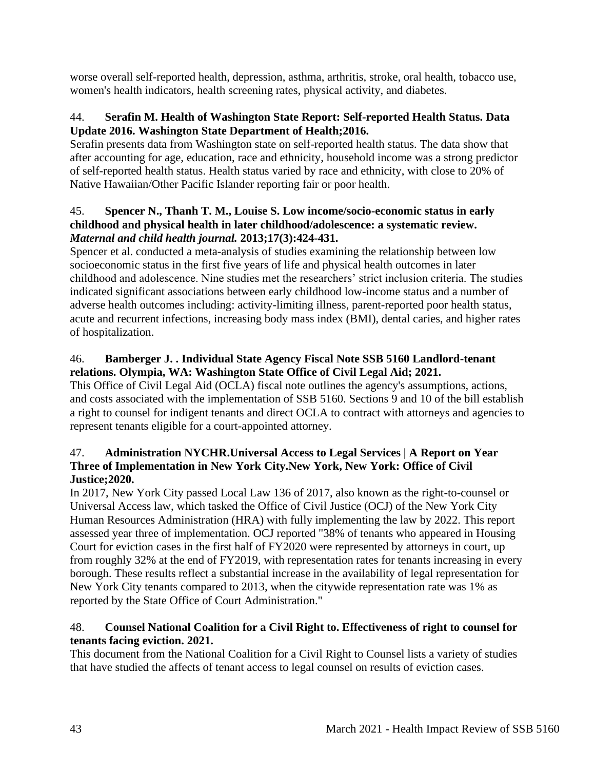worse overall self-reported health, depression, asthma, arthritis, stroke, oral health, tobacco use, women's health indicators, health screening rates, physical activity, and diabetes.

44. **Serafin M. Health of Washington State Report: Self-reported Health Status. Data Update 2016. Washington State Department of Health;2016.**
Serafin presents data from Washington state on self-reported health status. The data show that after accounting for age, education, race and ethnicity, household income was a strong predictor of self-reported health status. Health status varied by race and ethnicity, with close to 20% of Native Hawaiian/Other Pacific Islander reporting fair or poor health.

45. **Spencer N., Thanh T. M., Louise S. Low income/socio-economic status in early childhood and physical health in later childhood/adolescence: a systematic review. *Maternal and child health journal.* 2013;17(3):424-431.**
Spencer et al. conducted a meta-analysis of studies examining the relationship between low socioeconomic status in the first five years of life and physical health outcomes in later childhood and adolescence. Nine studies met the researchers' strict inclusion criteria. The studies indicated significant associations between early childhood low-income status and a number of adverse health outcomes including: activity-limiting illness, parent-reported poor health status, acute and recurrent infections, increasing body mass index (BMI), dental caries, and higher rates of hospitalization.

46. **Bamberger J. . Individual State Agency Fiscal Note SSB 5160 Landlord-tenant relations. Olympia, WA: Washington State Office of Civil Legal Aid; 2021.**
This Office of Civil Legal Aid (OCLA) fiscal note outlines the agency's assumptions, actions, and costs associated with the implementation of SSB 5160. Sections 9 and 10 of the bill establish a right to counsel for indigent tenants and direct OCLA to contract with attorneys and agencies to represent tenants eligible for a court-appointed attorney.

47. **Administration NYCHR.Universal Access to Legal Services | A Report on Year Three of Implementation in New York City.New York, New York: Office of Civil Justice;2020.**
In 2017, New York City passed Local Law 136 of 2017, also known as the right-to-counsel or Universal Access law, which tasked the Office of Civil Justice (OCJ) of the New York City Human Resources Administration (HRA) with fully implementing the law by 2022. This report assessed year three of implementation. OCJ reported "38% of tenants who appeared in Housing Court for eviction cases in the first half of FY2020 were represented by attorneys in court, up from roughly 32% at the end of FY2019, with representation rates for tenants increasing in every borough. These results reflect a substantial increase in the availability of legal representation for New York City tenants compared to 2013, when the citywide representation rate was 1% as reported by the State Office of Court Administration."

48. **Counsel National Coalition for a Civil Right to. Effectiveness of right to counsel for tenants facing eviction. 2021.**
This document from the National Coalition for a Civil Right to Counsel lists a variety of studies that have studied the affects of tenant access to legal counsel on results of eviction cases.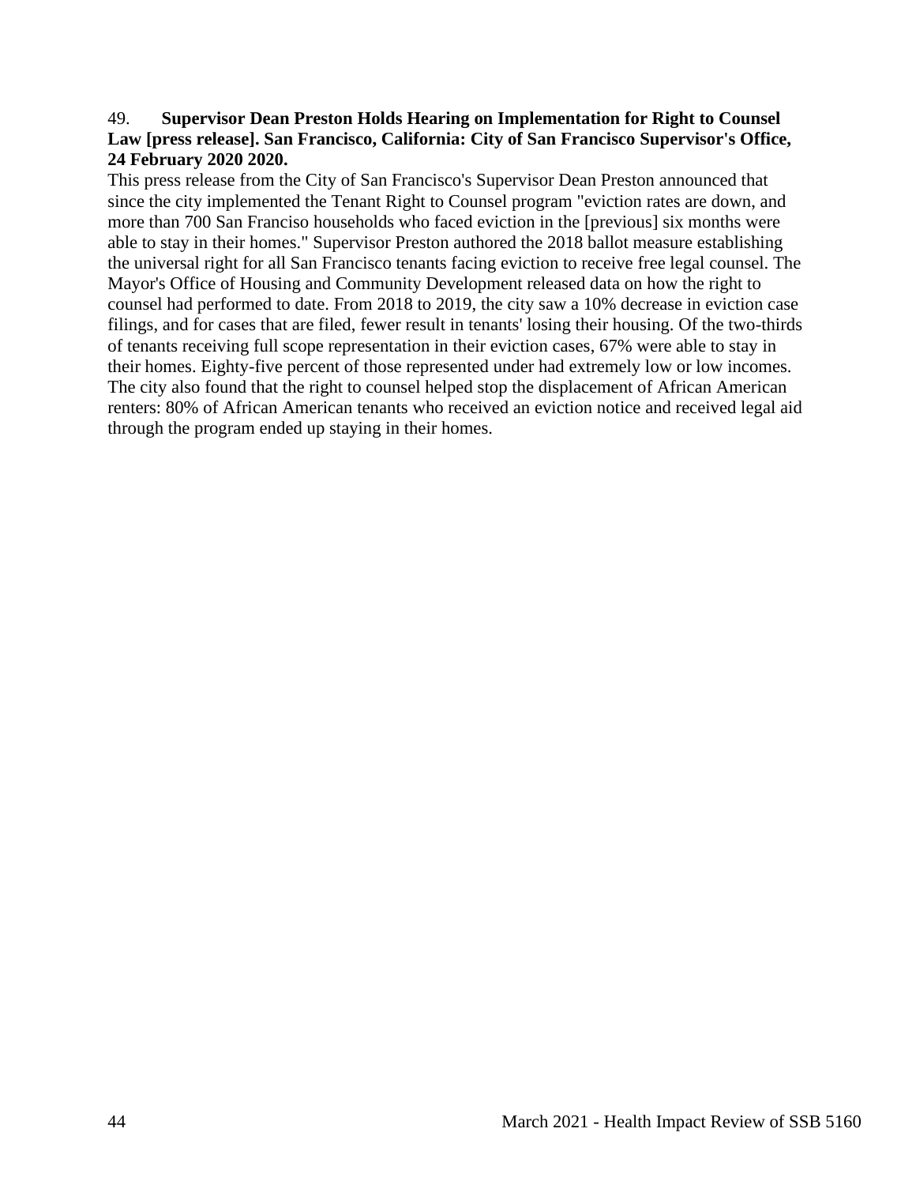49. **Supervisor Dean Preston Holds Hearing on Implementation for Right to Counsel Law [press release]. San Francisco, California: City of San Francisco Supervisor's Office, 24 February 2020 2020.**

This press release from the City of San Francisco's Supervisor Dean Preston announced that since the city implemented the Tenant Right to Counsel program "eviction rates are down, and more than 700 San Franciso households who faced eviction in the [previous] six months were able to stay in their homes." Supervisor Preston authored the 2018 ballot measure establishing the universal right for all San Francisco tenants facing eviction to receive free legal counsel. The Mayor's Office of Housing and Community Development released data on how the right to counsel had performed to date. From 2018 to 2019, the city saw a 10% decrease in eviction case filings, and for cases that are filed, fewer result in tenants' losing their housing. Of the two-thirds of tenants receiving full scope representation in their eviction cases, 67% were able to stay in their homes. Eighty-five percent of those represented under had extremely low or low incomes. The city also found that the right to counsel helped stop the displacement of African American renters: 80% of African American tenants who received an eviction notice and received legal aid through the program ended up staying in their homes.